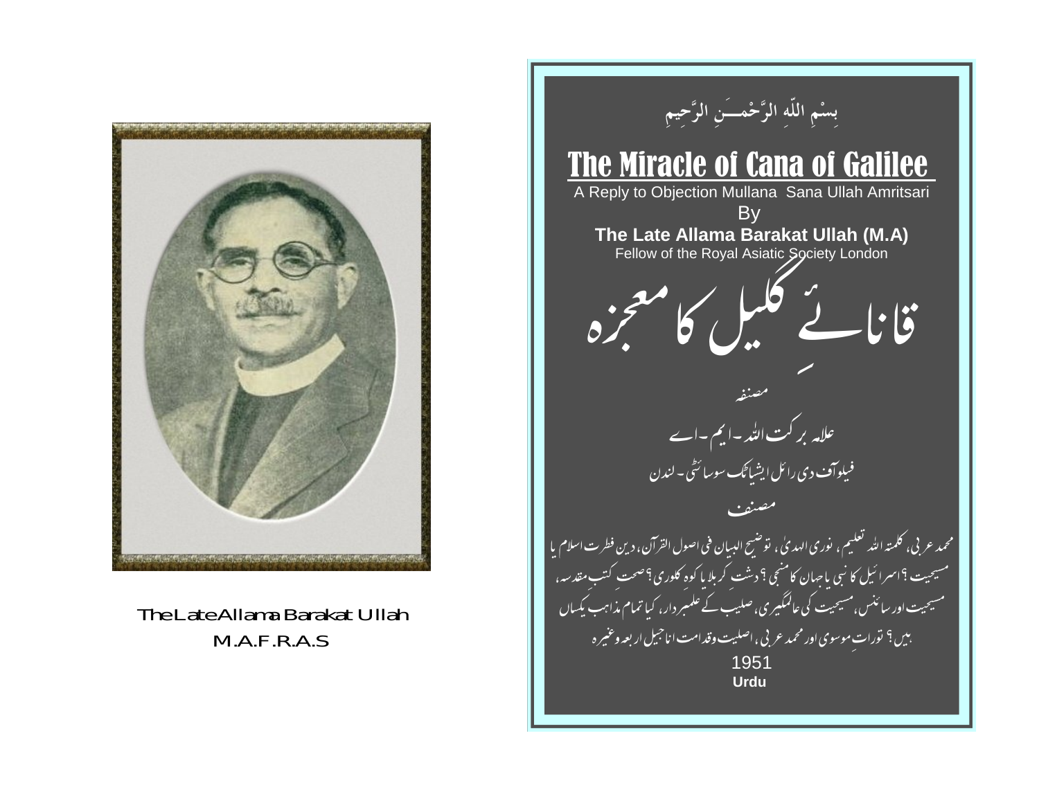The Late Allama Barakat Ullah
M.A.F.R.A.S

بِسْمِ اللّٰہِ الرَّحْمٰنِ الرَّحِیمِ

# The Miracle of Cana of Galilee

A Reply to Objection Mullana Sana Ullah Amritsari

By

**The Late Allama Barakat Ullah (M.A)**

Fellow of the Royal Asiatic Society London

# قاناۓِ گلیل کا معجزہ

مصنفہ

علامہ برکت اللہ۔ایم۔اے

فیلو آف دی رائل ایشیاٹک سوسائٹی۔لندن

مصنف

محمد عربی، کلمتہ اللہ تعلیم، نوری الہدیٰ، توضیح البیان فی اصول القرآن، دین فطرت اسلام یا مسیحیت؟ اسرائیل کا نبی یا جہان کا منجی؟ دشتِ کربلا یا کوہ کلوری؟ صحت کتبِ مقدسہ، مسیحیت اور سائنس، مسیحیت کی عالمگیری، صلیب کے علمبردار، کیا تمام مذاہب یکساں ہیں؟ توراتِ موسوی اور محمد عربی، اصلیت وقدامت اناجیل اربعہ وغیرہ

1951

**Urdu**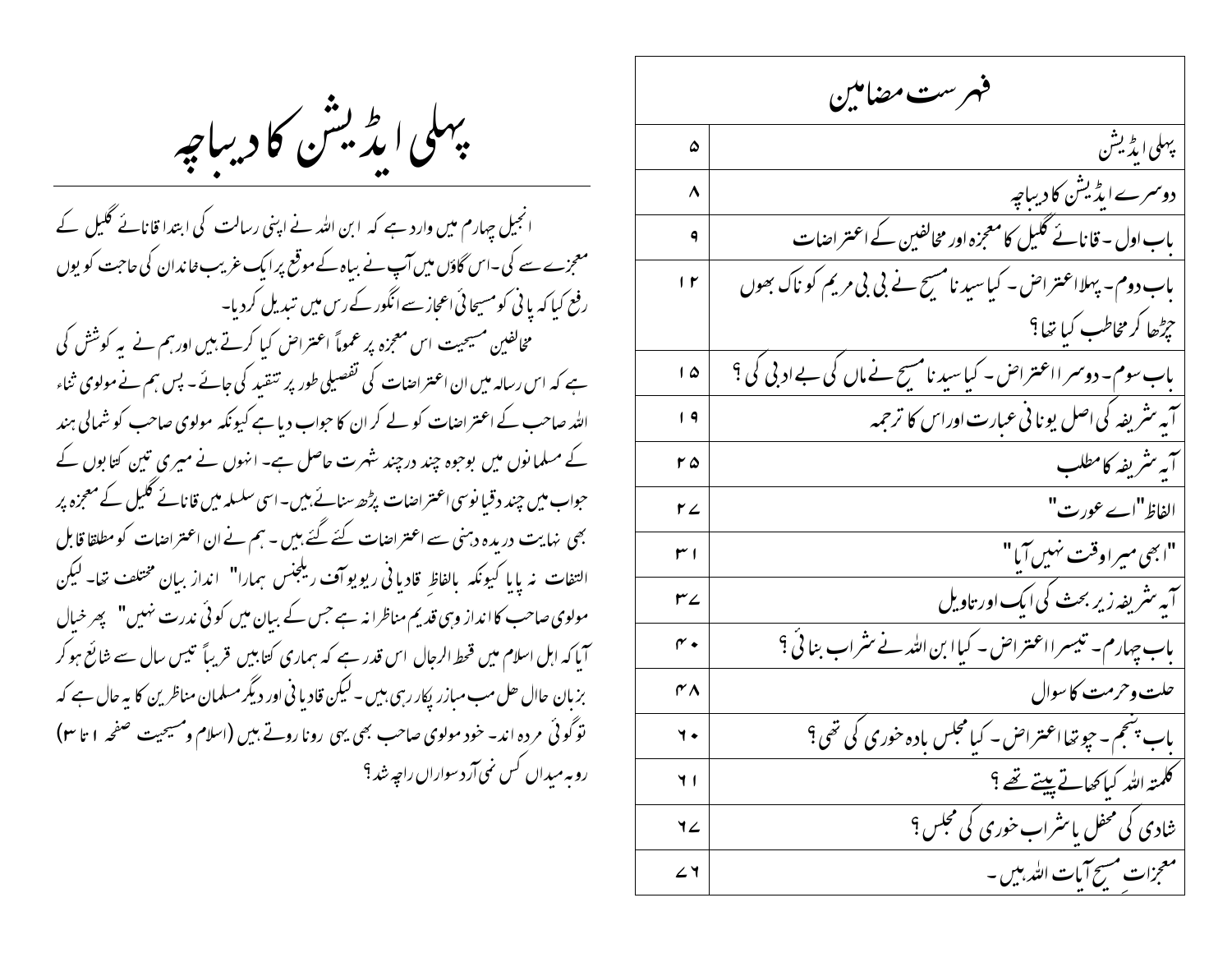# فہرست مضامین

| | |
|---|---|
| پہلی ایڈیشن | ۵ |
| دوسرے ایڈیشن کا دیباچہ | ۸ |
| باب اول ۔ قانائے گلیل کا معجزہ اور مخالفین کے اعتراضات | ۹ |
| باب دوم ۔ پہلا اعتراض ۔ کیا سیدنا مسیح نے بی بی مریم کو ناک بھوں چڑھا کر مخاطب کیا تھا؟ | ۱۲ |
| باب سوم ۔ دوسرا اعتراض ۔ کیا سیدنا مسیح نے ماں کی بے ادبی کی ؟ | ۱۵ |
| آیہ شریفہ کی اصل یونانی عبارت اوراس کا ترجمہ | ۱۹ |
| آیہ شریفہ کا مطلب | ۲۵ |
| الفاظ "اے عورت" | ۲۷ |
| "ابھی میرا وقت نہیں آیا" | ۳۱ |
| آیہ شریفہ زیر بحث کی ایک اور تاویل | ۳۷ |
| باب چہارم ۔ تیسرا اعتراض ۔ کیا ابن اللہ نے شراب بنائی ؟ | ۴۰ |
| حلت وحرمت کا سوال | ۴۸ |
| باب پنجم ۔ چوتھا اعتراض ۔ کیا مجلس بادہ خوری کی تھی ؟ | ۶۰ |
| کلمتہ اللہ کیا کھاتے پیتے تھے ؟ | ۶۱ |
| شادی کی محفل یا شراب خوری کی مجلس ؟ | ٦۷ |
| معجزاتِ مسیح آیات اللہ ہیں ۔ | ۷٦ |

# پہلی ایڈیشن کا دیباچہ

انجیل چہارم میں وارد ہے کہ ابن اللہ نے اپنی رسالت کی ابتدا قانائے گلیل کے معجزے سے کی ۔اس گاؤں میں آپ نے بیاہ کے موقع پر ایک غریب خاندان کی حاجت کو یوں رفع کیا کہ پانی کو مسیحائی اعجاز سے انگور کے رس میں تبدیل کردیا۔

مخالفین مسیحیت اس معجزہ پر عموماً اعتراض کیا کرتے ہیں اور ہم نے یہ کوشش کی ہے کہ اس رسالہ میں ان اعتراضات کی تفصیلی طور پر تنقید کی جائے ۔ پس ہم نے مولوی ثناء اللہ صاحب کے اعتراضات کو لے کر ان کا جواب دیا ہے کیونکہ مولوی صاحب کو شمالی ہند کے مسلمانوں میں بوجوہ چند درچند شہرت حاصل ہے ۔ انہوں نے میری تین کتابوں کے جواب میں چند دقیانوسی اعتراضات پڑھ سنائے ہیں ۔ اسی سلسلہ میں قانائے گلیل کے معجزہ پر بھی نہایت دریدہ دہنی سے اعتراضات کئے گئے ہیں ۔ ہم نے ان اعتراضات کو مطلقاً قابل التفات نہ پایا کیونکہ بالفاظِ قادیانی ریویو آف ریلجنس ہمارا" انداز بیان مختلف تھا ۔ لیکن مولوی صاحب کا انداز وہی قدیم مناظرانہ ہے جس کے بیان میں کوئی ندرت نہیں" پھر خیال آیا کہ اہل اسلام میں قحط الرجال اس قدر ہے کہ ہماری کتابیں قریباً تیس سال سے شائع ہو کر بزبان حال ھل من مبارز پکار رہی ہیں ۔ لیکن قادیانی اور دیگر مسلمان مناظرین کا یہ حال ہے کہ توگوئی مردہ اند ۔ خود مولوی صاحب بھی یہی رونا روتے ہیں (اسلام و مسیحیت صفحہ ۱ تا ۳) روبہ میداں کس نمی آرد سواراں راچہ شد؟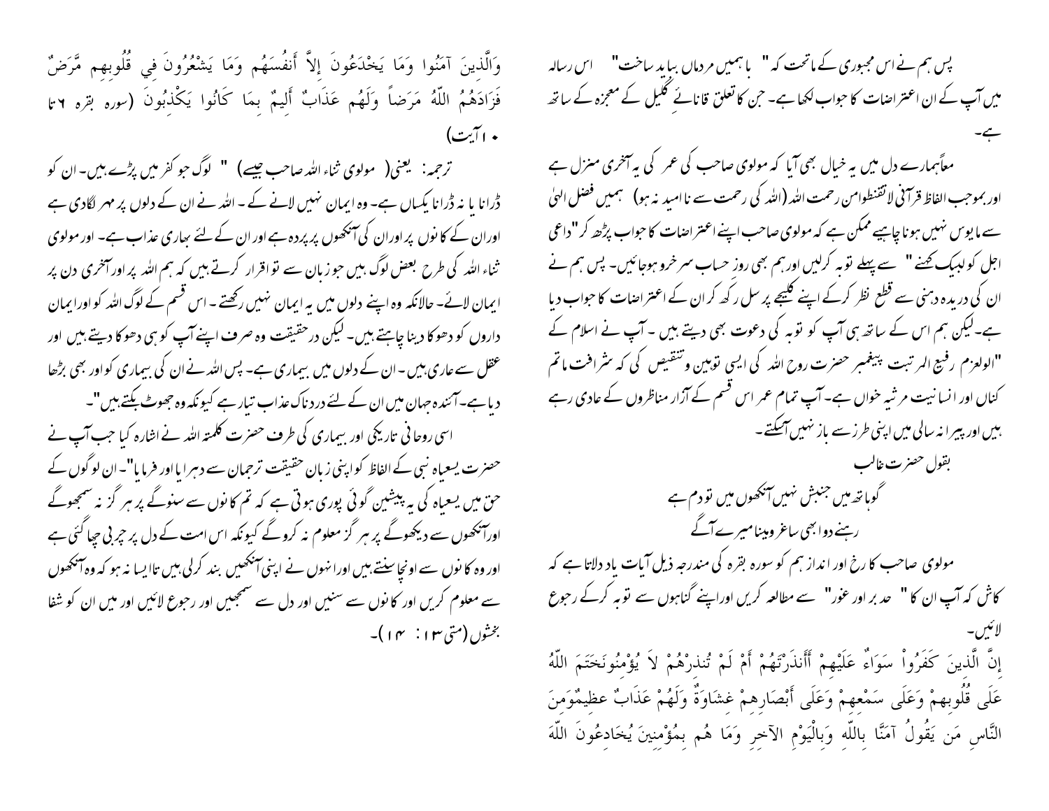پس ہم نے اس مجبوری کے ماتحت کہ " باہمیں مرداں بباید ساخت" اس رسالہ میں آپ کے ان اعتراضات کا جواب لکھا ہے۔ جن کا تعلق قانائے گلیل کے معجزہ کے ساتھ ہے۔

معاًہمارے دل میں یہ خیال بھی آیا کہ مولوی صاحب کی عمر کی یہ آخری منزل ہے اور بموجب الفاظ قرآنی لاتقنطوامن رحمت اللہ (اللہ کی رحمت سے ناامید نہ ہو) ہمیں فضل الہیٰ سے مایوس نہیں ہونا چاہیے ممکن ہے کہ مولوی صاحب اپنے اعتراضات کا جواب پڑھ کر "داعی اجل کو لبیک کہنے" سے پہلے توبہ کرلیں اور ہم بھی روز حساب سرخرو ہوجائیں۔ پس ہم نے ان کی دریدہ دہنی سے قطع نظر کرکے اپنے کلیجے پر سل رکھ کر ان کے اعتراضات کا جواب دیا ہے۔ لیکن ہم اس کے ساتھ ہی آپ کو توبہ کی دعوت بھی دیتے ہیں۔ آپ نے اسلام کے "اولعزم رفیع المرتبت پیغمبر حضرت روح اللہ کی ایسی توہین وتنقیص کی کہ شرافت ماتم کناں اور انسانیت مرثیہ خواں ہے۔ آپ تمام عمر اس قسم کے آزار مناظروں کے عادی رہے ہیں اور پیرانہ سالی میں اپنی طرز سے باز نہیں آسکتے۔

بقول حضرت غالب

گوہاتھ میں جنبش نہیں آنکھوں میں تو دم ہے
رہنے دوابھی ساغرومینا میرے آگے

مولوی صاحب کا رخ اور انداز ہم کو سورہ بقرہ کی مندرجہ ذیل آیات یاد دلاتا ہے کہ کاش کہ آپ ان کا " حدبر اور غور" سے مطالعہ کریں اور اپنے گناہوں سے توبہ کرکے رجوع لائیں۔

إِنَّ الَّذِينَ كَفَرُواْ سَوَاءٌ عَلَيْهِمْ أَأَنذَرْتَهُمْ أَمْ لَمْ تُنذِرْهُمْ لاَ يُؤْمِنُونَخَتَمَ اللّهُ عَلَى قُلُوبِهمْ وَعَلَى سَمْعِهِمْ وَعَلَى أَبْصَارِهِمْ غِشَاوَةٌ وَلَهُمْ عَذَابٌ عظِيمٌوَمِنَ النَّاسِ مَن يَقُولُ آمَنَّا بِاللّهِ وَبِالْيَوْمِ الآخِرِ وَمَا هُم بِمُؤْمِنِينَ يُخَادِعُونَ اللّهَ وَالَّذِينَ آمَنُوا وَمَا يَخْدَعُونَ إِلاَّ أَنفُسَهُم وَمَا يَشْعُرُونَ فِي قُلُوبِهِم مَّرَضٌ فَزَادَهُمُ اللّهُ مَرَضاً وَلَهُم عَذَابٌ أَلِيمٌ بِمَا كَانُوا يَكْذِبُونَ (سورہ بقرہ ٦ تا ١٠ آیت)

ترجمہ: یعنی( مولوی ثناء اللہ صاحب جیسے) " لوگ جو کفر میں پڑے ہیں۔ ان کو ڈرانا یا نہ ڈرانا یکساں ہے۔ وہ ایمان نہیں لانے کے۔ اللہ نے ان کے دلوں پر مہر لگادی ہے اوران کے کانوں پر اوران کی آنکھوں پر پردہ ہے اور ان کے لئے بھاری عذاب ہے۔ اور مولوی ثناء اللہ کی طرح بعض لوگ ہیں جو زبان سے تو اقرار کرتے ہیں کہ ہم اللہ پر اور آخری دن پر ایمان لائے۔ حالانکہ وہ اپنے دلوں میں یہ ایمان نہیں رکھتے۔ اس قسم کے لوگ اللہ کو اور ایمان داروں کو دھوکا دینا چاہتے ہیں۔ لیکن درحقیقت وہ صرف اپنے آپ کو ہی دھوکا دیتے ہیں اور عقل سے عاری ہیں۔ ان کے دلوں میں بیماری ہے۔ پس اللہ نے ان کی بیماری کو اور بھی بڑھا دیا ہے۔ آئندہ جہان میں ان کے لئے دردناک عذاب تیار ہے کیونکہ وہ جھوٹ بکتے ہیں"۔

اسی روحانی تاریکی اور بیماری کی طرف حضرت کلمتہ اللہ نے اشارہ کیا جب آپ نے حضرت یسعیاہ نبی کے الفاظ کو اپنی زبان حقیقت ترجمان سے دہرایا اور فرمایا"۔ ان لوگوں کے حق میں یسعیاہ کی یہ پیشین گوئی پوری ہوتی ہے کہ تم کانوں سے سنوگے پر ہرگز نہ سمجھوگے اورآنکھوں سے دیکھوگے پر ہرگز معلوم نہ کروگے کیونکہ اس امت کے دل پر چربی چھا گئی ہے اور وہ کانوں سے اونچا سنتے ہیں اورانہوں نے اپنی آنکھیں بند کرلی ہیں تاایسا نہ ہو کہ وہ آنکھوں سے معلوم کریں اور کانوں سے سنیں اور دل سے سمجھیں اور رجوع لائیں اور میں ان کو شفا بخشوں (متی ١٣: ١٤)۔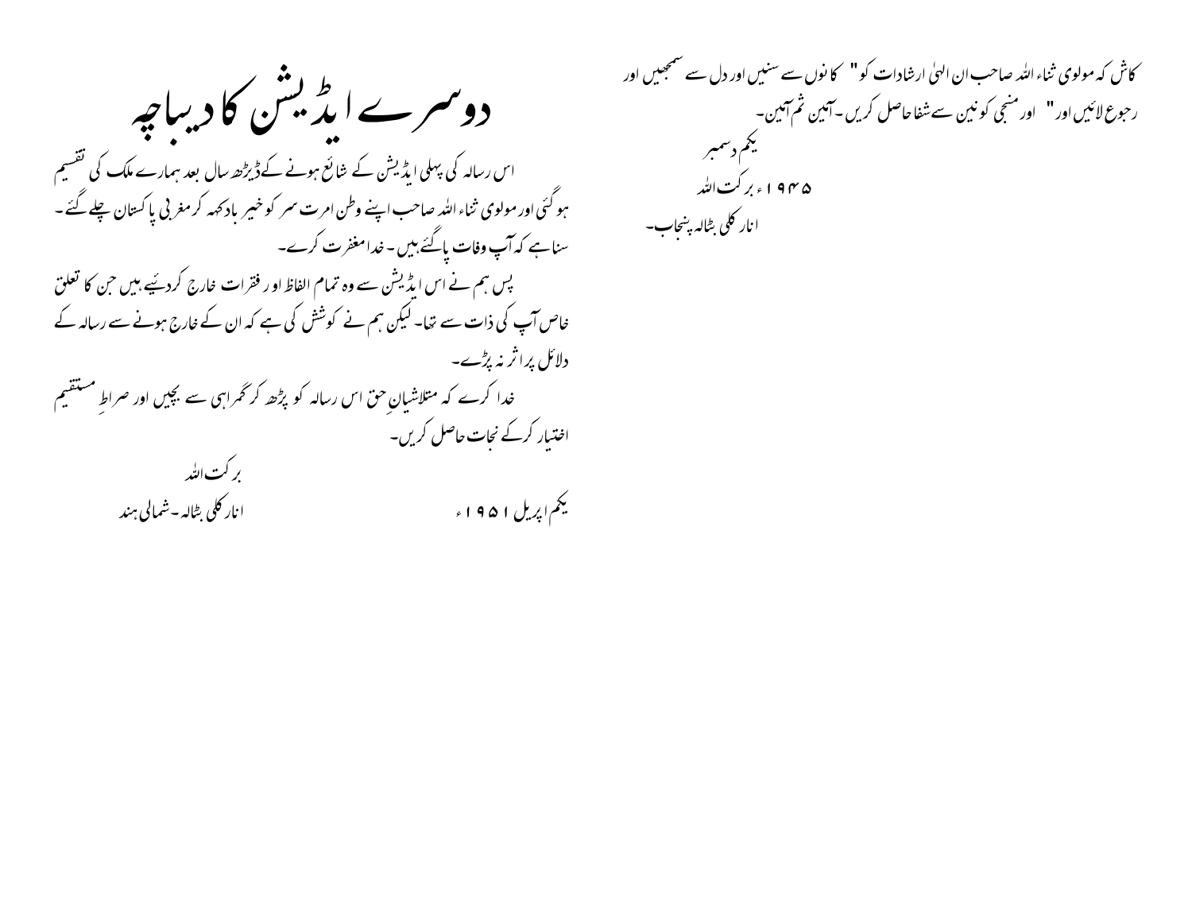کاش کہ مولوی ثناء اللہ صاحب ان الہیٰ ارشادات کو " کانوں سے سنیں اور دل سے سمجھیں اور رجوع لائیں اور " اور منجی کونین سے شفا حاصل کریں۔ آمین ثم آمین۔

یکم دسمبر

۱۹۴۵ء برکت اللہ

انارکلی بٹالہ پنجاب۔

# دوسرے ایڈیشن کا دیباچہ

اس رسالہ کی پہلی ایڈیشن کے شائع ہونے کے ڈیڑھ سال بعد ہمارے ملک کی تقسیم ہو گئی اور مولوی ثناء اللہ صاحب اپنے وطن امرت سر کو خیر باد کہہ کر مغربی پاکستان چلے گئے۔ سنا ہے کہ آپ وفات پا گئے ہیں۔ خدا مغفرت کرے۔

پس ہم نے اس ایڈیشن سے وہ تمام الفاظ اور فقرات خارج کر دیئے ہیں جن کا تعلق خاص آپ کی ذات سے تھا۔ لیکن ہم نے کوشش کی ہے کہ ان کے خارج ہونے سے رسالہ کے دلائل پر اثر نہ پڑے۔

خدا کرے کہ متلاشیانِ حق اس رسالہ کو پڑھ کر گمراہی سے بچیں اور صراطِ مستقیم اختیار کرکے نجات حاصل کریں۔

برکت اللہ

یکم اپریل ۱۹۵۱ء انارکلی بٹالہ۔ شمالی ہند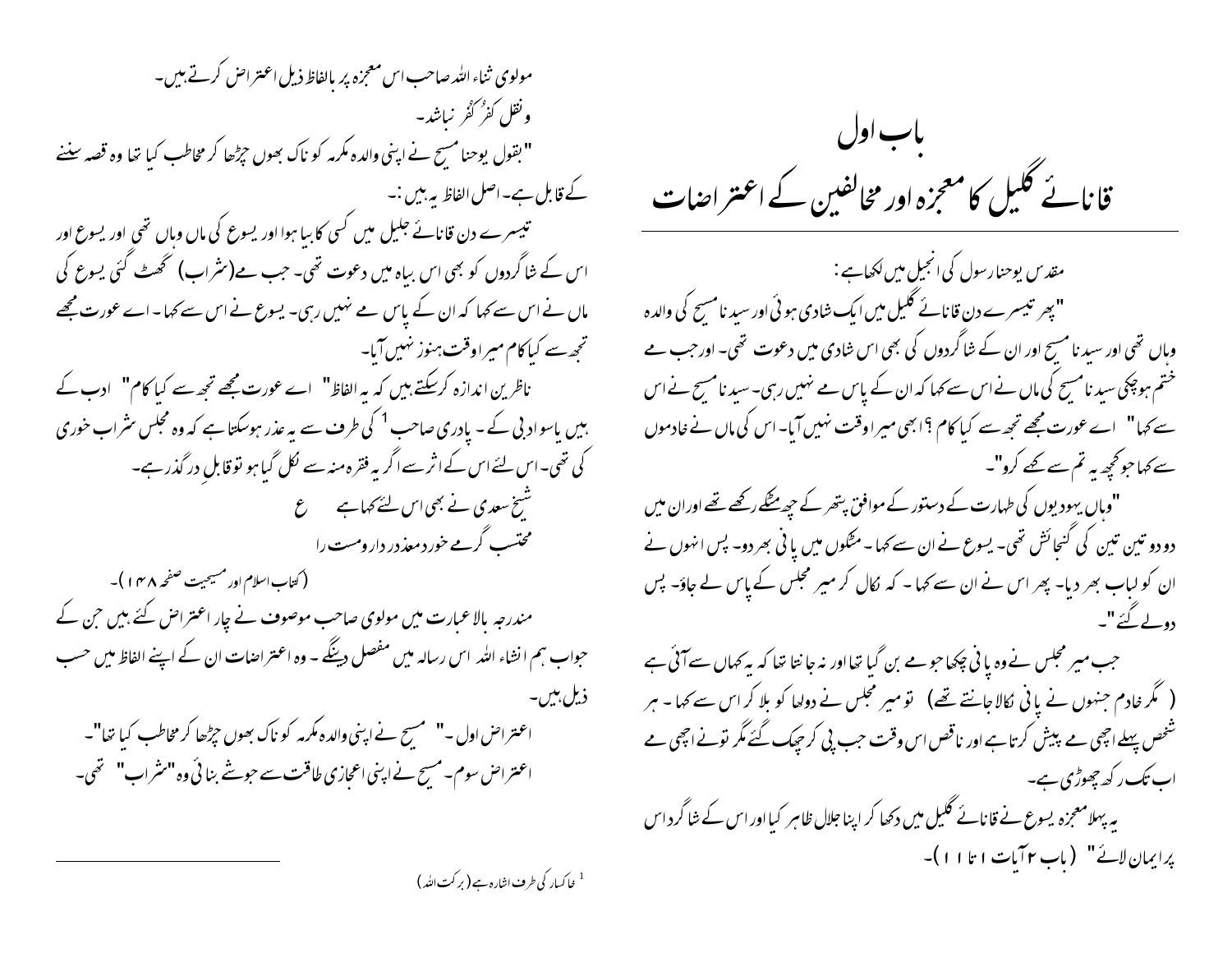# باب اول

## قانائے گلیل کا معجزہ اور مخالفین کے اعتراضات

مقدس یوحنا رسول کی انجیل میں لکھا ہے :

"پھر تیسرے دن قانائے گلیل میں ایک شادی ہوئی اور سیدنا مسیح کی والدہ وہاں تھی اور سیدنا مسیح اور ان کے شاگردوں کی بھی اس شادی میں دعوت تھی۔ اور جب مے ختم ہوچکی سیدنا مسیح کی ماں نے اس سے کہا کہ ان کے پاس مے نہیں رہی۔ سیدنا مسیح نے اس سے کہا" اے عورت مجھے تجھ سے کیا کام ؟ ابھی میرا وقت نہیں آیا۔ اس کی ماں نے خادموں سے کہا جو کچھ یہ تم سے کہے کرو"۔

"وہاں یہودیوں کی طہارت کے دستور کے موافق پتھر کے چھ مٹکے رکھے تھے اور ان میں دو دو تین تین من کی گنجائش تھی۔ یسوع نے ان سے کہا ۔ مٹکوں میں پانی بھر دو۔ پس انہوں نے ان کو لباب بھر دیا۔ پھر اس نے ان سے کہا ۔ کہ نکال کر میر مجلس کے پاس لے جاؤ۔ پس دولے گئے"۔

جب میر مجلس نے وہ پانی چکھا جو مے بن گیا تھا اور نہ جانتا تھا کہ یہ کہاں سے آئی ہے ( مگر خادم جنہوں نے پانی نکالا جانتے تھے) تو میر مجلس نے دولہا کو بلا کر اس سے کہا ۔ ہر شخص پہلے اچھی مے پیش کرتا ہے اور ناقص اس وقت جب پی کر چھک گئے مگر تونے اچھی مے اب تک رکھ چھوڑی ہے۔

یہ پہلا معجزہ یسوع نے قانائے گلیل میں دکھا کر اپنا جلال ظاہر کیا اور اس کے شاگرد اس پر ایمان لائے" (باب ۲ آیات ۱ تا ۱۱)۔

مولوی ثناء اللہ صاحب اس معجزہ پر بالفاظ ذیل اعتراض کرتے ہیں۔

ونقل کفر کفر نباشد۔

"بقول یوحنا مسیح نے اپنی والدہ مکرمہ کو ناک بھوں چڑھا کر مخاطب کیا تھا وہ قصہ سننے کے قابل ہے۔ اصل الفاظ یہ ہیں :۔

تیسرے دن قانائے جلیل میں کسی کا بیاہ ہوا اور یسوع کی ماں وہاں تھی اور یسوع اور اس کے شاگردوں کو بھی اس بیاہ میں دعوت تھی۔ جب مے (شراب) گھٹ گئی یسوع کی ماں نے اس سے کہا کہ ان کے پاس مے نہیں رہی۔ یسوع نے اس سے کہا۔ اے عورت مجھے تجھ سے کیا کام میرا وقت ہنوز نہیں آیا۔

ناظرین اندازہ کرسکتے ہیں کہ یہ الفاظ" اے عورت مجھے تجھ سے کیا کام" ادب کے ہیں یا سوادبی کے ۔ پادری صاحب[1] کی طرف سے یہ عذر ہوسکتا ہے کہ وہ مجلس شراب خوری کی تھی۔ اس لئے اس کے اثر سے اگر یہ فقرہ منہ سے نکل گیا ہو تو قابلِ درگذر ہے۔

شیخ سعدی نے بھی اس لئے کہا ہے ع

محتسب گرمے خورد معذور دار ومست را

(کتاب اسلام اور مسیحیت صفحہ ۱۴۸)۔

مندرجہ بالا عبارت میں مولوی صاحب موصوف نے چار اعتراض کئے ہیں جن کے جواب ہم انشاء اللہ اس رسالہ میں مفصل دینگے ۔ وہ اعتراضات ان کے اپنے الفاظ میں حسب ذیل ہیں۔

اعتراض اول ۔" مسیح نے اپنی والدہ مکرمہ کو ناک بھوں چڑھا کر مخاطب کیا تھا"۔

اعتراض سوم۔ مسیح نے اپنی اعجازی طاقت سے جوشے بنائی وہ "شراب" تھی۔

---

[1] خاکسار کی طرف اشارہ ہے (برکت اللہ)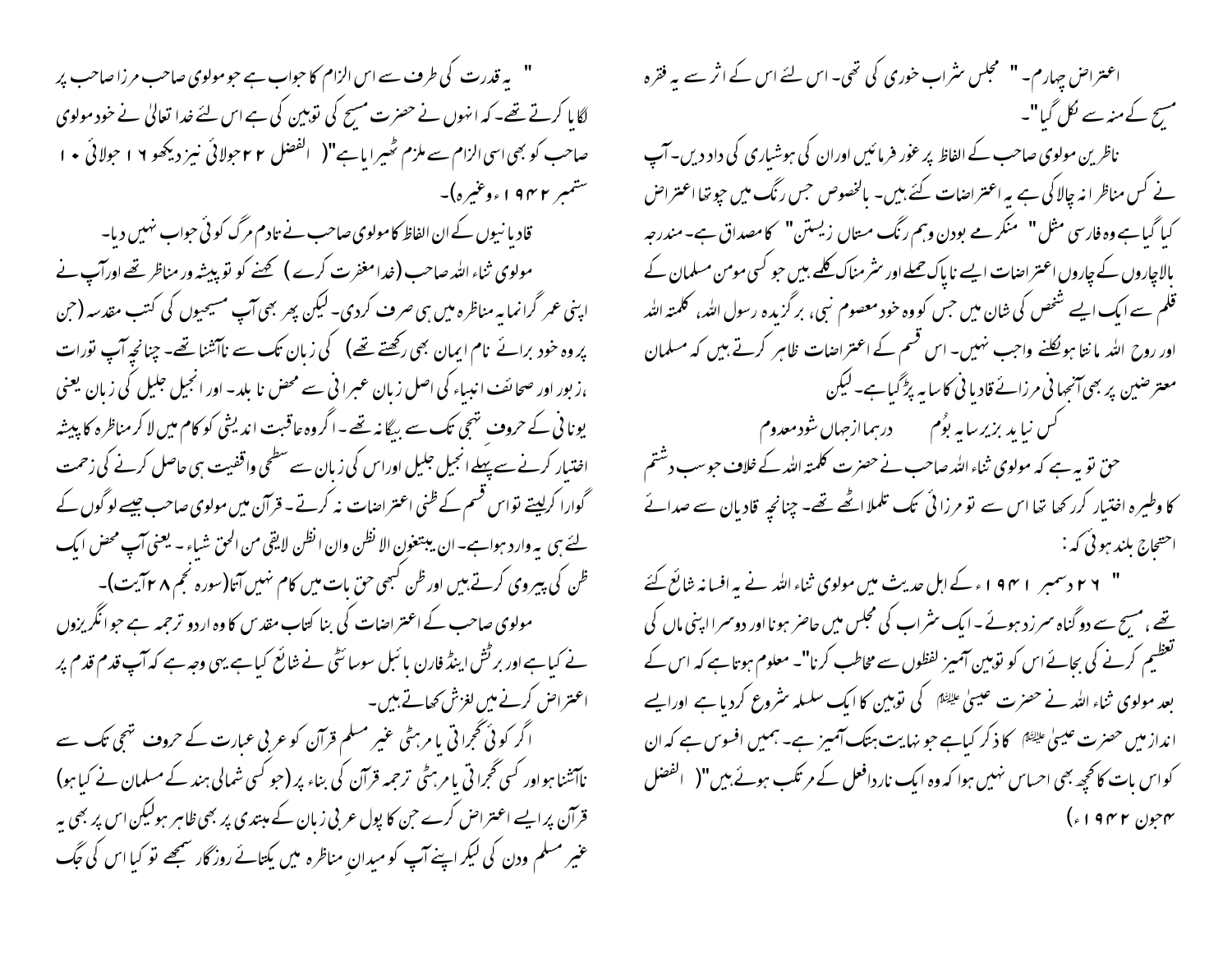اعتراض چہارم۔ " مجلس شراب خوری کی تھی۔ اس لئے اس کے اثر سے یہ فقرہ مسیح کے منہ سے نکل گیا"۔

ناظرین مولوی صاحب کے الفاظ پر غور فرمائیں اوران کی ہوشیاری کی داد دیں۔آپ نے کس مناظرانہ چالاکی سے یہ اعتراضات کئے ہیں۔ بالخصوص جس رنگ میں چوتھا اعتراض کیا گیاہے وہ فارسی مثل " منکرمے بودن وہم رنگ مستاں زیستن " کا مصداق ہے۔مندرجہ بالاچاروں کے چاروں اعتراضات ایسے ناپاک حملے اور شرمناک کلمے ہیں جو کسی مومن مسلمان کے قلم سے ایک ایسے شخص کی شان میں جس کو وہ خود معصوم نبی، برگزیدہ رسول اللہ، کلمتہ اللہ اور روح اللہ مانتا ہو نکلنے واجب نہیں۔ اس قسم کے اعتراضات ظاہر کرتے ہیں کہ مسلمان معترضین پر بھی آنجہانی مرزائے قادیانی کا سایہ پڑگیاہے۔لیکن

کس نیاید بزیرسایہ بُوم درہما ازجہاں شود معدوم

حق تو یہ ہے کہ مولوی ثناء اللہ صاحب نے حضرت کلمتہ اللہ کے خلاف جوسب دشتم کا وطیرہ اختیار کررکھا تھا اس سے تو مرزائی تک تلملا اٹھے تھے۔چنانچہ قادیان سے صدائے احتجاج بلند ہوئی کہ:

" ۲۶ دسمبر ۱۹۴۱ء کے اہل حدیث میں مولوی ثناء اللہ نے یہ افسانہ شائع کئے تھے ، مسیح سے دو گناہ سرزد ہوئے۔ ایک شراب کی مجلس میں حاضر ہونا اور دوسرا اپنی ماں کی تعظیم کرنے کی بجائے اس کو توہین آمیز لفظوں سے مخاطب کرنا"۔ معلوم ہوتا ہے کہ اس کے بعد مولوی ثناء اللہ نے حضرت عیسیٰ علیہ السلام کی توہین کا ایک سلسلہ شروع کردیا ہے اور ایسے انداز میں حضرت عیسیٰ علیہ السلام کا ذکر کیاہے جو نہایت ہتک آمیز ہے۔ہمیں افسوس ہے کہ ان کو اس بات کا کچھ بھی احساس نہیں ہوا کہ وہ ایک ناردافعل کے مرتکب ہوئے ہیں"( الفضل ۴جون ۱۹۴۲ء)

" یہ قدرت کی طرف سے اس الزام کا جواب ہے جو مولوی صاحب مرزا صاحب پر لگایا کرتے تھے۔کہ انہوں نے حضرت مسیح کی توہین کی ہے اس لئے خدا تعالیٰ نے خود مولوی صاحب کو بھی اسی الزام سے ملزم ٹھیرایاہے"( الفضل ۲۲جولائی نیز دیکھو ۱۶ جولائی ۱۰ ستمبر ۱۹۴۲ءوغیرہ)۔

قادیانیوں کے ان الفاظ کا مولوی صاحب نے تادم مرگ کوئی جواب نہیں دیا۔

مولوی ثناء اللہ صاحب (خدامغفرت کرے ) کہنے کو توپیشہ ور مناظر تھے اورآپ نے اپنی عمر گرانمایہ مناظرہ میں ہی صرف کردی۔ لیکن پھر بھی آپ مسیحیوں کی کتب مقدسہ (جن پر وہ خود برائے نام ایمان بھی رکھتے تھے) کی زبان تک سے ناآشنا تھے۔چنانچہ آپ تورات ،زبور اور صحائف انبیاء کی اصل زبان عبرانی سے محض نابلد۔ اور انجیل جلیل کی زبان یعنی یونانی کے حروف تہجی تک سے بیگانہ تھے۔اگروہ عاقبت اندیشی کو کام میں لاکر مناظرہ کا پیشہ اختیار کرنے سے پہلے انجیل جلیل اوراس کی زبان سے سطحی واقفیت ہی حاصل کرنے کی زحمت گوارا کرلیتے تو اس قسم کے ظنی اعتراضات نہ کرتے۔ قرآن میں مولوی صاحب جیسے لوگوں کے لئے ہی یہ وارد ہواہے۔ ان یتبعون الاالظن وان الظن لایغنی من الحق شیاء ۔ یعنی آپ محض ایک ظن کی پیروی کرتے ہیں اور ظن کبھی حق بات میں کام نہیں آتا(سورہ نجم ۲۸آیت)۔

مولوی صاحب کے اعتراضات کی بنا کتاب مقدس کا وہ اردو ترجمہ ہے جو انگریزوں نے کیاہے اور برٹش اینڈ فارن بائبل سوسائٹی نے شائع کیاہے یہی وجہ ہے کہ آپ قدم قدم پر اعتراض کرنے میں لغزش کھاتے ہیں۔

اگر کوئی گجراتی یا مرہٹی غیر مسلم قرآن کو عربی عبارت کے حروف تہجی تک سے ناآشنا ہو اور کسی گجراتی یا مرہٹی ترجمہ قرآن کی بناء پر (جو کسی شمالی ہند کے مسلمان نے کیا ہو) قرآن پر ایسے اعتراض کرے جن کا پول عربی زبان کے مبتدی پر بھی ظاہر ہو لیکن اس پر بھی یہ غیر مسلم ودن کی لیکر اپنے آپ کو میدانِ مناظرہ میں یکتائے روزگار سمجھے تو کیا اس کی جگ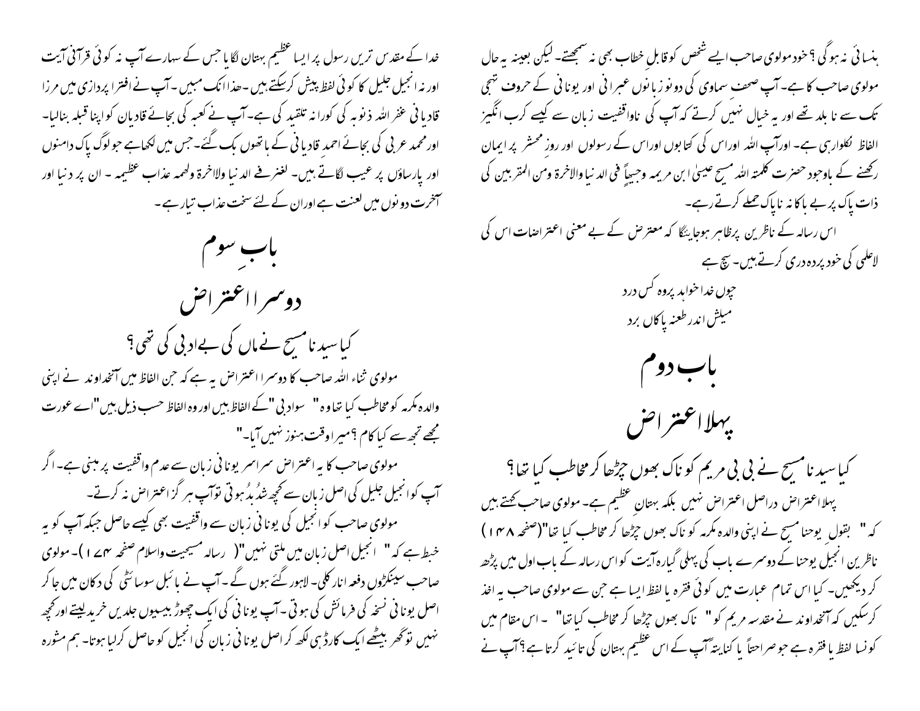ہنسائی نہ ہوگی ؟ خود مولوی صاحب ایسے شخص کو قابلِ خطاب بھی نہ سمجھتے۔ لیکن بعینہ یہ حال مولوی صاحب کا ہے۔ آپ صحف سماوی کی دونوں زبانوں عبرانی اور یونانی کے حروف تہجی تک سے نابلد تھے اور یہ خیال نہیں کرتے کہ آپ کی ناواقفیت زبان سے کیسے کرب انگیز الفاظ نکلوارہی ہے۔ اورآپ اللہ اوراس کی کتابوں اوراس کے رسولوں اور روزِ محشر پر ایمان رکھنے کے باوجود حضرت کلمتہ اللہ مسیح عیسیٰ ابن مریمہ وجیہاً فی الدنیا والاخرۃ ومن المقربین کی ذات پاک پر بے باکانہ ناپاک حملے کرتے رہے۔

اس رسالہ کے ناظرین پرظاہر ہوجائیگا کہ معترض کے بے معنی اعتراضات اس کی لاعلمی کی خود پردہ دری کرتے ہیں۔ سچ ہے

چوں خدا خواہد پروہ کس درد
میلش اندر طعنہ پاکاں برد

# باب دوم

## پہلا اعتراض

### کیا سیدنا مسیح نے بی بی مریم کو ناک بھوں چڑھا کر مخاطب کیا تھا؟

پہلا اعتراض دراصل اعتراض نہیں بلکہ بہتانِ عظیم ہے۔ مولوی صاحب کہتے ہیں کہ " بقول یوحنا مسیح نے اپنی والدہ مکرمہ کو ناک بھوں چڑھا کر مخاطب کیا تھا"(صفحہ ۱۴۸ ) ناظرین انجیل یوحنا کے دوسرے باب کی پہلی گیارہ آیت کواس رسالہ کے باب اول میں پڑھ کر دیکھیں۔ کیا اس تمام عبارت میں کوئی فقرہ یا لفظ ایسا ہے جس سے مولوی صاحب یہ اخذ کرسکیں کہ آنخداوند نے مقدسہ مریم کو " ناک بھوں چڑھا کر مخاطب کیا تھا" ۔ اس مقام میں کونسا لفظ یا فقرہ ہے جو صراحتاً یا کنایتہً آپ کے اس عظیم بہتان کی تائید کرتا ہے؟ آپ نے خدا کے مقدس ترین رسول پر ایسا عظیم بہتان لگایا جس کے سہارے آپ نہ کوئی قرآنی آیت اور نہ انجیل جلیل کا کوئی لفظ پیش کرسکتے ہیں ۔ھذا افک مبین ۔آپ نے افترا پردازی میں مرزا قادیانی غفر اللہ ذنوبہ کی کورانہ تقلید کی ہے۔ آپ نے کعبہ کی بجائے قادیان کو اپنا قبلہ بنالیا۔ اور محمد عربی کی بجائے احمد قادیانی کے ہاتھوں بک گئے۔ جس میں لکھاہے جو لوگ پاک دامنوں اور پارساؤں پر عیب لگاتے ہیں۔ لغنرفی الدنیا ولاخرۃ ولھمہ عذاب عظیمہ ۔ ان پر دنیا اور آخرت دونوں میں لعنت ہے اوران کے لئے سخت عذاب تیار ہے۔

# بابِ سوم

## دوسرا اعتراض

### کیا سیدنا مسیح نے ماں کی بےادبی کی تھی؟

مولوی ثناء اللہ صاحب کا دوسرا اعتراض یہ ہے کہ جن الفاظ میں آنخداوند نے اپنی والدہ مکرمہ کو مخاطب کیا تھاوہ " سوادبی "کے الفاظ ہیں اور وہ الفاظ حسب ذیل ہیں "اے عورت مجھے تجھ سے کیا کام ؟میرا وقت ہنوز نہیں آیا۔"

مولوی صاحب کا یہ اعتراض سراسر یونانی زبان سے عدم واقفیت پر مبنی ہے۔ اگر آپ کو انجیل جلیل کی اصل زبان سے کچھ شدُبدُ ہوتی توآپ ہر گز اعتراض نہ کرتے۔

مولوی صاحب کو انجیل کی یونانی زبان سے واقفیت بھی کیسے حاصل جبکہ آپ کو یہ خبط ہے کہ " انجیل اصل زبان میں ملتی نہیں"( رسالہ مسیحیت واسلام صفحہ ۱۷۴ )۔ مولوی صاحب سینکڑوں دفعہ انار کلی۔ لاہور گئے ہوں گے ۔آپ نے بائبل سوسائٹی کی دکان میں جا کر اصل یونانی نسخہ کی فرمائش کی ہوتی ۔آپ یونانی کی ایک چھوڑ بیسیوں جلدیں خرید لیتے اور کچھ نہیں توگھر بیٹھے ایک کارڈہی لکھ کر اصل یونانی زبان کی انجیل کو حاصل کرلیا ہوتا۔ ہم مشورہ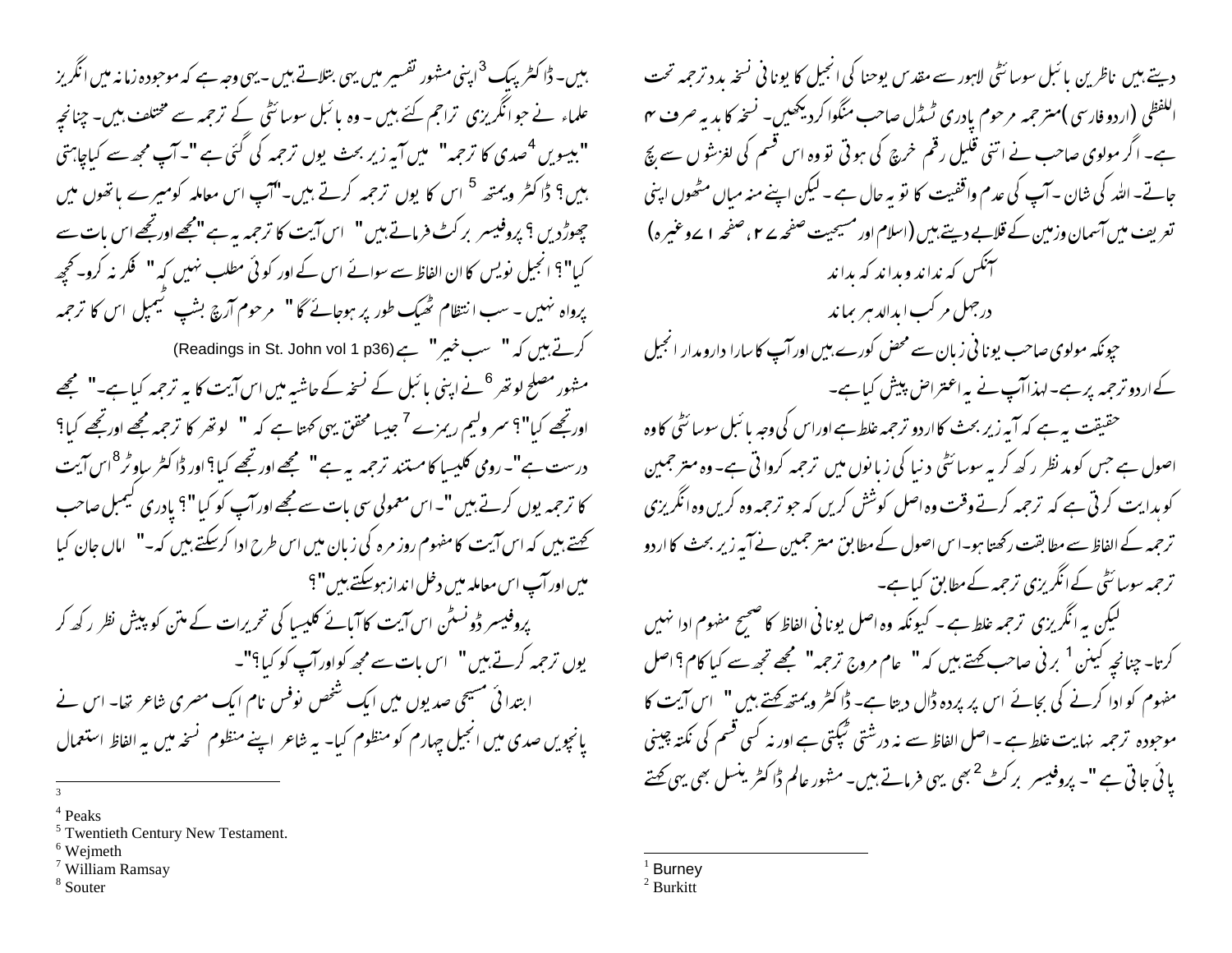دیتے ہیں ناظرین بائبل سوسائٹی لاہور سے مقدس یوحنا کی انجیل کا یونانی نسخہ بدد ترجمہ تحت اللفظی (اردو فارسی) مترجمہ مرحوم پادری ٹسڈل صاحب منگوا کردیکھیں۔ نسخہ کا ہدیہ صرف ۴ ہے۔ اگر مولوی صاحب نے اتنی قلیل رقم خرچ کی ہوتی تو وہ اس قسم کی لغزشوں سے بچ جاتے۔ اللہ کی شان۔ آپ کی عدم واقفیت کا تو یہ حال ہے۔ لیکن اپنے منہ میاں مٹھوں اپنی تعریف میں آسمان وزمین کے قلابے دیتے ہیں (اسلام اور مسیحیت صفحہ ۷۲، صفحہ ۷۱ وغیرہ)

آنکس کہ نداند وبداند کہ بداند

درجھل مرکب ابدالدہر بماند

چونکہ مولوی صاحب یونانی زبان سے محض کورے ہیں اور آپ کا سارا دارومدار انجیل کے اردو ترجمہ پرہے۔ لہذا آپ نے یہ اعتراض پیش کیا ہے۔

حقیقت یہ ہے کہ آیہ زیر بحث کا اردو ترجمہ غلط ہے اوراس کی وجہ بائبل سوسائٹی کا وہ اصول ہے جس کو مدنظر رکھ کر یہ سوسائٹی دنیا کی زبانوں میں ترجمہ کرواتی ہے۔ وہ مترجمین کو ہدایت کرتی ہے کہ ترجمہ کرتے وقت وہ اصل کوشش کریں کہ جو ترجمہ وہ کریں وہ انگریزی ترجمہ کے الفاظ سے مطابقت رکھتا ہو۔ اس اصول کے مطابق مترجمین نے آیہ زیر بحث کا اردو ترجمہ سوسائٹی کے انگریزی ترجمہ کے مطابق کیا ہے۔

لیکن یہ انگریزی ترجمہ غلط ہے۔ کیونکہ وہ اصل یونانی الفاظ کا صحیح مفہوم ادا نہیں کرتا۔ چنانچہ کینن برنی[1] صاحب کہتے ہیں کہ " عام مروج ترجمہ " مجھے تجھ سے کیا کام؟ اصل مفہوم کو ادا کرنے کی بجائے اس پر پردہ ڈال دیتا ہے۔ ڈاکٹر ویمتھ کہتے ہیں " اس آیت کا موجودہ ترجمہ نہایت غلط ہے۔ اصل الفاظ سے نہ درشتی ٹپکتی ہے اور نہ کسی قسم کی نکتہ چینی پائی جاتی ہے "۔ پروفیسر برکٹ[2] بھی یہی فرماتے ہیں۔ مشہور عالم ڈاکٹر ینسل بھی یہی کہتے ہیں۔ ڈاکٹر پیک[3] اپنی مشہور تفسیر میں یہی بتلاتے ہیں۔ یہی وجہ ہے کہ موجودہ زمانہ میں انگریز علماء نے جو انگریزی تراجم کئے ہیں۔ وہ بائبل سوسائٹی کے ترجمہ سے مختلف ہیں۔ چنانچہ "بیسویں[4] صدی کا ترجمہ" میں آیہ زیر بحث یوں ترجمہ کی گئی ہے "۔ آپ مجھ سے کیا چاہتی ہیں؟ ڈاکٹر ویمتھ[5] اس کا یوں ترجمہ کرتے ہیں۔ "آپ اس معاملہ کو میرے ہاتھوں میں چھوڑدیں؟ پروفیسر برکٹ فرماتے ہیں " اس آیت کا ترجمہ یہ ہے "مجھے اور تجھے اس بات سے کیا"؟ انجیل نویس کا ان الفاظ سے سوائے اس کے اور کوئی مطلب نہیں کہ " فکر نہ کرو۔ کچھ پرواہ نہیں۔ سب انتظام ٹھیک طور پر ہوجائے گا" مرحوم آرچ بشپ ٹیمپل اس کا ترجمہ کرتے ہیں کہ " سب خیر " ہے (Readings in St. John vol 1 p36)

مشہور مصلح لوتھر[6] نے اپنی بائبل کے نسخہ کے حاشیہ میں اس آیت کا یہ ترجمہ کیا ہے۔" مجھے اور تجھے کیا"؟ سر ولیم ریمزے[7] جیسا محقق یہی کہتا ہے کہ " لوتھر کا ترجمہ مجھے اور تجھے کیا؟ درست ہے "۔ رومی کلیسیا کا مستند ترجمہ یہ ہے " مجھے اور تجھے کیا؟ اور ڈاکٹر ساوٹر[8] اس آیت کا ترجمہ یوں کرتے ہیں "۔ اس معمولی سی بات سے مجھے اور آپ کو کیا"؟ پادری کیمبل صاحب کہتے ہیں کہ اس آیت کا مفہوم روز مرہ کی زبان میں اس طرح ادا کرسکتے ہیں کہ۔" اماں جان کیا میں اور آپ اس معاملہ میں دخل انداز ہوسکتے ہیں"؟

پروفیسر ڈونسٹن اس آیت کا آبائے کلیسیا کی تحریرات کے متن کو پیش نظر رکھ کر یوں ترجمہ کرتے ہیں " اس بات سے مجھ کو اور آپ کو کیا؟"۔

ابتدائی مسیحی صدیوں میں ایک شخص نوفس نام ایک مصری شاعر تھا۔ اس نے پانچویں صدی میں انجیل چہارم کو منظوم کیا۔ یہ شاعر اپنے منظوم نسخہ میں یہ الفاظ استعمال

---

[1] Burney
[2] Burkitt
[3]
[4] Peaks
[5] Twentieth Century New Testament.
[6] Wejmeth
[7] William Ramsay
[8] Souter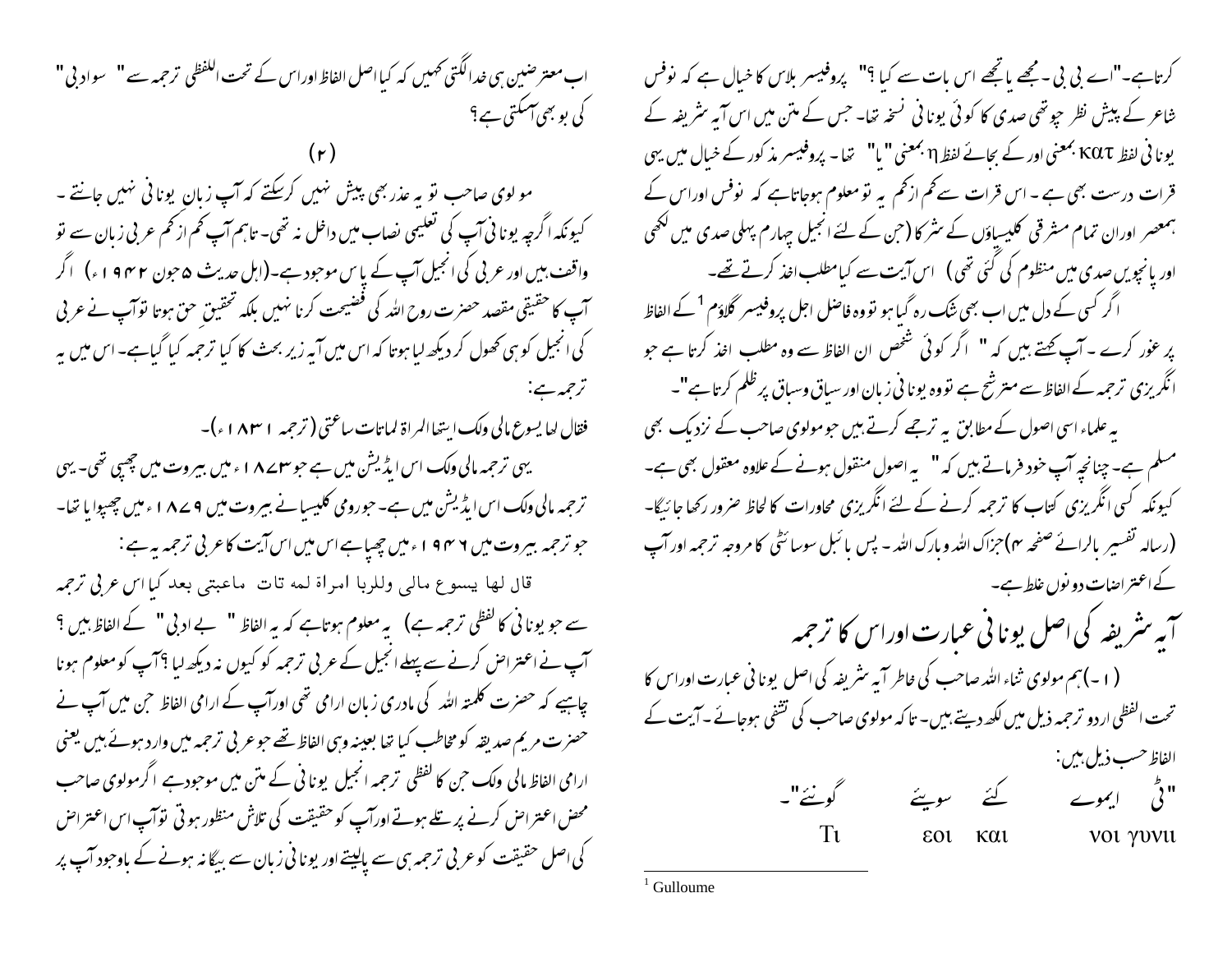کرتا ہے۔"اے بی بی ۔ مجھے یا تجھے اس بات سے کیا ؟" پروفیسر بلاس کا خیال ہے کہ نونس شاعر کے پیش نظر چوتھی صدی کا کوئی یونانی نسخہ تھا۔ جس کے متن میں اس آیہ شریفہ کے یونانی لفظ κατ بمعنی اور کے بجائے لفظ η بمعنی "یا" تھا۔ پروفیسر مذکور کے خیال میں یہی قرات درست بھی ہے ۔ اس قرات سے کم ازکم یہ تو معلوم ہوجاتاہے کہ نونس اوراس کے ہمعصر اوران تمام مشرقی کلیسیاؤں کے سُر کا (جن کے لئے انجیل چہارم پہلی صدی میں لکھی اور پانچویں صدی میں منظوم کی گئی تھی) اس آیت سے کیا مطلب اخذ کرتے تھے۔

اگر کسی کے دل میں اب بھی شک رہ گیا ہو تو وہ فاضل اجل پروفیسر گلوئم [1] کے الفاظ پر غور کرے ۔ آپ کہتے ہیں کہ " اگر کوئی شخص ان الفاظ سے وہ مطلب اخذ کرتا ہے جو انگریزی ترجمہ کے الفاظ سے مترشح ہے تو وہ یونانی زبان اور سیاق وسباق پر ظلم کرتا ہے"۔

یہ علماء اسی اصول کے مطابق یہ ترجمے کرتے ہیں جو مولوی صاحب کے نزدیک بھی مسلم ہے۔ چنانچہ آپ خود فرماتے ہیں کہ " یہ اصول منقول ہونے کے علاوہ معقول بھی ہے۔ کیونکہ کسی انگریزی کتاب کا ترجمہ کرنے کے لئے انگریزی محاورات کا لحاظ ضرور رکھا جائیگا۔ (رسالہ تفسیر بالرائے صفحہ ۴)جزاک اللہ وبارک اللہ ۔ پس بائبل سوسائٹی کا مروجہ ترجمہ اور آپ کے اعتراضات دونوں غلط ہیں۔

## آیہ شریفہ کی اصل یونانی عبارت اوراس کا ترجمہ

( ۱ ۔ )ہم مولوی ثناء اللہ صاحب کی خاطر آیہ شریفہ کی اصل یونانی عبارت اوراس کا تحت اللفظی اردو ترجمہ ذیل میں لکھ دیتے ہیں۔ تاکہ مولوی صاحب کی تشفی ہوجائے ۔آیت کے الفاظ حسب ذیل ہیں:

"ٹی ایموے کئے سوئیے گونئے"۔

Τι εοι και νοι γυνιι

اب معترضین ہی خدا لگتی کہیں کہ کیا اصل الفاظ اوراس کے تحت اللفظی ترجمہ سے " سوادبی " کی بو بھی آسکتی ہے ؟

(۲)

مولوی صاحب تو یہ عذر بھی پیش نہیں کرسکتے کہ آپ زبان یونانی نہیں جانتے ۔ کیونکہ اگرچہ یونانی آپ کی تعلیمی نصاب میں داخل نہ تھی۔ تاہم آپ کم ازکم عربی زبان سے تو واقف ہیں اور عربی کی انجیل آپ کے پاس موجود ہے۔(اہل حدیث ۵جون ۱۹۴۲ء) اگر آپ کا حقیقی مقصد حضرت روح اللہ کی فضیحت کرنا نہیں بلکہ تحقیق حق ہوتا توآپ نے عربی کی انجیل کو ہی کھول کر دیکھ لیا ہوتا کہ اس میں آیہ زیر بحث کا کیا ترجمہ کیا گیاہے۔ اس میں یہ ترجمہ ہے:

فقال لہا یسوع مالی ولک ایتہا المراۃ لماتات ساعتی (ترجمہ ۱۸۳۱ء)۔

یہی ترجمہ مالی ولک اس ایڈیشن میں ہے جو ۱۸۷۳ء میں بیروت میں چھپی تھی۔ یہی ترجمہ مالی ولک اس ایڈیشن میں ہے۔ جورومی کلیسیا نے بیروت میں ۱۸۷۹ء میں چھپوایا تھا۔ جو ترجمہ بیروت میں ۱۹۴۶ء میں چھپاہے اس میں اس آیت کا عربی ترجمہ یہ ہے :

قال لہا یسوع مالی وللربا امراۃ لمہ تات ماعتبی بعد کیا اس عربی ترجمہ سے جو یونانی کا لفظی ترجمہ ہے) یہ معلوم ہوتاہے کہ یہ الفاظ " بے ادبی " کے الفاظ ہیں ؟ آپ نے اعتراض کرنے سے پہلے انجیل کے عربی ترجمہ کو کیوں نہ دیکھ لیا ؟آپ کو معلوم ہونا چاہیے کہ حضرت کلمتہ اللہ کی مادری زبان ارامی تھی اورآپ کے ارامی الفاظ جن میں آپ نے حضرت مریم صدیقہ کو مخاطب کیا تھا بعینہ وہی الفاظ تھے جو عربی ترجمہ میں وارد ہوئے ہیں یعنی ارامی الفاظ مالی ولک جن کا لفظی ترجمہ انجیل یونانی کے متن میں موجود ہے اگرمولوی صاحب محض اعتراض کرنے پر تلے ہوتے اورآپ کو حقیقت کی تلاش منظور ہوتی توآپ اس اعتراض کی اصل حقیقت کو عربی ترجمہ ہی سے پالیتے اور یونانی زبان سے بیگانہ ہونے کے باوجود آپ پر

---

[1] Gulloume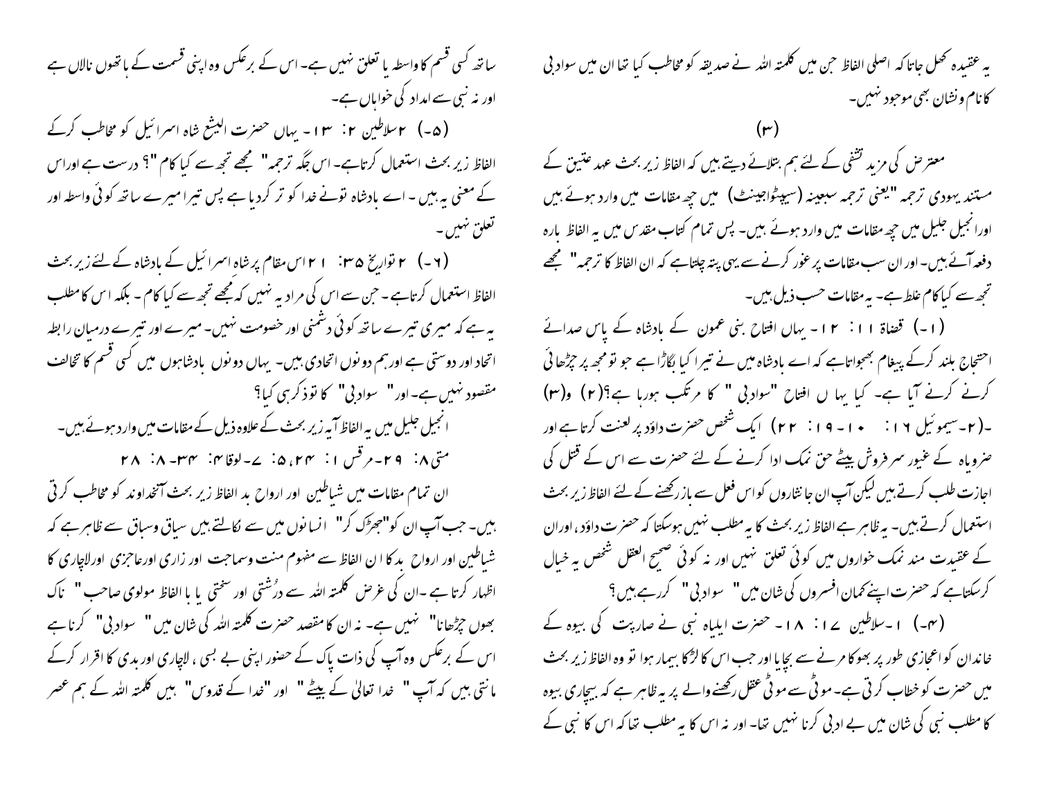یہ عقیدہ کھل جاتا کہ اصلی الفاظ جن میں کلمتہ اللہ نے صدیقہ کو مخاطب کیا تھا ان میں سوادبی کا نام ونشان بھی موجود نہیں۔

(۳)

معترض کی مزید تشفی کے لئے ہم بتلائے دیتے ہیں کہ الفاظ زیر بحث عہد عتیق کے مستند یہودی ترجمہ "یعنی ترجمہ سبعینہ (سیپٹواجینٹ) میں چھ مقامات میں وارد ہوئے ہیں اور انجیل جلیل میں چھ مقامات میں وارد ہوئے ہیں۔ پس تمام کتاب مقدس میں یہ الفاظ بارہ دفعہ آئے ہیں۔ اور ان سب مقامات پر غور کرنے سے یہی پتہ چلتاہے کہ ان الفاظ کا ترجمہ" مجھے تجھ سے کیا کام" غلط ہے۔ یہ مقامات حسب ذیل ہیں۔

(۱۔) قضاۃ ۱۱: ۱۲۔ یہاں افتاح بنی عمون کے بادشاہ کے پاس صدائے احتجاج بلند کرکے پیغام بھجواتاہے کہ اے بادشاہ میں نے تیرا کیا بگاڑا ہے جو تو مجھ پر چڑھائی کرنے کرنے آیا ہے۔ کیا یہاں افتاح "سوادبی " کا مرتکب ہورہا ہے؟(۲) و(۳) ۔(۲۔سیموئیل ۱۶: ۱۰۔ ۱۹: ۲۲) ایک شخص حضرت داؤد پر لعنت کرتا ہے اور ضرویاہ کے غیور سر فروش بیٹے حق نمک ادا کرنے کے لئے حضرت سے اس کے قتل کی اجازت طلب کرتے ہیں لیکن آپ ان جانثاروں کو اس فعل سے باز رکھنے کے لئے الفاظ زیر بحث استعمال کرتے ہیں۔ یہ ظاہر ہے الفاظ زیر بحث کا یہ مطلب نہیں ہوسکتا کہ حضرت داؤد، اوران کے عقیدت مند نمک خواروں میں کوئی تعلق نہیں اور نہ کوئی صحیح العقل شخص یہ خیال کرسکتاہے کہ حضرت اپنے کمان افسروں کی شان میں" سوادبی" کررہے ہیں؟

(۴۔) ۱۔سلاطین ۱۷: ۱۸۔ حضرت ایلیاہ نبی نے صارپت کی بیوہ کے خاندان کو اعجازی طور پر بھوکا مرنے سے بچایا اور جب اس کا لڑکا بیمار ہوا تو وہ الفاظ زیر بحث میں حضرت کو خطاب کرتی ہے۔ موٹی سے موٹی عقل رکھنے والے پر یہ ظاہر ہے کہ بیچاری بیوہ کا مطلب نبی کی شان میں بے ادبی کرنا نہیں تھا۔ اور نہ اس کا یہ مطلب تھا کہ اس کا نبی کے ساتھ کسی قسم کا واسطہ یا تعلق نہیں ہے۔ اس کے برعکس وہ اپنی قسمت کے ہاتھوں نالاں ہے اور نہ نبی سے امداد کی خواہاں ہے۔

(۵۔) ۲سلاطین ۳: ۱۳۔ یہاں حضرت الیشع شاہ اسرائیل کو مخاطب کرکے الفاظ زیر بحث استعمال کرتاہے۔ اس جگہ ترجمہ" مجھے تجھ سے کیا کام"؟ درست ہے اوراس کے معنی یہ ہیں۔ اے بادشاہ تونے خدا کو ترک کردیا ہے پس تیرا میرے ساتھ کوئی واسطہ اور تعلق نہیں۔

(۶۔) ۲ تواریخ ۳۵: ۲۱اس مقام پر شاہ اسرائیل کے بادشاہ کے لئے زیر بحث الفاظ استعمال کرتاہے۔ جن سے اس کی مراد یہ نہیں کہ مجھے تجھ سے کیا کام۔ بلکہ اس کا مطلب یہ ہے کہ میری تیرے ساتھ کوئی دشمنی اور خصومت نہیں۔ میرے اور تیرے درمیان رابطہ اتحاد اور دوستی ہے اورہم دونوں اتحادی ہیں۔ یہاں دونوں بادشاہوں میں کسی قسم کا تخالف مقصود نہیں ہے۔ اور" سوادبی" کا توذکر ہی کیا؟

انجیل جلیل میں یہ الفاظ آیہ زیر بحث کے علاوہ ذیل کے مقامات میں وارد ہوئے ہیں۔

متی ۸: ۲۹۔ مرقس ۱: ۲۴، ۵: ۷۔ لوقا ۴: ۳۴۔ ۸: ۲۸

ان تمام مقامات میں شیاطین اور ارواح بد الفاظ زیر بحث آنخداوند کو مخاطب کرتی ہیں۔ جب آپ ان کو"جھڑک کر" انسانوں میں سے نکالتے ہیں سیاق وسباق سے ظاہر ہے کہ شیاطین اور ارواح بد کا ان الفاظ سے مفہوم منت وسماجت اور زاری اورعاجزی اورلاچاری کا اظہار کرتا ہے ۔ان کی غرض کلمتہ اللہ سے درُشتی اور سختی یا با الفاظ مولوی صاحب" ناک بھوں چڑھانا" نہیں ہے۔ نہ ان کا مقصد حضرت کلمتہ اللہ کی شان میں" سوادبی" کرنا ہے اس کے برعکس وہ آپ کی ذات پاک کے حضور اپنی بے بسی ، لاچاری اور بدی کا اقرار کرکے مانتی ہیں کہ آپ" خدا تعالیٰ کے بیٹے" اور "خدا کے قدوس" ہیں کلمتہ اللہ کے ہم عصر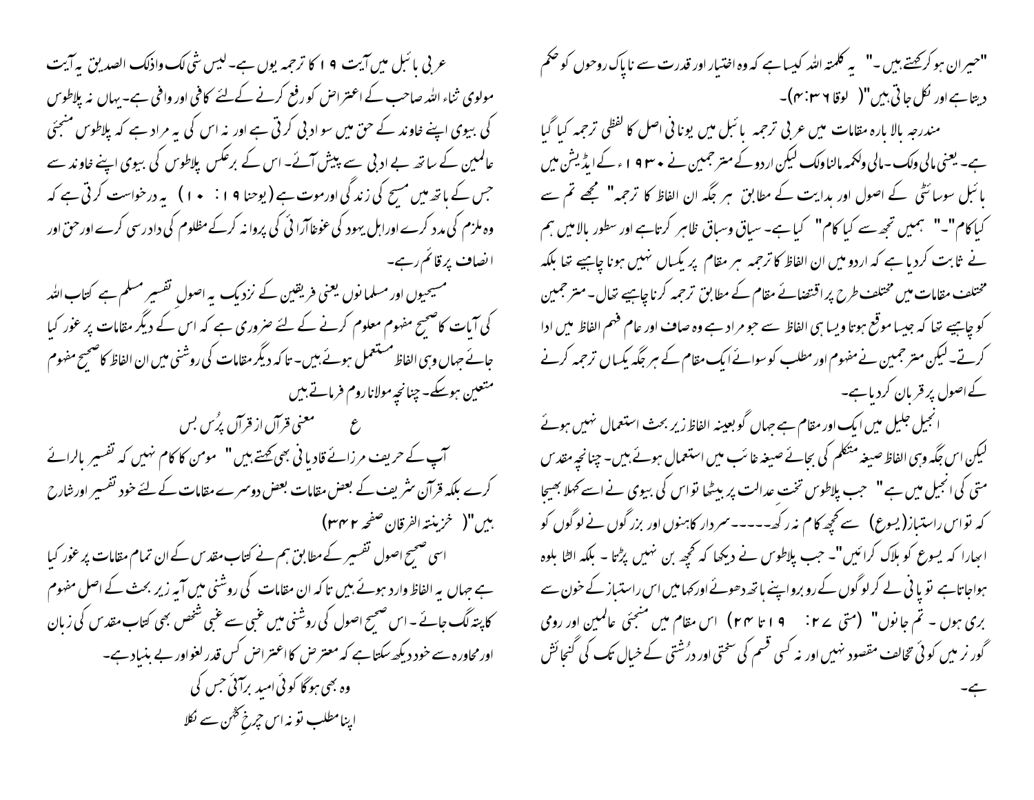"حیران ہوکر کہتے ہیں۔" یہ کلمتہ اللہ کیسا ہے کہ وہ اختیار اور قدرت سے ناپاک روحوں کو حکم دیتا ہے اور نکل جاتی ہیں"( لوقا ۴:۳۶)۔

مندرجہ بالا بارہ مقامات میں عربی ترجمہ بائبل میں یونانی اصل کا لفظی ترجمہ کیا گیا ہے۔ یعنی مالی ولک ۔مالی ولکمہ مالناولک لیکن اردو کے مترجمین نے ۱۹۳۰ء کے ایڈیشن میں بائبل سوسائٹی کے اصول اور ہدایت کے مطابق ہر جگہ ان الفاظ کا ترجمہ" مجھے تم سے کیا کام"۔" ہمیں تجھ سے کیا کام" کیا ہے۔ سیاق وسباق ظاہر کرتاہے اور سطور بالامیں ہم نے ثابت کردیا ہے کہ اردو میں ان الفاظ کا ترجمہ ہر مقام پر یکساں نہیں ہونا چاہیے تھا بلکہ مختلف مقامات میں مختلف طرح پر اقتضائے مقام کے مطابق ترجمہ کرنا چاہیے تھا۔ مترجمین کو چاہیے تھا کہ جیسا موقع ہوتا ویسا ہی الفاظ سے جو مراد ہے وہ صاف اور عام فہم الفاظ میں ادا کرتے۔ لیکن مترجمین نے مفہوم اور مطلب کو سوائے ایک مقام کے ہر جگہ یکساں ترجمہ کرنے کے اصول پر قربان کردیا ہے۔

انجیل جلیل میں ایک اور مقام ہے جہاں گو بعینہ الفاظ زیر بحث استعمال نہیں ہوئے لیکن اس جگہ وہی الفاظ صیغۂ متکلم کی بجائے صیغہ غائب میں استعمال ہوئے ہیں۔ چنانچہ مقدس متی کی انجیل میں ہے " جب پلاطوس تخت عدالت پر بیٹھا تو اس کی بیوی نے اسے کہلا بھیجا کہ تو اس راستباز(یسوع) سے کچھ کام نہ رکھ۔۔۔۔۔سردار کاہنوں اور بزرگوں نے لوگوں کو ابھارا کہ یسوع کو ہلاک کرائیں"۔ جب پلاطوس نے دیکھا کہ کچھ بن نہیں پڑتا ۔ بلکہ الٹا بلوہ ہواجاتاہے تو پانی لے کر لوگوں کے روبرو اپنے ہاتھ دھوئے اورکہامیں اس راستباز کے خون سے بری ہوں ۔ تم جانوں" (متی ۲۷: ۱۹تا ۲۴) اس مقام میں منجئی عالمین اور رومی گورنر میں کوئی مخالف مقصود نہیں اور نہ کسی قسم کی سختی اور درُشتی کے خیال تک کی گنجائش ہے۔

عربی بائبل میں آیت ۱۹ کا ترجمہ یوں ہے۔ لیس شی لک واذلک الصدیق یہ آیت مولوی ثناء اللہ صاحب کے اعتراض کو رفع کرنے کے لئے کافی اور وافی ہے۔ یہاں نہ پلاطوس کی بیوی اپنے خاوند کے حق میں سوادبی کرتی ہے اور نہ اس کی یہ مراد ہے کہ پلاطوس منجئی عالمین کے ساتھ بے ادبی سے پیش آئے۔ اس کے برعکس پلاطوس کی بیوی اپنے خاوند سے جس کے ہاتھ میں مسیح کی زندگی اورموت ہے (یوحنا ۱۹: ۱۰) یہ درخواست کرتی ہے کہ وہ ملزم کی مدد کرے اوراہل یہود کی غوغاآرائی کی پروا نہ کرکے مظلوم کی دادرسی کرے اورحق اور انصاف پر قائم رہے۔

مسیحیوں اور مسلمانوں یعنی فریقین کے نزدیک یہ اصولِ تفسیر مسلم ہے کتاب اللہ کی آیات کا صحیح مفہوم معلوم کرنے کے لئے ضروری ہے کہ اس کے دیگر مقامات پر غور کیا جائے جہاں وہی الفاظ مستعمل ہوئے ہیں۔ تاکہ دیگر مقامات کی روشنی میں ان الفاظ کا صحیح مفہوم متعین ہوسکے۔ چنانچہ مولانا روم فرماتے ہیں

ع معنی قرآن از قرآن پرُس بس

آپ کے حریف مرزائے قادیانی بھی کہتے ہیں" مومن کا کام نہیں کہ تفسیر بالرائے کرے بلکہ قرآن شریف کے بعض مقامات بعض دوسرے مقامات کے لئے خود تفسیر اورشارح ہیں"( خزینتہ الفرقان صفحہ ۳۴۲)

اسی صحیح اصول تفسیر کے مطابق ہم نے کتاب مقدس کے ان تمام مقامات پر غور کیا ہے جہاں یہ الفاظ وارد ہوئے ہیں تاکہ ان مقامات کی روشنی میں آیہ زیر بحث کے اصل مفہوم کاپتہ لگ جائے ۔ اس صحیح اصول کی روشنی میں غبی سے غبی شخص بھی کتاب مقدس کی زبان اور محاورہ سے خود دیکھ سکتاہے کہ معترض کا اعتراض کس قدر لغواور بے بنیاد ہے۔

وہ بھی ہوگا کوئی امید برآئی جس کی
اپنا مطلب تو نہ اس چرخ کہُن سے نکلا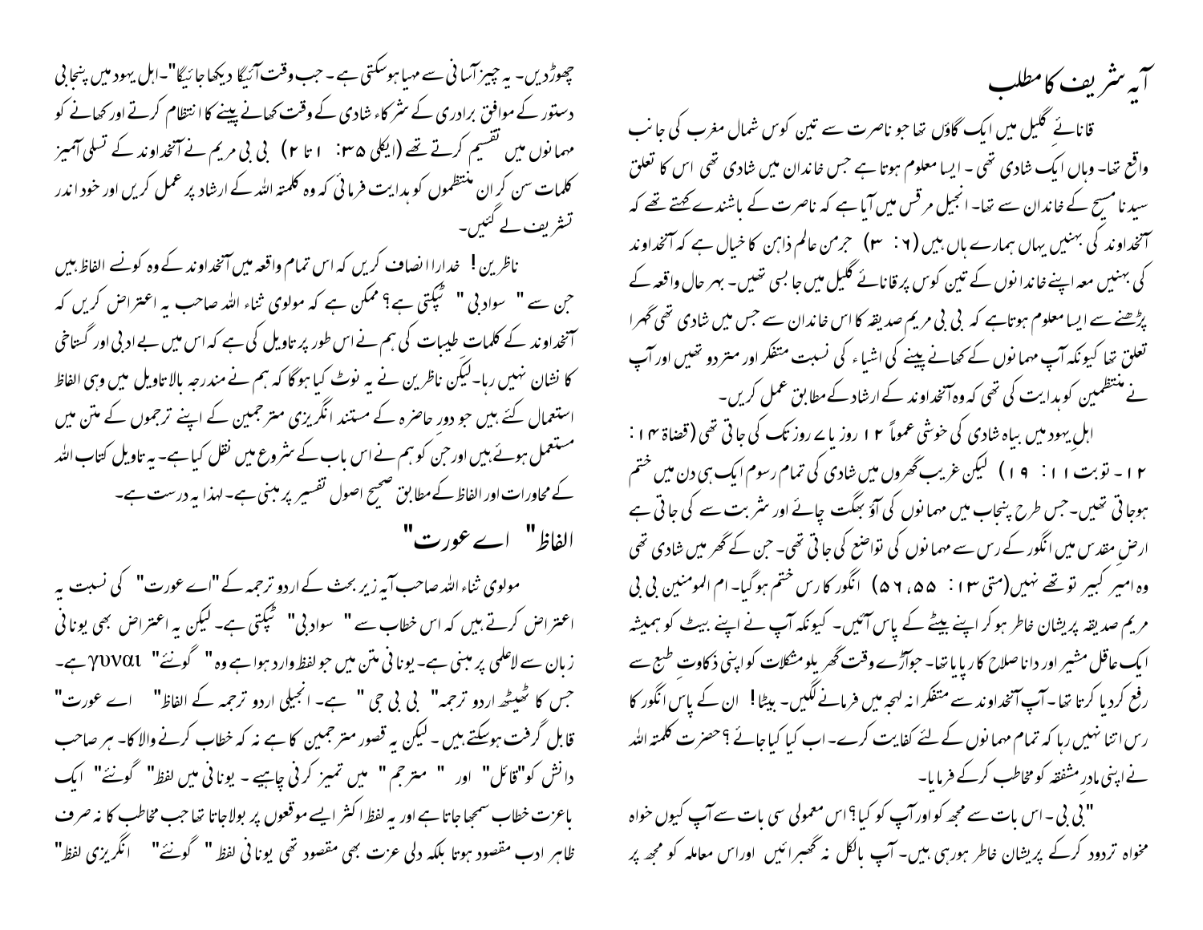## آیہ شریف کا مطلب

قانائے گلیل میں ایک گاؤں تھا جو ناصرت سے تین کوس شمال مغرب کی جانب واقع تھا۔ وہاں ایک شادی تھی ۔ ایسا معلوم ہوتا ہے جس خاندان میں شادی تھی اس کا تعلق سیدنا مسیح کے خاندان سے تھا۔ انجیل مرقس میں آیا ہے کہ ناصرت کے باشندے کہتے تھے کہ آنخداوند کی بہنیں یہاں ہمارے ہاں ہیں (۶: ۳) جرمن عالم ذاہن کا خیال ہے کہ آنخداوند کی بہنیں معہ اپنے خاندانوں کے تین کوس پر قانائے گلیل میں جا بسی تھیں۔ بہر حال واقعہ کے پڑھنے سے ایسا معلوم ہوتاہے کہ بی بی مریم صدیقہ کا اس خاندان سے جس میں شادی تھی گہرا تعلق تھا کیونکہ آپ مہمانوں کے کھانے پینے کی اشیاء کی نسبت متفکر اور متردد تھیں اور آپ نے منتظمین کو ہدایت کی تھی کہ وہ آنخداوند کے ارشاد کے مطابق عمل کریں۔

اہل یہود میں بیاہ شادی کی خوشی عموماً ۱۲ روز یا ۷ روز تک کی جاتی تھی (قضاۃ ۱۴: ۱۲۔ توبت ۱۱: ۱۹) لیکن غریب گھروں میں شادی کی تمام رسوم ایک ہی دن میں ختم ہوجاتی تھیں۔ جس طرح پنجاب میں مہمانوں کی آؤ بھگت چائے اور شربت سے کی جاتی ہے ارض مقدس میں انگور کے رس سے مہمانوں کی تواضع کی جاتی تھی۔ جن کے گھر میں شادی تھی وہ امیر کبیر تو تھے نہیں(متی ۱۳: ۵۵، ۵۶) انگور کا رس ختم ہوگیا۔ ام المومنین بی بی مریم صدیقہ پریشان خاطر ہو کر اپنے بیٹے کے پاس آئیں۔ کیونکہ آپ نے اپنے بیٹے کو ہمیشہ ایک عاقل مشیر اور دانا صلاح کار پایا تھا۔ جوآڑے وقت گھر یلو مشکلات کو اپنی ذکاوت طبع سے رفع کردیا کرتا تھا۔ آپ آنخداوند سے متفکرانہ لہجہ میں فرمانے لگیں۔ بیٹا! ان کے پاس انگور کا رس اتنا نہیں رہا کہ تمام مہمانوں کے لئے کفایت کرے۔ اب کیا کیا جائے ؟ حضرت کلمتہ اللہ نے اپنی مادر مشفقہ کو مخاطب کرکے فرمایا۔

"بی بی ۔ اس بات سے مجھ کو اور آپ کو کیا؟ اس معمولی سی بات سے آپ کیوں خواہ مخواہ تردود کرکے پریشان خاطر ہورہی ہیں۔ آپ بالکل نہ گھبرائیں اوراس معاملہ کو مجھ پر چھوڑدیں۔ یہ چیز آسانی سے مہیا ہوسکتی ہے ۔ جب وقت آئیگا دیکھا جائیگا"۔اہل یہود میں پنجابی دستور کے موافق برادری کے شرکاء شادی کے وقت کھانے پینے کا انتظام کرتے اور کھانے کو مہمانوں میں تقسیم کرتے تھے (ایکلی ۳۵: ۱ تا ۲) بی بی مریم نے آنخداوند کے تسلی آمیز کلمات سن کر ان منتظموں کو ہدایت فرمائی کہ وہ کلمتہ اللہ کے ارشاد پر عمل کریں اور خود اندر تشریف لے گئیں۔

ناظرین ! خدارا انصاف کریں کہ اس تمام واقعہ میں آنخداوند کے وہ کونسے الفاظ ہیں جن سے " سوادبی " ٹپکتی ہے؟ ممکن ہے کہ مولوی ثناء اللہ صاحب یہ اعتراض کریں کہ آنخداوند کے کلمات طیبات کی ہم نے اس طور پر تاویل کی ہے کہ اس میں بے ادبی اور گستاخی کا نشان نہیں رہا۔لیکن ناظرین نے یہ نوٹ کیا ہوگا کہ ہم نے مندرجہ بالا تاویل میں وہی الفاظ استعمال کئے ہیں جو دور حاضرہ کے مستند انگریزی مترجمین کے اپنے ترجموں کے متن میں مستعمل ہوئے ہیں اور جن کو ہم نے اس باب کے شروع میں نقل کیا ہے۔ یہ تاویل کتاب اللہ کے محاورات اور الفاظ کے مطابق صحیح اصول تفسیر پر مبنی ہے۔ لہذا یہ درست ہے۔

## الفاظ" اے عورت"

مولوی ثناء اللہ صاحب آیہ زیر بحث کے اردو ترجمہ کے "اے عورت" کی نسبت یہ اعتراض کرتے ہیں کہ اس خطاب سے " سوادبی " ٹپکتی ہے۔ لیکن یہ اعتراض بھی یونانی زبان سے لاعلمی پر مبنی ہے۔ یونانی متن میں جو لفظ وارد ہوا ہے وہ " گونئے" γυναι ہے۔ جس کا ٹھیٹھ اردو ترجمہ " بی بی جی " ہے۔ انجیلی اردو ترجمہ کے الفاظ" اے عورت" قابل گرفت ہوسکتے ہیں ۔ لیکن یہ قصور مترجمین کا ہے نہ کہ خطاب کرنے والا کا۔ ہر صاحب دانش کو"قائل" اور " مترجم " میں تمیز کرنی چاہیے ۔ یونانی میں لفظ" گونئے" ایک باعزت خطاب سمجھا جاتا ہے اور یہ لفظ اکثر ایسے موقعوں پر بولاجاتا تھا جب مخاطب کا نہ صرف ظاہر ادب مقصود ہوتا بلکہ دلی عزت بھی مقصود تھی یونانی لفظ " گونئے" انگریزی لفظ"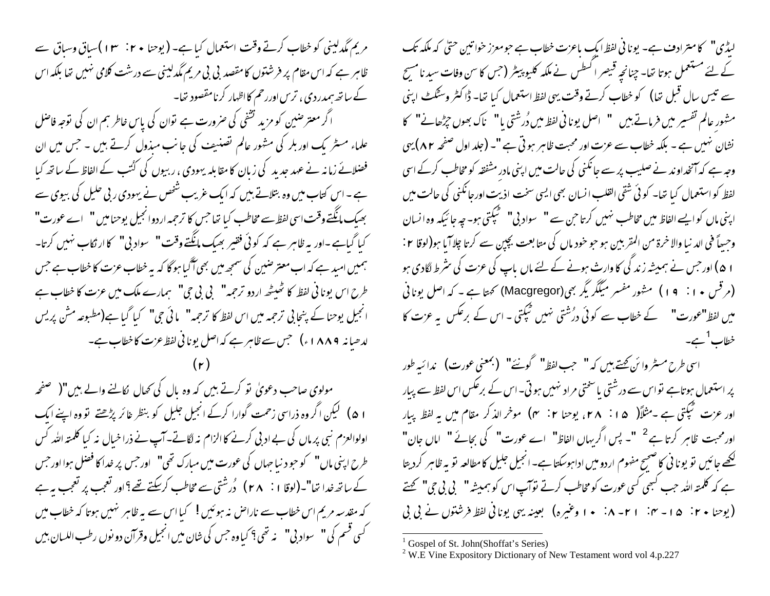لیڈی" کا مترادف ہے۔ یونانی لفظ ایک باعزت خطاب ہے جو معزز خواتین حتیٰ کہ ملکہ تک کے لئے مستعمل ہوتا تھا۔ چنانچہ قیصر اگسطس نے ملکہ کلیوپیٹر (جس کا سن وفات سیدنا مسیح سے تیس سال قبل تھا) کو خطاب کرتے وقت یہی لفظ استعمال کیا تھا۔ ڈاکٹر وسکٹ اپنی مشہور عالم تفسیر میں فرماتے ہیں " اصل یونانی لفظ میں دُرشتی یا" ناک بھوں چڑھانے" کا نشان نہیں ہے ۔ بلکہ خطاب سے عزت اور محبت ظاہر ہوتی ہے "۔ (جلد اول صفحہ ۸۲)یہی وجہ ہے کہ آنخداوند نے صلیب پر سے جانکنی کی حالت میں اپنی مادرِ مشفقہ کو مخاطب کرکے اسی لفظ کو استعمال کیا تھا۔ کوئی شقی القلب انسان بھی ایسی سخت اذیت اور جانکنی کی حالت میں اپنی ماں کو ایسے الفاظ میں مخاطب نہیں کرتا جن سے " سوادبی" ٹپکتی ہو۔ چہ جائیکہ وہ انسان وجیھاً فی الدنیا والاخرۃ من المقربین ہو جو خود ماں کی متابعت بچپن سے کرتا چلا آیا ہو(لوقا ۲ : ۱۵) اور جس نے ہمیشہ زندگی کا وارث ہونے کے لئے ماں باپ کی عزت کی شرط لگادی ہو (مرقس ۱۰ : ۱۹) مشہور مفسر میگگر یگر بھی(Macgregor) کہتا ہے ۔ کہ اصل یونانی میں لفظ"عورت" کے خطاب سے کوئی دُرشتی نہیں ٹپکتی ۔ اس کے برعکس یہ عزت کا خطاب[1] ہے۔

اسی طرح مسٹر وائن کہتے ہیں کہ " جب لفظ" گونئے" (بمعنی عورت) ندائیہ طور پر استعمال ہوتاہے تو اس سے درشتی یا سختی مراد نہیں ہوتی۔ اس کے برعکس اس لفظ سے پیار اور عزت ٹپکتی ہے ۔مثلاً( ۱۵ : ۲۸، یوحنا ۲: ۴) موخر الذکر مقام میں یہ لفظ پیار اور محبت ظاہر کرتا ہے[2] "۔ پس اگر یہاں الفاظ" اے عورت" کی بجائے " اماں جان" لکھے جائیں تو یونانی کا صحیح مفہوم اردو میں ادا ہوسکتا ہے۔ انجیل جلیل کا مطالعہ تو یہ ظاہر کردیتا ہے کہ کلمتہ اللہ جب کبھی کسی عورت کو مخاطب کرتے تو آپ اس کو ہمیشہ " بی بی جی" کہتے (یوحنا ۲۰: ۱۵- ۴: ۲۱- ۸: ۱۰ وغیرہ) بعینہ یہی یونانی لفظ فرشتوں نے بی بی مریم مگدلینی کو خطاب کرتے وقت استعمال کیا ہے۔ (یوحنا ۲۰: ۱۳ )سیاق وسباق سے ظاہر ہے کہ اس مقام پر فرشتوں کا مقصد بی بی مریم مگدلینی سے درشت کلامی نہیں تھا بلکہ اس کے ساتھ ہمدردی ، ترس اور رحم کا اظہار کرنا مقصود تھا۔

اگر معترضین کو مزید تشفی کی ضرورت ہے تو ان کی پاس خاطر ہم ان کی توجہ فاضل علماء مسٹر بیک اور بلر کی مشہور عالم تصنیف کی جانب مبذول کرتے ہیں ۔ جس میں ان فضلائے زمانہ نے عہد جدید کی زبان کا مقابلہ یہودی ، ربیوں کی کُتب کے الفاظ کے ساتھ کیا ہے ۔ اس کتاب میں وہ بتلاتے ہیں کہ ایک غریب شخص نے یہودی ربی حلیل کی بیوی سے بھیک مانگتے وقت اسی لفظ سے مخاطب کیا تھا جس کا ترجمہ اردو انجیل یوحنا میں " اے عورت" کیا گیاہے ۔اور یہ ظاہر ہے کہ کوئی فقیر بھیک مانگتے وقت " سوادبی" کا ارتکاب نہیں کرتا۔ ہمیں امید ہے کہ اب معترضین کی سمجھ میں بھی آگیا ہوگا کہ یہ خطاب عزت کا خطاب ہے جس طرح اس یونانی لفظ کا ٹھیٹھ اردو ترجمہ" بی بی جی" ہمارے ملک میں عزت کا خطاب ہے انجیل یوحنا کے پنجابی ترجمہ میں اس لفظ کا ترجمہ" مائی جی" کیا گیا ہے(مطبوعہ مشن پریس لدھیانہ ۱۸۸۹ء) جس سے ظاہر ہے کہ اصل یونانی لفظ عزت کا خطاب ہے۔

(۲)

مولوی صاحب دعویٰ تو کرتے ہیں کہ وہ بال کی کھال نکالنے والے ہیں"( صفحہ ۱۵) لیکن اگر وہ ذراسی زحمت گوارا کرکے انجیل جلیل کو بنظر غائر پڑھتے تو وہ اپنے ایک اولوالعزم نبی پر ماں کی بے ادبی کرنے کا الزام نہ لگاتے۔ آپ نے ذرا خیال نہ کیا کلمتہ اللہ کس طرح اپنی ماں" کو جو دنیا جہاں کی عورت میں مبارک تھی" اور جس پر خدا کا فضل ہوا اور جس کے ساتھ خدا تھا"۔(لوقا ۱ : ۲۸) دُرشتی سے مخاطب کرسکتے تھے؟اور تعجب پر تعجب یہ ہے کہ مقدسہ مریم اس خطاب سے ناراض نہ ہوئیں ! کیا اس سے یہ ظاہر نہیں ہوتا کہ خطاب میں کسی قسم کی" سوادبی" نہ تھی؟ کیا وہ جس کی شان میں انجیل وقرآن دونوں رطب اللسان ہیں

---

[1] Gospel of St. John(Shoffat's Series)

[2] W.E Vine Expository Dictionary of New Testament word vol 4.p.227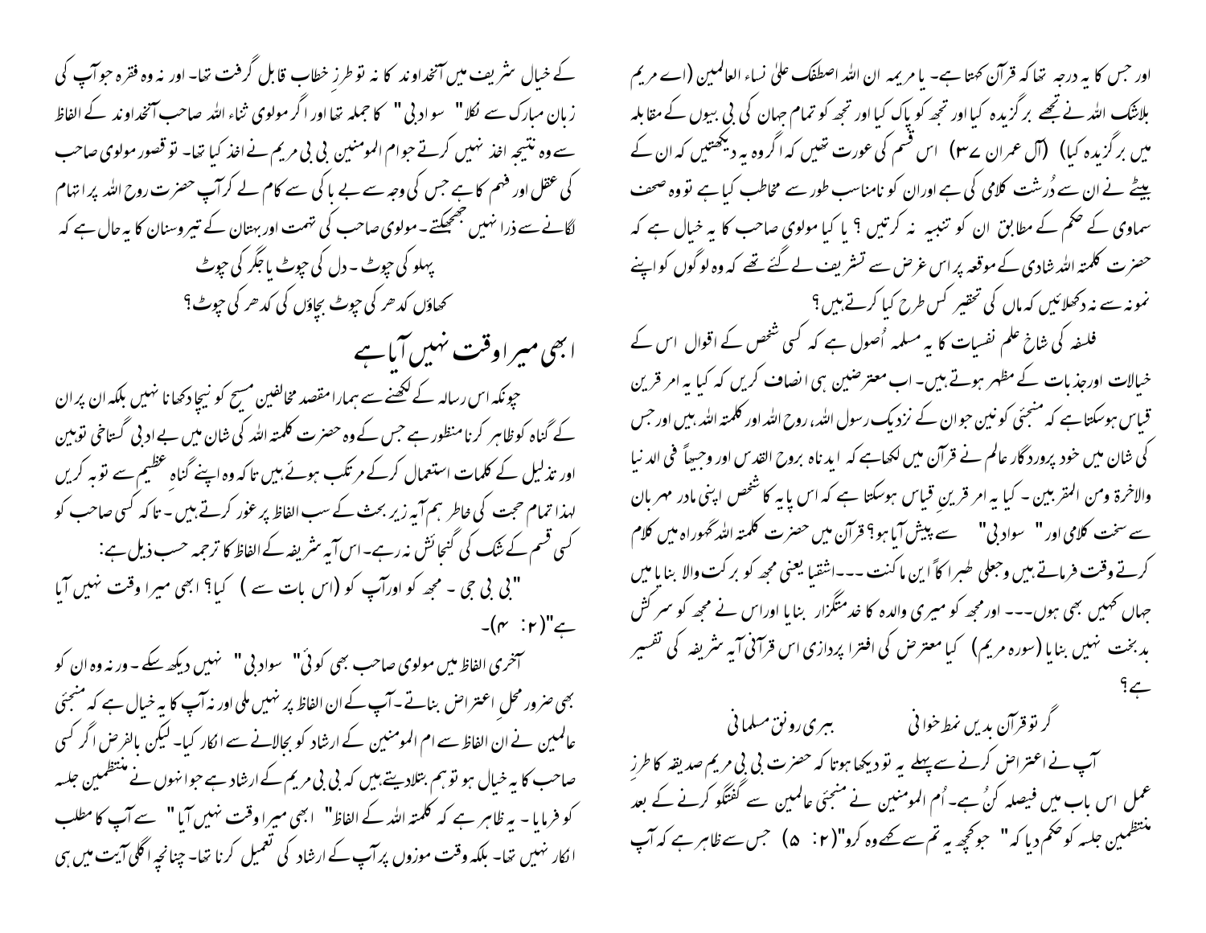اور جس کا یہ درجہ تھا کہ قرآن کہتا ہے۔ یا مریمہ ان اللہ اصطفک علیٰ نساء العالمین (اے مریم بلاشک اللہ نے تجھے برگزیدہ کیا اور تجھ کو پاک کیا اور تجھ کو تمام جہان کی بی بیوں کے مقابلہ میں برگزیدہ کیا) (آل عمران ۳۷) اس قسم کی عورت تھیں کہ اگر وہ یہ دیکھتیں کہ ان کے بیٹے نے ان سے دُرشت کلامی کی ہے اوران کو نامناسب طور سے مخاطب کیا ہے تو وہ صحف سماوی کے حکم کے مطابق ان کو تنبیہ نہ کرتیں ؟ یا کیا مولوی صاحب کا یہ خیال ہے کہ حضرت کلمتہ اللہ شادی کے موقعہ پر اس غرض سے تشریف لے گئے تھے کہ وہ لوگوں کو اپنے نمونہ سے نہ دکھلائیں کہ ماں کی تحقیر کس طرح کیا کرتے ہیں ؟

فلسفہ کی شاخ علم نفسیات کا یہ مسلمہ اُصول ہے کہ کسی شخص کے اقوال اس کے خیالات اورجذبات کے مظہر ہوتے ہیں۔ اب معترضین ہی انصاف کریں کہ کیا یہ امر قرین قیاس ہوسکتا ہے کہ منجئی کونین جو ان کے نزدیک رسول اللہ، روح اللہ اور کلمتہ اللہ ہیں اور جس کی شان میں خود پروردگار عالم نے قرآن میں لکھاہے کہ ایدناہ بروح القدس اور وجیہاً فی الدنیا والاخرۃ ومن المقربین ۔ کیا یہ امر قرین قیاس ہوسکتا ہے کہ اس پایہ کا شخص اپنی مادر مہربان سے سخت کلامی اور " سوادبی " سے پیش آیا ہو؟ قرآن میں حضرت کلمتہ اللہ گھوارہ میں کلام کرتے وقت فرماتے ہیں وجعلنی جبارا شقیا یعنی مجھ کو برکت والا بنایا میں جہاں کہیں بھی ہوں--- اور مجھ کو میری والدہ کا خدمتگزار بنایا اوراس نے مجھ کو سرکش بدبخت نہیں بنایا (سورہ مریم) کیا معترض کی افترا پردازی اس قرآنی آیہ شریفہ کی تفسیر ہے؟

گر تو قرآن بدیں نمط خوانی ببری رونق مسلمانی

آپ نے اعتراض کرنے سے پہلے یہ تو دیکھا ہوتا کہ حضرت بی بی مریم صدیقہ کا طرزِ عمل اس باب میں فیصلہ کنُ ہے۔ اُم المومنین نے منجئی عالمین سے گفتگو کرنے کے بعد منتظمین جلسہ کو حکم دیا کہ " جو کچھ یہ تم سے کہے وہ کرو"(۲: ۵) جس سے ظاہر ہے کہ آپ کے خیال شریف میں آنخداوند کا نہ تو طرزِ خطاب قابل گرفت تھا۔ اور نہ وہ فقرہ جو آپ کی زبان مبارک سے نکلا" سوادبی " کا جملہ تھا اور اگر مولوی ثناء اللہ صاحب آنخداوند کے الفاظ سے وہ نتیجہ اخذ نہیں کرتے جو ام المومنین بی بی مریم نے اخذ کیا تھا۔ تو قصور مولوی صاحب کی عقل اور فہم کا ہے جس کی وجہ سے بے باکی سے کام لے کر آپ حضرت روح اللہ پر اتہام لگانے سے ذرا نہیں جھجکتے ۔ مولوی صاحب کی تہمت اور بہتان کے تیروسنان کا یہ حال ہے کہ

پہلو کی چوٹ ۔ دل کی چوٹ یا جگر کی چوٹ
کھاؤں کدھر کی چوٹ بچاؤں کی کدھر کی چوٹ؟

## ابھی میرا وقت نہیں آیا ہے

چونکہ اس رسالہ کے لکھنے سے ہمارا مقصد مخالفین مسیح کو نیچا دکھانا نہیں بلکہ ان پر ان کے گناہ کو ظاہر کرنا منظور ہے جس کے وہ حضرت کلمتہ اللہ کی شان میں بے ادبی گستاخی توہین اور تذلیل کے کلمات استعمال کرکے مرتکب ہوئے ہیں تاکہ وہ اپنے گناہِ عظیم سے توبہ کریں لہذا تمام حجت کی خاطر ہم آیہ زیر بحث کے سب الفاظ پر غور کرتے ہیں ۔ تاکہ کسی صاحب کو کسی قسم کے شک کی گنجائش نہ رہے۔ اس آیہ شریفہ کے الفاظ کا ترجمہ حسب ذیل ہے:

"بی بی جی ۔ مجھ کو اورآپ کو (اس بات سے ) کیا؟ ابھی میرا وقت نہیں آیا ہے"(۲: ۴)۔

آخری الفاظ میں مولوی صاحب بھی کوئی" سوادبی" نہیں دیکھ سکے ۔ ورنہ وہ ان کو بھی ضرور محلِ اعتراض بناتے ۔ آپ کے ان الفاظ پر نہیں ملی اور نہ آپ کا یہ خیال ہے کہ منجئی عالمین نے ان الفاظ سے ام المومنین کے ارشاد کو بجالانے سے انکار کیا۔ لیکن بالفرض اگر کسی صاحب کا یہ خیال ہو تو ہم بتلادیتے ہیں کہ بی بی مریم کے ارشاد سے جو انہوں نے منتظمین جلسہ کو فرمایا ۔ یہ ظاہر ہے کہ کلمتہ اللہ کے الفاظ" ابھی میرا وقت نہیں آیا" سے آپ کا مطلب انکار نہیں تھا۔ بلکہ وقت موزوں پر آپ کے ارشاد کی تعمیل کرنا تھا۔ چنانچہ اگلی آیت میں ہی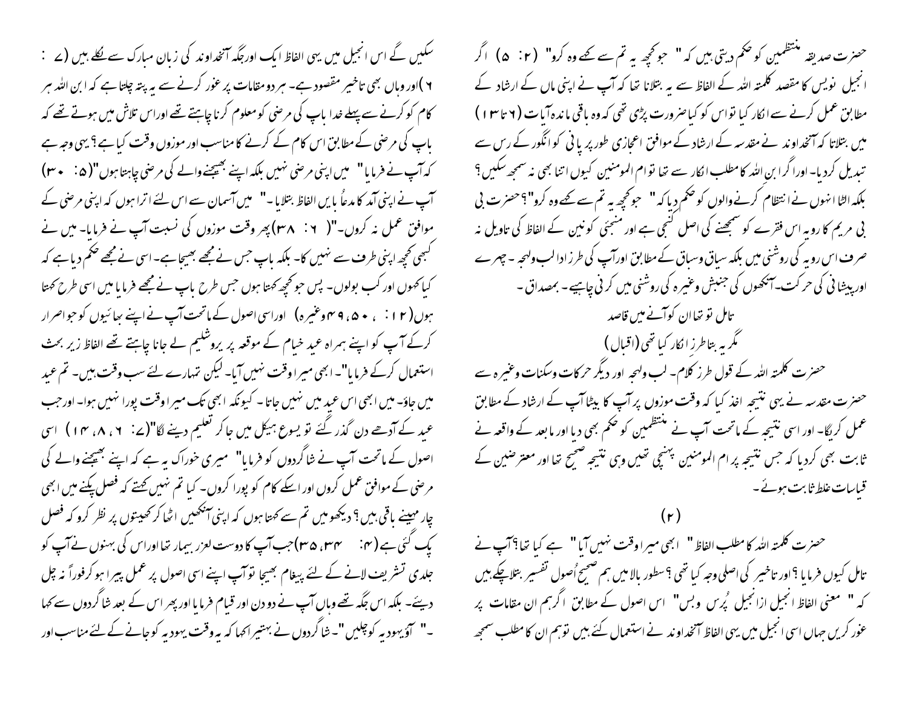حضرت صدیقہ منتظمین کو حکم دیتی ہیں کہ " جو کچھ یہ تم سے کہے وہ کرو" (۲: ۵) اگر انجیل نویس کا مقصد کلمتہ اللہ کے الفاظ سے یہ بتلانا تھا کہ آپ نے اپنی ماں کے ارشاد کے مطابق عمل کرنے سے انکار کیا تو اس کو کیا ضرورت پڑی تھی کہ وہ باقی ماندہ آیات (۶ تا ۱۳) میں بتلاتا کہ آنخداوند نے مقدسہ کے ارشاد کے موافق اعجازی طور پر پانی کو انگور کے رس سے تبدیل کردیا۔ اور اگر ابن اللہ کا مطلب انکار سے تھا تو ام المومنین کیوں اتنا بھی نہ سمجھ سکیں؟ بلکہ الٹا انہوں نے انتظام کرنے والوں کو حکم دیا کہ " جو کچھ یہ تم سے کہے وہ کرو"؟ حضرت بی بی مریم کا رویہ اس فقرے کو سمجھنے کی اصل کنجی ہے اور منجئی کونین کے الفاظ کی تاویل نہ صرف اس رویہ کی روشنی میں بلکہ سیاق وسباق کے مطابق اور آپ کی طرز ادا لب ولہجہ ۔ چہرے اور پیشانی کی حرکت۔ آنکھوں کی جنبش وغیرہ کی روشنی میں کرنی چاہیے ۔ بمصداق ۔

تامل تو تھا ان کو آنے میں قاصد

مگر یہ بتا طرز انکار کیا تھی (اقبال)

حضرت کلمتہ اللہ کے قول طرز کلام۔ لب ولہجہ اور دیگر حرکات وسکنات وغیرہ سے حضرت مقدسہ نے یہی نتیجہ اخذ کیا کہ وقت موزوں پر آپ کا بیٹا آپ کے ارشاد کے مطابق عمل کریگا۔ اور اسی نتیجہ کے ماتحت آپ نے منتظمین کو حکم بھی دیا اور مابعد کے واقعہ نے ثابت بھی کردیا کہ جس نتیجہ پر ام المومنین پہنچی تھیں وہی نتیجہ صحیح تھا اور معترضین کے قیاسات غلط ثابت ہوئے۔

(۲)

حضرت کلمتہ اللہ کا مطلب الفاظ " ابھی میرا وقت نہیں آیا " سے کیا تھا؟ آپ نے تامل کیوں فرمایا؟ اور تاخیر کی اصلی وجہ کیا تھی؟ سطور بالا میں ہم صحیح اُصول تفسیر بتلا چکے ہیں کہ " معنی الفاظ انجیل از انجیل پُرس وبس" اس اصول کے مطابق اگر ہم ان مقامات پر غور کریں جہاں اسی انجیل میں یہی الفاظ آنخداوند نے استعمال کئے ہیں تو ہم ان کا مطلب سمجھ سکیں گے اس انجیل میں یہی الفاظ ایک اور جگہ آنخداوند کی زبان مبارک سے نکلے ہیں (۷: ۶) اور وہاں بھی تاخیر مقصود ہے۔ ہر دو مقامات پر غور کرنے سے یہ پتہ چلتا ہے کہ ابن اللہ ہر کام کو کرنے سے پہلے خدا باپ کی مرضی کو معلوم کرنا چاہتے تھے اور اس تلاش میں ہوتے تھے کہ باپ کی مرضی کے مطابق اس کام کے کرنے کا مناسب اور موزوں وقت کیا ہے؟ یہی وجہ ہے کہ آپ نے فرمایا" میں اپنی مرضی نہیں بلکہ اپنے بھیجنے والے کی مرضی چاہتا ہوں"(۵: ۳۰) آپ نے اپنی آمد کا مدعا بایں الفاظ بتلایا۔" میں آسمان سے اس لئے اترا ہوں کہ اپنی مرضی کے موافق عمل نہ کروں۔"( ۶: ۳۸) پھر وقت موزوں کی نسبت آپ نے فرمایا۔ میں نے کبھی کچھ اپنی طرف سے نہیں کہا۔ بلکہ باپ جس نے مجھے بھیجا ہے۔ اسی نے مجھے حکم دیا ہے کہ کیا کہوں اور کب بولوں۔ پس جو کچھ کہتا ہوں جس طرح باپ نے مجھے فرمایا میں اسی طرح کہتا ہوں(۱۲: ۵۰،۴۹ وغیرہ) اور اسی اصول کے ماتحت آپ نے اپنے بھائیوں کو جو اصرار کرکے آپ کو اپنے ہمراہ عید خیام کے موقعہ پر یروشلیم لے جانا چاہتے تھے الفاظ زیر بحث استعمال کرکے فرمایا"۔ ابھی میرا وقت نہیں آیا۔ لیکن تمہارے لئے سب وقت ہیں۔ تم عید میں جاؤ۔ میں ابھی اس عید میں نہیں جاتا۔ کیونکہ ابھی تک میرا وقت پورا نہیں ہوا۔ اور جب عید کے آدھے دن گذر گئے تو یسوع ہیکل میں جا کر تعلیم دینے لگا"(۷: ۶، ۸، ۱۴) اسی اصول کے ماتحت آپ نے شاگردوں کو فرمایا" میری خوراک یہ ہے کہ اپنے بھیجنے والے کی مرضی کے موافق عمل کروں اور اسکے کام کو پورا کروں۔ کیا تم نہیں کہتے کہ فصل پکنے میں ابھی چار مہینے باقی ہیں؟ دیکھو میں تم سے کہتا ہوں کہ اپنی آنکھیں اٹھا کر کھیتوں پر نظر کرو کہ فصل پک گئی ہے (۴: ۳۴، ۳۵)جب آپ کا دوست لعزر بیمار تھا اور اس کی بہنوں نے آپ کو جلدی تشریف لانے کے لئے پیغام بھیجا تو آپ اپنے اسی اصول پر عمل پیرا ہو کر فوراً نہ چل دیئے۔ بلکہ اس جگہ تھے وہاں آپ نے دو دن اور قیام فرمایا اور پھر اس کے بعد شاگردوں سے کہا ۔" آؤ یہودیہ کو چلیں "۔ شاگردوں نے بہتیرا کہا کہ یہ وقت یہودیہ کو جانے کے لئے مناسب اور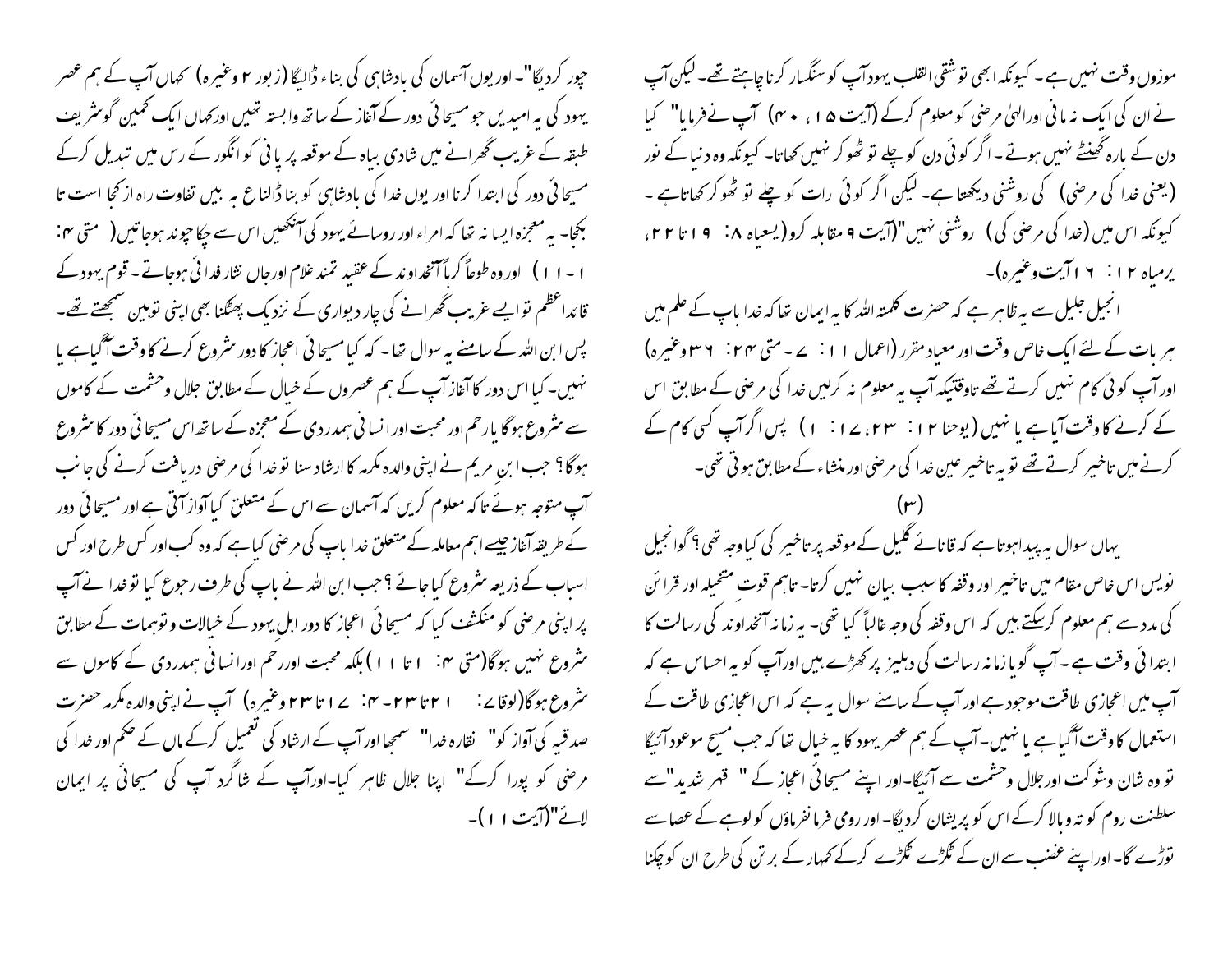موزوں وقت نہیں ہے۔ کیونکہ ابھی تو شقی القلب یہود آپ کو سنگسار کرنا چاہتے تھے۔ لیکن آپ نے ان کی ایک نہ مانی اور الہیٰ مرضی کو معلوم کرکے (آیت ۱۵، ۴۰) آپ نے فرمایا" کیا دن کے بارہ گھنٹے نہیں ہوتے۔ اگر کوئی دن کو چلے تو ٹھوکر نہیں کھاتا۔ کیونکہ وہ دنیا کے نور (یعنی خدا کی مرضی) کی روشنی دیکھتا ہے۔ لیکن اگر کوئی رات کو چلے تو ٹھوکر کھاتا ہے۔ کیونکہ اس میں (خدا کی مرضی کی) روشنی نہیں"(آیت ۹ مقابلہ کرو (یسعیاہ ۸: ۱۹تا ۲۲، یرمیاہ ۱۲: ۱۶ آیت وغیرہ)۔

انجیل جلیل سے یہ ظاہر ہے کہ حضرت کلمتہ اللہ کا یہ ایمان تھا کہ خدا باپ کے علم میں ہر بات کے لئے ایک خاص وقت اور معیاد مقرر (اعمال ۱: ۷۔ متی ۲۴: ۳۶ وغیرہ) اور آپ کوئی کام نہیں کرتے تھے تاوقتیکہ آپ یہ معلوم نہ کرلیں خدا کی مرضی کے مطابق اس کے کرنے کا وقت آیا ہے یا نہیں (یوحنا ۱۲: ۲۳، ۱۷: ۱) پس اگر آپ کسی کام کے کرنے میں تاخیر کرتے تھے تو یہ تاخیر عین خدا کی مرضی اور منشاء کے مطابق ہوتی تھی۔

(۳)

یہاں سوال یہ پیدا ہوتا ہے کہ قانائے گلیل کے موقعہ پر تاخیر کی کیا وجہ تھی؟ گوانجیل نویس اس خاص مقام میں تاخیر اور وقفہ کا سبب بیان نہیں کرتا۔ تاہم قوت متخیلہ اور قرائن کی مدد سے ہم معلوم کرسکتے ہیں کہ اس وقفہ کی وجہ غالباً کیا تھی۔ یہ زمانہ آنخداوند کی رسالت کا ابتدائی وقت ہے۔ آپ گویا زمانہ رسالت کی دہلیز پر کھڑے ہیں اور آپ کو یہ احساس ہے کہ آپ میں اعجازی طاقت موجود ہے اور آپ کے سامنے سوال یہ ہے کہ اس اعجازی طاقت کے استعمال کا وقت آگیا ہے یا نہیں۔ آپ کے ہم عصر یہود کا یہ خیال تھا کہ جب مسیح موعود آئیگا تو وہ شان و شوکت اور جلال و حشمت سے آئیگا۔ اور اپنے مسیحائی اعجاز کے " قہر شدید" سے سلطنت روم کو تہ وبالا کرکے اس کو پریشان کردیگا۔ اور رومی فرمانفرماؤں کو لوہے کے عصا سے توڑے گا۔ اور اپنے غضب سے ان کے ٹکڑے ٹکڑے کرکے کمہار کے برتن کی طرح ان کو چکنا چور کردیگا"۔ اور یوں آسمان کی بادشاہی کی بناء ڈالیگا (زبور ۲ وغیرہ) کہاں آپ کے ہم عصر یہود کی یہ امیدیں جو مسیحائی دور کے آغاز کے ساتھ وابستہ تھیں اور کہاں ایک کمین گوشریف طبقہ کے غریب گھرانے میں شادی بیاہ کے موقعہ پر پانی کو انگور کے رس میں تبدیل کرکے مسیحائی دور کی ابتدا کرنا اور یوں خدا کی بادشاہی کو بنا ڈالنا ع بہ بیں تفاوت راہ از کجا است تا بکجا۔ یہ معجزہ ایسا نہ تھا کہ امراء اور روسائے یہود کی آنکھیں اس سے چکا چوند ہوجاتیں (متی ۴: ۱۔۱۱) اور وہ طوعاً کرہاً آنخداوند کے عقیدت مند غلام اور جاں نثار فدائی ہوجاتے۔ قوم یہود کے قائد اعظم تو ایسے غریب گھرانے کی چار دیواری کے نزدیک پھٹکنا بھی اپنی توہین سمجھتے تھے۔ پس ابن اللہ کے سامنے یہ سوال تھا۔ کہ کیا مسیحائی اعجاز کا دور شروع کرنے کا وقت آگیا ہے یا نہیں۔ کیا اس دور کا آغاز آپ کے ہم عصروں کے خیال کے مطابق جلال و حشمت کے کاموں سے شروع ہوگا یا رحم اور محبت اور انسانی ہمدردی کے معجزہ کے ساتھ اس مسیحائی دور کا شروع ہوگا؟ جب ابن مریم نے اپنی والدہ مکرمہ کا ارشاد سنا تو خدا کی مرضی دریافت کرنے کی جانب آپ متوجہ ہوئے تاکہ معلوم کریں کہ آسمان سے اس کے متعلق کیا آواز آتی ہے اور مسیحائی دور کے طریقہ آغاز جیسے اہم معاملہ کے متعلق خدا باپ کی مرضی کیا ہے کہ وہ کب اور کس طرح اور کس اسباب کے ذریعہ شروع کیا جائے؟ جب ابن اللہ نے باپ کی طرف رجوع کیا تو خدا نے آپ پر اپنی مرضی کو منکشف کیا کہ مسیحائی اعجاز کا دور اہل یہود کے خیالات و توہمات کے مطابق شروع نہیں ہوگا (متی ۴: ۱تا ۱۱) بلکہ محبت اور رحم اور انسانی ہمدردی کے کاموں سے شروع ہوگا (لوقا ۷: ۱۲تا ۲۳۔ ۴: ۱۷تا ۲۳ وغیرہ) آپ نے اپنی والدہ مکرمہ حضرت صدقیہ کی آواز کو" نقارہ خدا" سمجھا اور آپ کے ارشاد کی تعمیل کرکے ماں کے حکم اور خدا کی مرضی کو پورا کرکے" اپنا جلال ظاہر کیا۔ اور آپ کے شاگرد آپ کی مسیحائی پر ایمان لائے"(آیت ۱۱)۔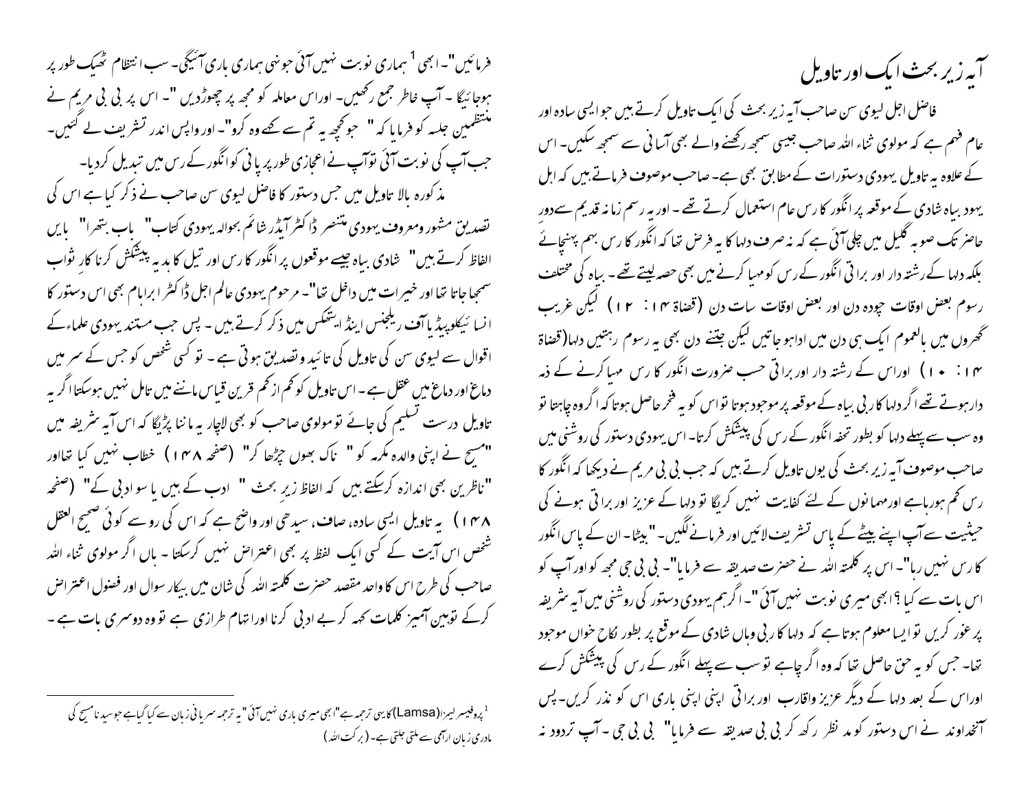# آیہ زیر بحث ایک اور تاویل

فاضل اجل لیوی سن صاحب آیہ زیر بحث کی ایک تاویل کرتے ہیں جو ایسی سادہ اور عام فہم ہے کہ مولوی ثناء اللہ صاحب جیسی سمجھ رکھنے والے بھی آسانی سے سمجھ سکیں۔ اس کے علاوہ یہ تاویل یہودی دستورات کے مطابق بھی ہے۔ صاحب موصوف فرماتے ہیں کہ اہل یہود بیاہ شادی کے موقعہ پر انگور کا رس عام استعمال کرتے تھے۔ اور یہ رسم زمانہ قدیم سے دور حاضر تک صوبہ گلیل میں چلی آئی ہے کہ نہ صرف دلہا کا یہ فرض تھا کہ انگور کا رس بہم پہنچائے بلکہ دلہا کے رشتہ دار اور براتی انگور کے رس کو مہیا کرنے میں بھی حصہ لیتے تھے۔ بیاہ کی مختلف رسوم بعض اوقات چودہ دن اور بعض اوقات سات دن (قضاۃ ۱۴: ۱۲) لیکن غریب گھروں میں بالعموم ایک ہی دن میں ادا ہو جاتیں لیکن جتنے دن بھی یہ رسوم رہتیں دلہا (قضاۃ ۱۴: ۱۰) اور اس کے رشتہ دار اور براتی حسب ضرورت انگور کا رس مہیا کرنے کے ذمہ دار ہوتے تھے اگر دلہا کا ربی بیاہ کے موقعہ پر موجود ہوتا تو اس کو یہ فخر حاصل ہوتا کہ اگر وہ چاہتا تو وہ سب سے پہلے دلہا کو بطور تحفہ انگور کے رس کی پیشکش کرتا۔ اس یہودی دستور کی روشنی میں صاحب موصوف آیہ زیر بحث کی یوں تاویل کرتے ہیں کہ جب بی بی مریم نے دیکھا کہ انگور کا رس کم ہو رہا ہے اور مہمانوں کے لئے کفایت نہیں کریگا تو دلہا کے عزیز اور براتی ہونے کی حیثیت سے آپ اپنے بیٹے کے پاس تشریف لائیں اور فرمانے لگیں۔ "بیٹا۔ ان کے پاس انگور کا رس نہیں رہا"۔ اس پر کلمتہ اللہ نے حضرت صدیقہ سے فرمایا"۔ بی بی جی مجھ کو اور آپ کو اس بات سے کیا؟ ابھی میری نوبت نہیں آئی "۔ اگر ہم یہودی دستور کی روشنی میں آیہ شریفہ پر غور کریں تو ایسا معلوم ہوتا ہے کہ دلہا کا ربی وہاں شادی کے موقع پر بطور نکاح خواں موجود تھا۔ جس کو یہ حق حاصل تھا کہ وہ اگر چاہے تو سب سے پہلے انگور کے رس کی پیشکش کرے اور اس کے بعد دلہا کے دیگر عزیز واقارب اور براتی اپنی اپنی باری اس کو نذر کریں۔ پس آنخداوند نے اس دستور کو مد نظر رکھ کر بی بی صدیقہ سے فرمایا" بی بی جی ۔ آپ تردود نہ فرمائیں"۔ ابھی[1] ہماری نوبت نہیں آئی جونہی ہماری باری آئیگی۔ سب انتظام ٹھیک طور پر ہوجائیگا ۔ آپ خاطر جمع رکھیں۔ اور اس معاملہ کو مجھ پر چھوڑدیں "۔ اس پر بی بی مریم نے منتظمین جلسہ کو فرمایا کہ " جو کچھ یہ تم سے کہے وہ کرو"۔ اور واپس اندر تشریف لے گئیں۔ جب آپ کی نوبت آئی تو آپ نے اعجازی طور پر پانی کو انگور کے رس میں تبدیل کردیا۔

مذکورہ بالا تاویل میں جس دستور کا فاضل لیوی سن صاحب نے ذکر کیا ہے اس کی تصدیق مشہور ومعروف یہودی متنصر ڈاکٹر آیڈر شائم بحوالہ یہودی کتاب" باب بتھرا" بایں الفاظ کرتے ہیں" شادی بیاہ جیسے موقعوں پر انگور کا رس اور تیل کا ہدیہ پیشکش کرنا کار ثواب سمجھا جاتا تھا اور خیرات میں داخل تھا"۔ مرحوم یہودی عالم اجل ڈاکٹر ابراہام بھی اس دستور کا انسائیکلوپیڈیا آف ریلجنس اینڈ ایتھکس میں ذکر کرتے ہیں۔ پس جب مستند یہودی علماء کے اقوال سے لیوی سن کی تاویل کی تائید وتصدیق ہوتی ہے۔ تو کسی شخص کو جس کے سر میں دماغ اور دماغ میں عقل ہے۔ اس تاویل کو کم از کم قرین قیاس ماننے میں تامل نہیں ہوسکتا اگر یہ تاویل درست تسلیم کی جائے تو مولوی صاحب کو بھی لاچار یہ ماننا پڑیگا کہ اس آیہ شریفہ میں "مسیح نے اپنی والدہ مکرمہ کو" ناک بھوں چڑھا کر" (صفحہ ۱۴۸) خطاب نہیں کیا تھا اور "ناظرین بھی اندازہ کرسکتے ہیں کہ الفاظ زیر بحث " ادب کے ہیں یا سوادبی کے" (صفحہ ۱۴۸) یہ تاویل ایسی سادہ، صاف، سیدھی اور واضح ہے کہ اس کی رو سے کوئی صحیح العقل شخص اس آیت کے کسی ایک لفظ پر بھی اعتراض نہیں کرسکتا۔ ہاں اگر مولوی ثناء اللہ صاحب کی طرح اس کا واحد مقصد حضرت کلمتہ اللہ کی شان میں بیکار سوال اور فضول اعتراض کرکے توہین آمیز کلمات کہہ کر بے ادبی کرنا اور اتہام طرازی ہے تو وہ دوسری بات ہے۔

---

[1] پروفیسر لیمزا (Lamsa) کا یہی ترجمہ ہے "ابھی میری باری نہیں آئی" یہ ترجمہ سریانی زبان سے کیا گیا ہے جو سیدنا مسیح کی مادری زبان ارامی سے ملتی جلتی ہے۔ (برکت اللہ)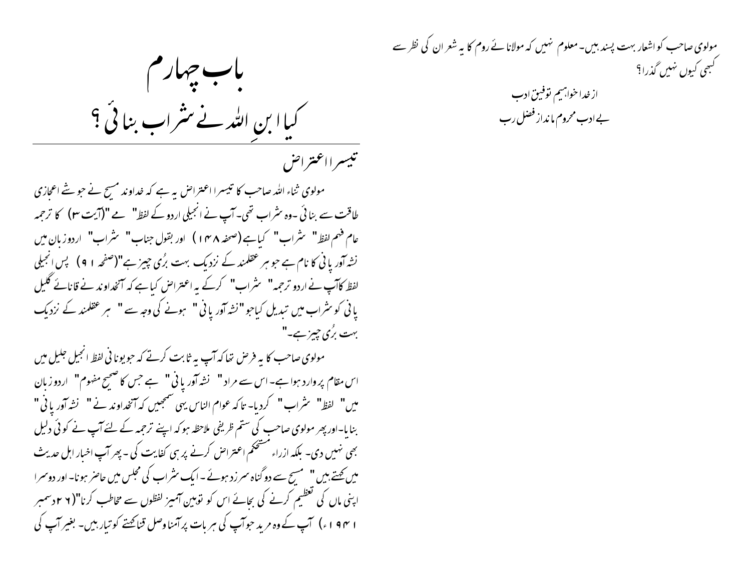مولوی صاحب کو اشعار بہت پسند ہیں۔ معلوم نہیں کہ مولانائے روم کا یہ شعر ان کی نظر سے کبھی کیوں نہیں گذرا؟

از خدا خواہیم توفیق ادب
بے ادب محروم ماند از فضل رب

# باب چہارم

# کیا ابنِ اللہ نے شراب بنائی ؟

## تیسرا اعتراض

مولوی ثناء اللہ صاحب کا تیسرا اعتراض یہ ہے کہ خداوند مسیح نے جو شے اعجازی طاقت سے بنائی ۔وہ شراب تھی۔ آپ نے انجیلی اردو کے لفظ" مے "(آیت ۳) کا ترجمہ عام فہم لفظ" شراب" کیاہے (صحفہ ۱۴۸ ) اور بقول جناب" شراب" اردو زبان میں نشہ آور پانی کا نام ہے جو ہر عقلمند کے نزدیک بہت بُری چیز ہے"(صفحہ ۱۹۱) پس انجیلی لفظ کاآپ نے اردو ترجمہ" شراب" کرکے یہ اعتراض کیاہے کہ آنخداوند نے قانائے گلیل پانی کو شراب میں تبدیل کیاجو "نشہ آور پانی" ہونے کی وجہ سے" ہر عقلمند کے نزدیک بہت بُری چیز ہے۔"

مولوی صاحب کا یہ فرض تھا کہ آپ یہ ثابت کرتے کہ جو یونانی لفظ انجیل جلیل میں اس مقام پر وارد ہوا ہے۔ اس سے مراد" نشہ آور پانی" ہے جس کا صحیح مفہوم" اردو زبان میں" لفظ" شراب" کردیا۔ تا کہ عوام الناس یہی سمجھیں کہ آنخداوند نے" نشہ آور پانی" بنایا۔اور پھر مولوی صاحب کی ستم ظریفی ملاحظہ ہو کہ اپنے ترجمہ کے لئے آپ نے کوئی دلیل بھی نہیں دی۔ بلکہ ازراہ مستحکم اعتراض کرنے پر ہی کفایت کی ۔پھر آپ اخبار اہل حدیث میں کہتے ہیں" مسیح سے دو گناہ سرزد ہوئے ۔ایک شراب کی مجلس میں حاضر ہونا۔ اور دوسرا اپنی ماں کی تعظیم کرنے کی بجائے اس کو توہین آمیز لفظوں سے مخاطب کرنا"(۲۶ دسمبر ۱۹۴۱ء) آپ کے وہ مرید جو آپ کی ہر بات پر آمنا وصل قنا کہنے کو تیار ہیں۔ بغیر آپ کی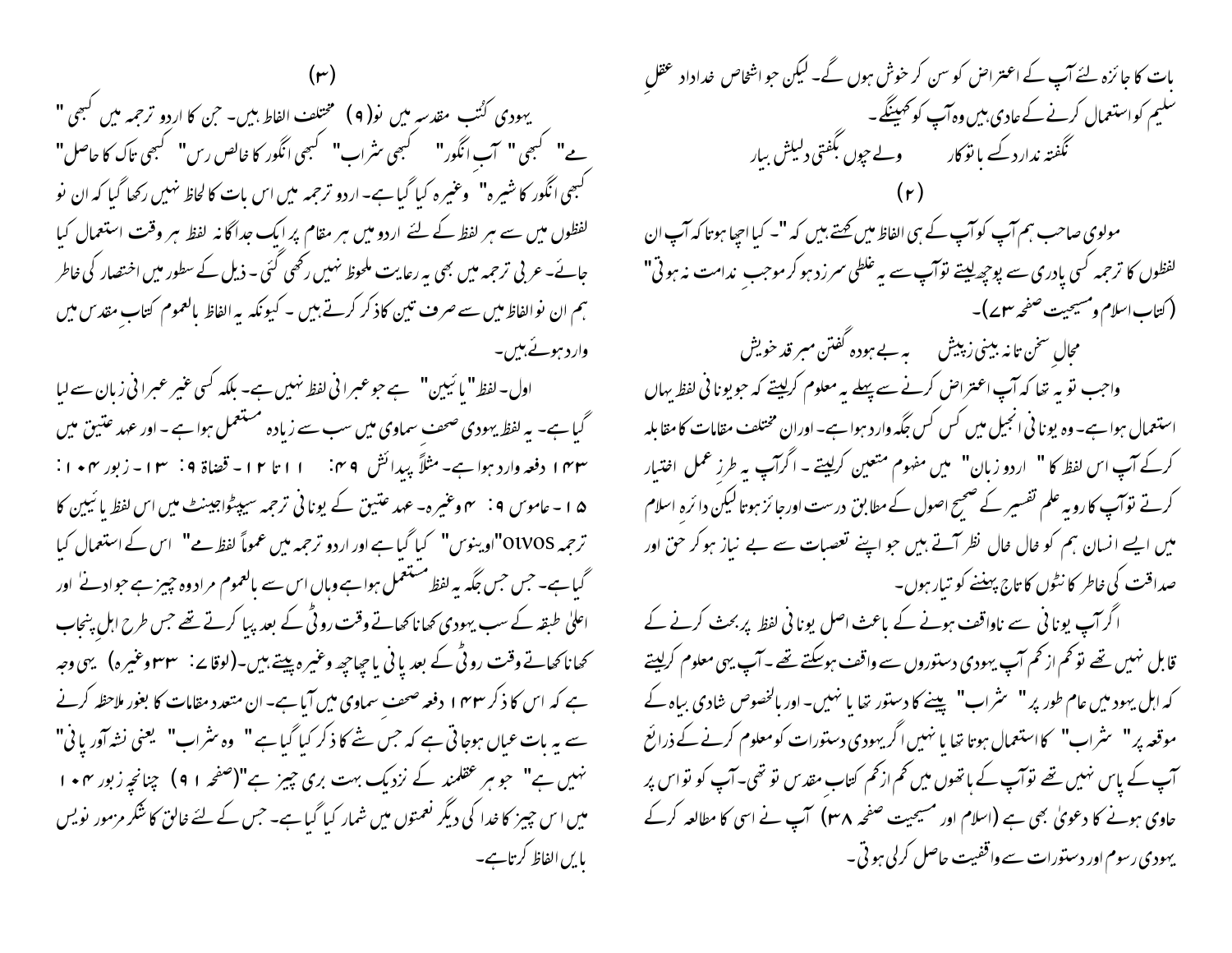بات کا جائزہ لئے آپ کے اعتراض کو سن کر خوش ہوں گے۔ لیکن جو اشخاص خداداد عقلِ سلیم کو استعمال کرنے کے عادی ہیں وہ آپ کو کھینگے۔

نگفتہ ندارد کسے باتو کار  ولے چوں بگفتی دلیلش بیار

(۲)

مولوی صاحب ہم آپ کو آپ کے ہی الفاظ میں کہتے ہیں کہ "۔ کیا اچھا ہوتا کہ آپ ان لفظوں کا ترجمہ کسی پادری سے پوچھ لیتے تو آپ سے یہ غلطی سرزد ہو کر موجبِ ندامت نہ ہوتی" (کتاب اسلام و مسیحیت صفحہ ۳۷)۔

مجالِ سخن تا نہ بینی زپیش  بہ بے ہودہ گفتن مبر قدر خویش

واجب تو یہ تھا کہ آپ اعتراض کرنے سے پہلے یہ معلوم کر لیتے کہ جو یونانی لفظ یہاں استعمال ہوا ہے۔ وہ یونانی انجیل میں کس کس جگہ وارد ہوا ہے۔ اور ان مختلف مقامات کا مقابلہ کرکے آپ اس لفظ کا " اردو زبان " میں مفہوم متعین کر لیتے ۔ اگر آپ یہ طرزِ عمل اختیار کرتے تو آپ کا رویہ علم تفسیر کے صحیح اصول کے مطابق درست اور جائز ہوتا لیکن دائرہ اسلام میں ایسے انسان ہم کو خال خال نظر آتے ہیں جو اپنے تعصبات سے بے نیاز ہو کر حق اور صداقت کی خاطر کانٹوں کا تاج پہننے کو تیار ہوں۔

اگر آپ یونانی سے ناواقف ہونے کے باعث اصل یونانی لفظ پر بحث کرنے کے قابل نہیں تھے تو کم از کم آپ یہودی دستوروں سے واقف ہوسکتے تھے۔ آپ یہی معلوم کر لیتے کہ اہل یہود میں عام طور پر " شراب " پینے کا دستور تھا یا نہیں۔ اور بالخصوص شادی بیاہ کے موقعہ پر " شراب " کا استعمال ہوتا تھا یا نہیں اگر یہودی دستورات کو معلوم کرنے کے ذرائع آپ کے پاس نہیں تھے تو آپ کے ہاتھوں میں کم از کم کتابِ مقدس تو تھی۔ آپ کو تو اس پر حاوی ہونے کا دعویٰ بھی ہے (اسلام اور مسیحیت صفحہ ۳۸) آپ نے اسی کا مطالعہ کرکے یہودی رسوم اور دستورات سے واقفیت حاصل کر لی ہوتی۔

(۳)

یہودی کُتب مقدسہ میں نو(۹) مختلف الفاظ ہیں۔ جن کا اردو ترجمہ میں کبھی " مے" کبھی " آبِ انگور" کبھی شراب" کبھی انگور کا خالص رس" کبھی تاک کا حاصل" کبھی انگور کا شیرہ" وغیرہ کیا گیا ہے۔ اردو ترجمہ میں اس بات کا لحاظ نہیں رکھا گیا کہ ان نو لفظوں میں سے ہر لفظ کے لئے اردو میں ہر مقام پر ایک جداگانہ لفظ ہر وقت استعمال کیا جائے۔ عربی ترجمہ میں بھی یہ رعایت ملحوظ نہیں رکھی گئی ۔ ذیل کے سطور میں اختصار کی خاطر ہم ان نو الفاظ میں سے صرف تین کا ذکر کرتے ہیں ۔ کیونکہ یہ الفاظ بالعموم کتابِ مقدس میں وارد ہوئے ہیں۔

اول۔ لفظ " یائین " ہے جو عبرانی لفظ نہیں ہے۔ بلکہ کسی غیر عبرانی زبان سے لیا گیا ہے۔ یہ لفظ یہودی صحفِ سماوی میں سب سے زیادہ مستعمل ہوا ہے ۔ اور عہد عتیق میں ۱۴۳ دفعہ وارد ہوا ہے۔ مثلاً پیدائش ۴۹: ۱۱ تا ۱۲۔ قضاۃ ۹: ۱۳۔ زبور ۱۰۴: ۱۵۔ عاموس ۹: ۴ وغیرہ۔ عہد عتیق کے یونانی ترجمہ سیپٹواجینٹ میں اس لفظ یائیین کا ترجمہ οινος"اوینوس" کیا گیا ہے اور اردو ترجمہ میں عموماً لفظ مے" اس کے استعمال کیا گیا ہے۔ جس جس جگہ یہ لفظ مستعمل ہوا ہے وہاں اس سے بالعموم مراد وہ چیز ہے جو ادنیٰ اور اعلیٰ طبقہ کے سب یہودی کھانا کھاتے وقت روٹی کے بعد پیا کرتے تھے جس طرح اہلِ پنجاب کھانا کھاتے وقت روٹی کے بعد پانی یا چھاچھ وغیرہ پیتے ہیں۔(لوقا ۷: ۳۳ وغیرہ) یہی وجہ ہے کہ اس کا ذکر ۱۴۳ دفعہ صحفِ سماوی میں آیا ہے۔ ان متعدد مقامات کا بغور ملاحظہ کرنے سے یہ بات عیاں ہو جاتی ہے کہ جس شے کا ذکر کیا گیا ہے " وہ شراب" یعنی نشہ آور پانی" نہیں ہے" جو ہر عقلمند کے نزدیک بہت بری چیز ہے"(صفحہ ۱۹) چنانچہ زبور ۱۰۴ میں اس چیز کا خدا کی دیگر نعمتوں میں شمار کیا گیا ہے۔ جس کے لئے خالق کا شکر مزمور نویس بایں الفاظ کرتا ہے۔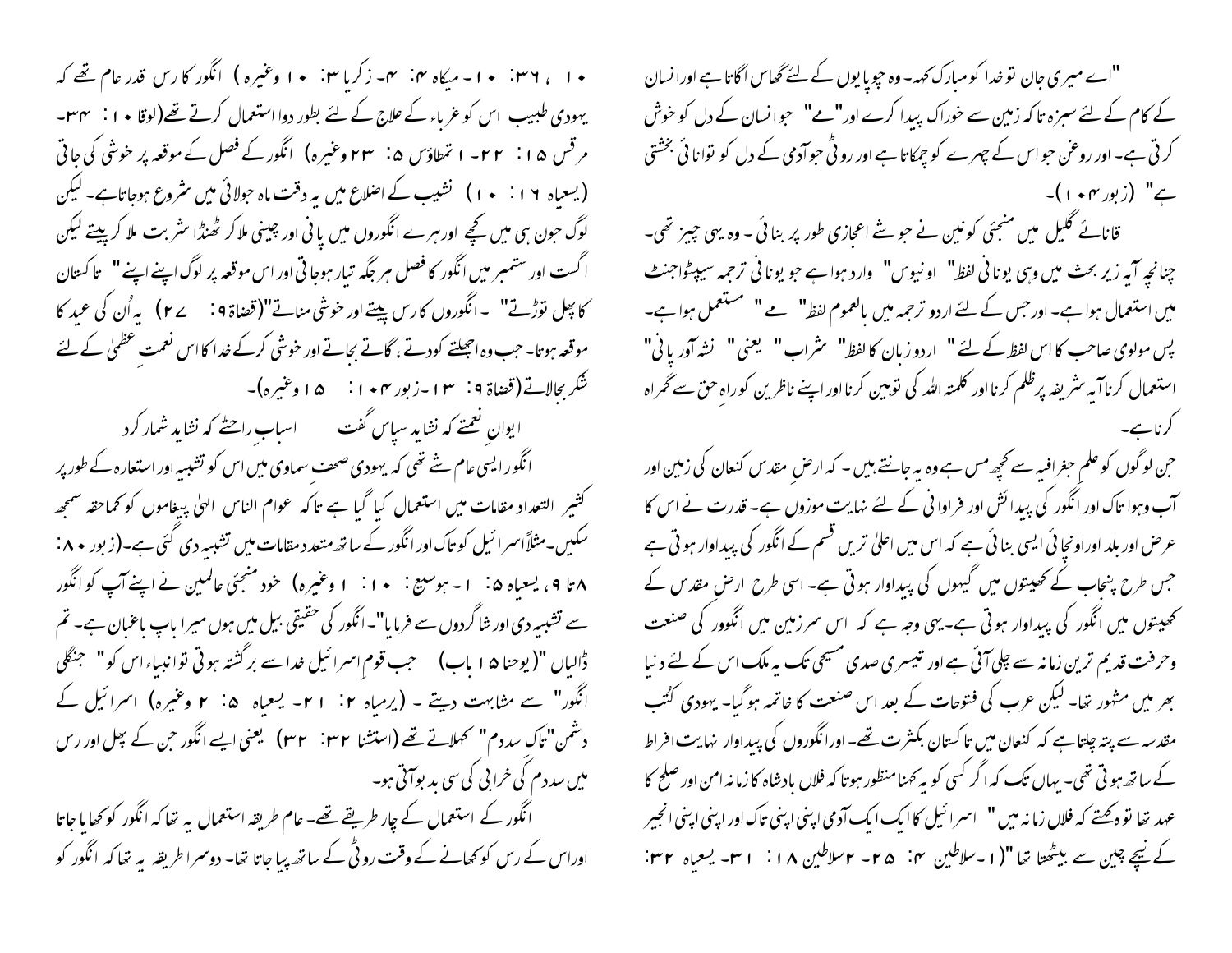"اے میری جان تو خدا کو مبارک کہہ۔ وہ چوپایوں کے لئے گھاس اگاتا ہے اور انسان کے کام کے لئے سبزہ تاکہ زمین سے خوراک پیدا کرے اور "مے" جو انسان کے دل کو خوش کرتی ہے۔ اور روغن جو اس کے چہرے کو چمکاتا ہے اور روٹی جو آدمی کے دل کو توانائی بخشتی ہے" (زبور ۱۰۴)۔

قانائے گلیل میں منجئی کونین نے جو شے اعجازی طور پر بنائی ۔ وہ یہی چیز تھی۔ چنانچہ آیہ زیر بحث میں وہی یونانی لفظ" اونیوس" وارد ہوا ہے جو یونانی ترجمہ سپیٹواجنٹ میں استعمال ہوا ہے۔ اور جس کے لئے اردو ترجمہ میں بالعموم لفظ" مے" مستعمل ہوا ہے۔ پس مولوی صاحب کا اس لفظ کے لئے " اردو زبان کا لفظ" شراب" یعنی" نشہ آور پانی" استعمال کرنا آیہ شریفہ پر ظلم کرنا اور کلمتہ اللہ کی توہین کرنا اور اپنے ناظرین کو راہِ حق سے گمراہ کرنا ہے۔

جن لوگوں کو علمِ جغرافیہ سے کچھ مس ہے وہ یہ جانتے ہیں ۔ کہ ارضِ مقدس کنعان کی زمین اور آب وہوا تاک اور انگور کی پیدائش اور فراوانی کے لئے نہایت موزوں ہے۔ قدرت نے اس کا عرض اور بلد اور اونچائی ایسی بنائی ہے کہ اس میں اعلیٰ تریں قسم کے انگور کی پیداوار ہوتی ہے جس طرح پنجاب کے کھیتوں میں گیہوں کی پیداوار ہوتی ہے۔ اسی طرح ارضِ مقدس کے کھیتوں میں انگور کی پیداوار ہوتی ہے۔یہی وجہ ہے کہ اس سرزمین میں انگوور کی صنعت وحرفت قدیم ترین زمانہ سے چلی آئی ہے اور تیسری صدی مسیحی تک یہ ملک اس کے لئے دنیا بھر میں مشہور تھا۔ لیکن عرب کی فتوحات کے بعد اس صنعت کا خاتمہ ہوگیا۔ یہودی کُتب مقدسہ سے پتہ چلتا ہے کہ کنعان میں تاکستان بکثرت تھے۔ اور انگوروں کی پیداوار نہایت افراط کے ساتھ ہوتی تھی۔ یہاں تک کہ اگر کسی کو یہ کہنا منظور ہوتا کہ فلاں بادشاہ کا زمانہ امن اور صلح کا عہد تھا تو وہ کہتے کہ فلاں زمانہ میں " اسرائیل کا ایک ایک آدمی اپنی اپنی تاک اور اپنی اپنی انجیر کے نیچے چین سے بیٹھتا تھا"(۱۔سلاطین ۴: ۲۵۔ ۲سلاطین ۱۸: ۳۱۔ یسعیاہ ۳۶: ۱۰، ۳۶: ۱۰۔میکاہ ۴: ۴۔ زکریا ۳: ۱۰ وغیرہ) انگور کا رس قدر عام تھے کہ یہودی طبیب اس کو غرباء کے علاج کے لئے بطور دوا استعمال کرتے تھے(لوقا ۱۰: ۳۴۔ مرقس ۱۵: ۲۲۔ ۱تمطاؤس ۵: ۲۳وغیرہ) انگور کے فصل کے موقعہ پر خوشی کی جاتی (یسعیاہ ۱۶: ۱۰) نشیب کے اضلاع میں یہ دقت ماہ جولائی میں شروع ہوجاتاہے۔ لیکن لوگ جون ہی میں کچھے اور ہرے انگوروں میں پانی اور چینی ملاکر ٹھنڈا شربت ملا کر پیتے لیکن اگست اور ستمبر میں انگور کا فصل ہر جگہ تیار ہوجاتی اور اس موقعہ پر لوگ اپنے اپنے" تاکستان کا پھل توڑتے" ۔انگوروں کا رس پیتے اور خوشی مناتے"(قضاۃ ۹: ۲۷) یہ اُن کی عید کا موقعہ ہوتا۔ جب وہ اچھلتے کودتے ، گاتے بجاتے اور خوشی کرکے خدا کا اس نعمت عظمیٰ کے لئے شکر بجالاتے(قضاۃ ۹: ۱۳۔زبور ۱۰۴: ۱۵وغیرہ)۔

ایوانِ نعمتے کہ نشاید سپاس گفت &nbsp;&nbsp;&nbsp;&nbsp; اسبابِ راحتے کہ نشاید شمار کرد

انگور ایسی عام شے تھی کہ یہودی صحف سماوی میں اس کو تشبیہ اور استعارہ کے طور پر کثیر التعداد مقامات میں استعمال کیا گیا ہے تاکہ عوام الناس الہیٰ پیغاموں کو کماحقہ سمجھ سکیں۔مثلاً اسرائیل کو تاک اور انگور کے ساتھ متعدد مقامات میں تشبیہ دی گئی ہے۔(زبور ۸۰: ۸تا ۹، یسعیاہ ۵: ۱۔ہوسیع: ۱۰: ۱وغیرہ) خود منجئی عالمین نے اپنے آپ کو انگور سے تشبیہ دی اور شاگردوں سے فرمایا"۔ انگور کی حقیقی بیل میں ہوں میرا باپ باغبان ہے۔ تم ڈالیاں "(یوحنا ۱۵ باب) جب قوم اسرائیل خدا سے برگشتہ ہوتی تو انبیاء اس کو" جنگلی انگور" سے مشابہت دیتے ۔ (یرمیاہ ۲: ۲۱۔ یسعیاہ ۵: ۲ وغیرہ) اسرائیل کے دشمن "تاک سدوم" کہلاتے تھے (استثنا ۳۲: ۳۲) یعنی ایسے انگور جن کے پھل اور رس میں سدوم کی خرابی کی سی بد بوآتی ہو۔

انگور کے استعمال کے چار طریقے تھے۔ عام طریقہ استعمال یہ تھا کہ انگور کو کھایا جاتا اوراس کے رس کو کھانے کے وقت روٹی کے ساتھ پیا جاتا تھا۔ دوسرا طریقہ یہ تھا کہ انگور کو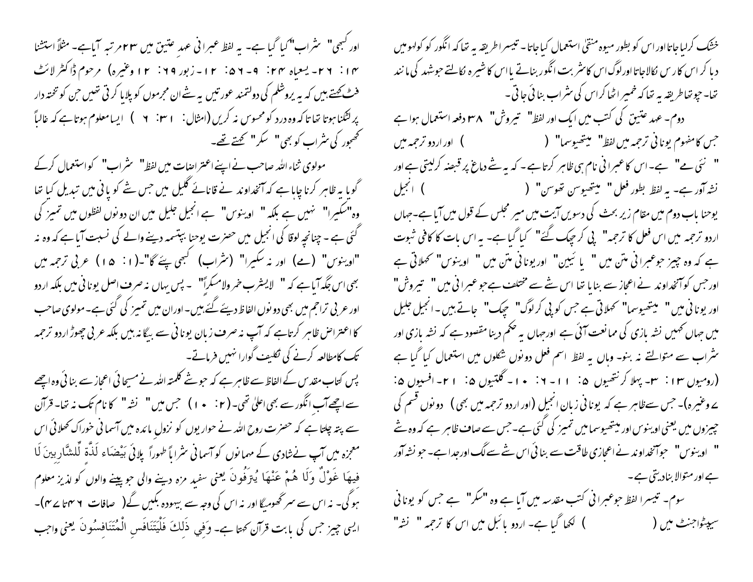خشک کرلیا جاتا اور اس کو بطور میوہ منقیٰ استعمال کیا جاتا۔ تیسرا طریقہ یہ تھا کہ انگور کو کولھو میں دبا کر اس کا رس نکالا جاتا اور لوگ اس کا شربت انگور بناتے یا اس کا شیرہ نکالتے جو شہد کی مانند تھا۔ چوتھا طریقہ یہ تھا کہ خمیر اٹھا کر اس کی شراب بنائی جاتی۔

دوم۔ عہد عتیق کی کتب میں ایک اور لفظ " تیروش" ۳۸ دفعہ استعمال ہوا ہے جس کا مفہوم یونانی ترجمہ میں لفظ " میتھیوسما" (  ) اور اردو ترجمہ میں " نئی مے" ہے۔ اس کا عبرانی نام ہی ظاہر کرتا ہے۔ کہ یہ شے دماغ پر قبضہ کرلیتی ہے اور نشہ آور ہے۔ یہ لفظ بطور فعل " میتھیوسن تھوسن" (  ) انجیل یوحنا باب دوم میں مقام زیر بحث کی دسویں آیت میں میر مجلس کے قول میں آیا ہے۔جہاں اردو ترجمہ میں اس فعل کا ترجمہ " پی کر چھک گئے" کیا گیا ہے۔ یہ اس بات کا کافی ثبوت ہے کہ وہ چیز جو عبرانی متن میں " یا ئیین" اور یونانی متن میں " اوینوس" کہلاتی ہے اور جس کو آنخداوند نے اعجاز سے بنایا تھا اس شے سے مختلف ہے جو عبرانی میں " تیروش" اور یونانی میں " میتھیوسما" کہلاتی ہے جس کو پی کر لوگ" چھک" جاتے ہیں۔ انجیل جلیل میں جہاں کہیں نشہ بازی کی ممانعت آئی ہے اور جہاں یہ حکم دینا مقصود ہے کہ نشہ بازی اور شراب سے متوالتے نہ بنو۔ وہاں یہ لفظ اسم فعل دونوں شکلوں میں استعمال کیا گیا ہے (رومیوں ۱۳: ۳۔ پہلا کرنتھیوں ۵: ۱۱۔ ۶: ۱۰۔ گلتیوں ۵: ۲۱۔ افسیوں ۵: ۷ وغیرہ)۔ جس سے ظاہر ہے کہ یونانی زبان انجیل (اور اردو ترجمہ میں بھی) دونوں قسم کی چیزوں میں یعنی اوینوس اور میتھیوسما میں تمیز کی گئی ہے۔ جس سے صاف ظاہر ہے کہ وہ شے " اوینوس" جو آنخداوند نے اعجازی طاقت سے بنائی اس شے سے لگ اور جدا ہے۔ جو نشہ آور ہے اور متوالا بنادیتی ہے۔

سوم۔ تیسرا لفظ جو عبرانی کتب مقدسہ میں آیا ہے وہ "سکر" ہے جس کو یونانی سیپٹواجنٹ میں (  ) لکھا گیا ہے۔ اردو بائبل میں اس کا ترجمہ " نشہ" اور کبھی " شراب" کیا گیا ہے۔ یہ لفظ عبرانی عہد عتیق میں ۲۳ مرتبہ آیا ہے۔ مثلاً استثنا ۱۴: ۲۶۔ یسعیاہ ۲۴: ۹۔ ۵۶: ۱۲۔ زبور ۶۹: ۱۲ وغیرہ) مرحوم ڈاکٹر لائٹ فٹ کہتے ہیں کہ یہ یروشلم کی دولتمند عورتیں یہ شے ان مجرموں کو پلایا کرتی تھیں جن کو تختہ دار پر لٹکنا ہوتا تھا تاکہ وہ درد کو محسوس نہ کریں (امثال: ۳۱: ۶ ) ایسا معلوم ہوتا ہے کہ غالباً کھجور کی شراب کو بھی " سکر" کہتے تھے۔

مولوی ثناء اللہ صاحب نے اپنے اعتراضات میں لفظ " شراب" کو استعمال کرکے گویا یہ ظاہر کرنا چاہا ہے کہ آنخداوند نے قانائے گلیل میں جس شے کو پانی میں تبدیل کیا تھا وہ"سکیرا" نہیں ہے بلکہ " اوینوس" ہے انجیل جلیل میں ان دونوں لفظوں میں تمیز کی گئی ہے۔ چنانچہ لوقا کی انجیل میں حضرت یوحنا بپتسمہ دینے والے کی نسبت آیا ہے کہ وہ نہ "اوینوس" (مے) اور نہ سکیرا" (شراب) کبھی پیئے گا"۔(۱: ۱۵) عربی ترجمہ میں بھی اس جگہ آیا ہے کہ " لایشرب خمر ولامسکراً" ۔ پس یہاں نہ صرف اصل یونانی میں بلکہ اردو اور عربی تراجم میں بھی دونوں الفاظ دیئے گئے ہیں۔ اور ان میں تمیز کی گئی ہے۔ مولوی صاحب کا اعتراض ظاہر کرتا ہے کہ آپ نہ صرف زبان یونانی سے بیگانہ ہیں بلکہ عربی چھوڑ اردو ترجمہ تک کا مطالعہ کرنے کی تکلیف گوارا نہیں فرماتے۔

پس کتاب مقدس کے الفاظ سے ظاہر ہے کہ جو شے کلمتہ اللہ نے مسیحائی اعجاز سے بنائی وہ اچھے سے اچھے آب انگور سے بھی اعلیٰ تھی۔ (۲: ۱۰) جس میں " نشہ" کا نام تک نہ تھا۔ قرآن سے پتہ چلتا ہے کہ حضرت روح اللہ نے حواریوں کو نزول مائدہ میں آسمانی خوراک کھلائی اس معجزہ میں آپ نے شادی کے مہمانوں کو آسمانی شراباً طہوراً پلائی بَيْضَاء لَذَّةٍ لِّلشَّارِبِينَ لَا فِيهَا غَوْلٌ وَلَا هُمْ عَنْهَا يُنزَفُونَ یعنی سفید مزہ دینے والی جو پینے والوں کو لذیز معلوم ہوگی۔ نہ اس سے سر گھومیگا اور نہ اس کی وجہ سے بیہودہ بکیں گے( صافات ۴۶ تا ۴۷)۔ ایسی چیز جس کی بابت قرآن کہتا ہے۔ وَفِي ذَلِكَ فَلْيَتَنَافَسِ الْمُتَنَافِسُونَ یعنی واجب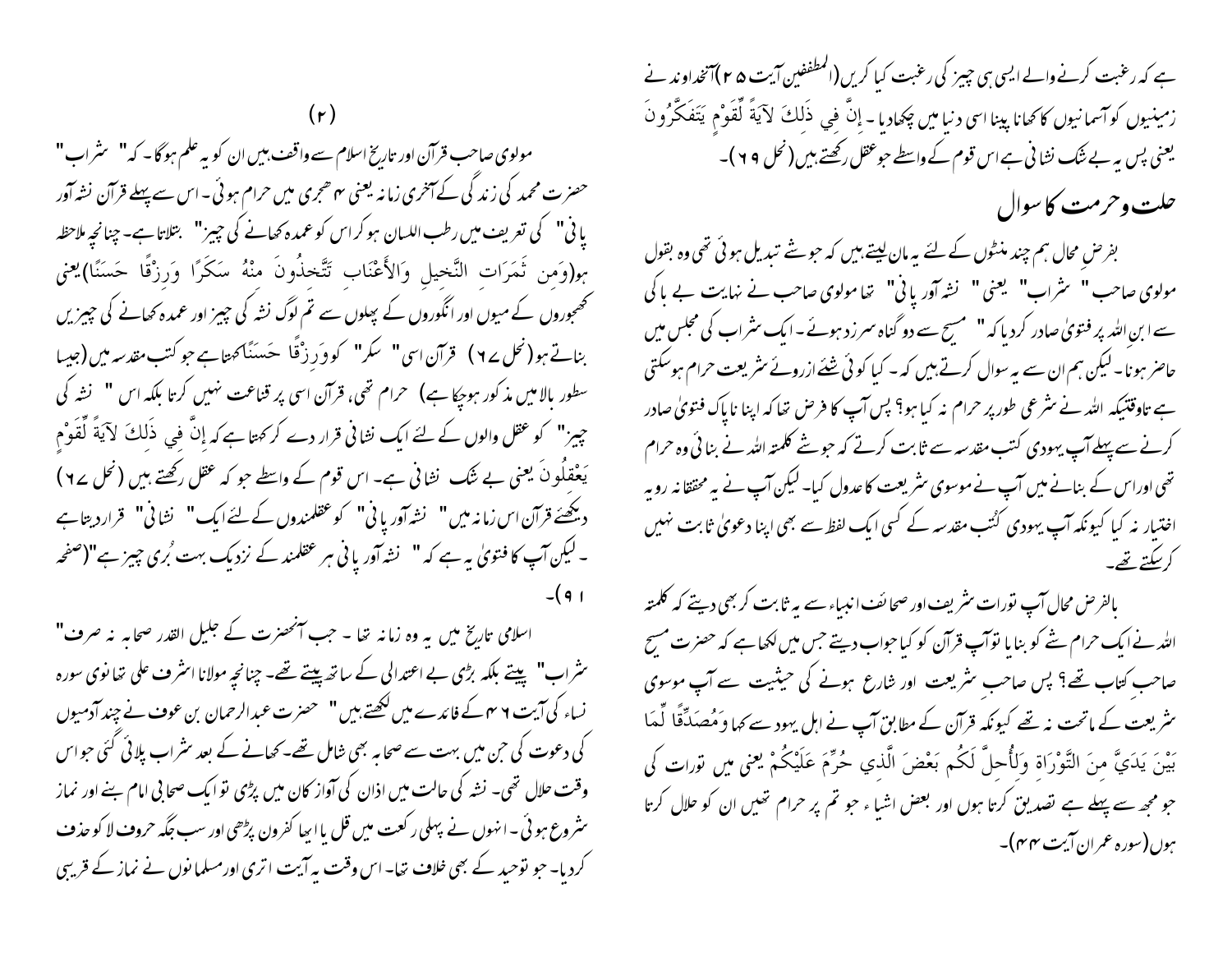ہے کہ رغبت کرنے والے ایسی ہی چیز کی رغبت کیا کریں (المطففین آیت ۲۵) آخداوند نے زمینیوں کو آسمانیوں کا کھانا پینا اسی دنیا میں چکھادیا۔ إِنَّ فِي ذَلِكَ لآيَةً لِّقَوْمٍ يَتَفَكَّرُونَ یعنی پس یہ بے شک نشانی ہے اس قوم کے واسطے جو عقل رکھتے ہیں (نحل ۶۹)۔

## حلت وحرمت کا سوال

بفرض محال ہم چند منٹوں کے لئے یہ مان لیتے ہیں کہ جو شے تبدیل ہوئی تھی وہ بقول مولوی صاحب " شراب" یعنی " نشہ آور پانی" تھا مولوی صاحب نے نہایت بے باکی سے ابن اللہ پر فتویٰ صادر کردیا کہ " مسیح سے دو گناہ سرزد ہوئے۔ ایک شراب کی مجلس میں حاضر ہونا۔ لیکن ہم ان سے یہ سوال کرتے ہیں کہ۔ کیا کوئی شئے ازروئے شریعت حرام ہوسکتی ہے تاوقتیکہ اللہ نے شرعی طورپر حرام نہ کیا ہو؟ پس آپ کا فرض تھا کہ اپنا ناپاک فتویٰ صادر کرنے سے پہلے آپ یہودی کتب مقدسہ سے ثابت کرتے کہ جو شے کلمتہ اللہ نے بنائی وہ حرام تھی اوراس کے بنانے میں آپ نے موسوی شریعت کا عدول کیا۔ لیکن آپ نے یہ محققانہ رویہ اختیار نہ کیا کیونکہ آپ یہودی کُتب مقدسہ کے کسی ایک لفظ سے بھی اپنا دعویٰ ثابت نہیں کرسکتے تھے۔

بالفرض محال آپ تورات شریف اور صحائف انبیاء سے یہ ثابت کر بھی دیتے کہ کلمتہ اللہ نے ایک حرام شے کو بنایا تو آپ قرآن کو کیا جواب دیتے جس میں لکھا ہے کہ حضرت مسیح صاحبِ کتاب تھے؟ پس صاحبِ شریعت اور شارع ہونے کی حیثیت سے آپ موسوی شریعت کے ماتحت نہ تھے کیونکہ قرآن کے مطابق آپ نے اہل یہود سے کہا وَمُصَدِّقًا لِّمَا بَيْنَ يَدَيَّ مِنَ التَّوْرَاةِ وَلِأُحِلَّ لَكُم بَعْضَ الَّذِي حُرِّمَ عَلَيْكُمْ یعنی میں تورات کی جو مجھ سے پہلے ہے تصدیق کرتا ہوں اور بعض اشیاء جو تم پر حرام تھیں ان کو حلال کرتا ہوں (سورہ عمران آیت ۴۴)۔

(۲)

مولوی صاحب قرآن اور تاریخ اسلام سے واقف ہیں ان کو یہ علم ہوگا۔ کہ " شراب" حضرت محمد کی زندگی کے آخری زمانہ یعنی ۴ ھجری میں حرام ہوئی۔ اس سے پہلے قرآن نشہ آور پانی" کی تعریف میں رطب اللسان ہو کر اس کو عمدہ کھانے کی چیز" بتلاتا ہے۔ چنانچہ ملاحظہ ہو(وَمِن ثَمَرَاتِ النَّخِيلِ وَالأَعْنَابِ تَتَّخِذُونَ مِنْهُ سَكَرًا وَرِزْقًا حَسَنًا) یعنی کھجوروں کے میوں اور انگوروں کے پھلوں سے تم لوگ نشہ کی چیز اور عمدہ کھانے کی چیزیں بناتے ہو (نحل ۶۷) قرآن اسی " سکر" کو وَرِزْقًا حَسَنًا کہتا ہے جو کتب مقدسہ میں (جیسا سطور بالا میں مذکور ہوچکا ہے) حرام تھی، قرآن اسی پر قناعت نہیں کرتا بلکہ اس " نشہ کی چیز" کو عقل والوں کے لئے ایک نشانی قرار دے کر کہتا ہے کہ إِنَّ فِي ذَلِكَ لآيَةً لِّقَوْمٍ يَعْقِلُونَ یعنی بے شک نشانی ہے۔ اس قوم کے واسطے جو کہ عقل رکھتے ہیں (نحل ۶۷) دیکھئے قرآن اس زمانہ میں " نشہ آور پانی" کو عقلمندوں کے لئے ایک " نشانی" قراردیتا ہے ۔ لیکن آپ کا فتویٰ یہ ہے کہ " نشہ آور پانی ہر عقلمند کے نزدیک بہت بُری چیز ہے"(صفحہ ۹۱)۔

اسلامی تاریخ میں یہ وہ زمانہ تھا ۔ جب آنحضرت کے جلیل القدر صحابہ نہ صرف " شراب" پیتے بلکہ بڑی بے اعتدالی کے ساتھ پیتے تھے۔ چنانچہ مولانا اشرف علی تھانوی سورہ نساء کی آیت ۴۳ کے فائدے میں لکھتے ہیں " حضرت عبدالرحمان بن عوف نے چند آدمیوں کی دعوت کی جن میں بہت سے صحابہ بھی شامل تھے۔ کھانے کے بعد شراب پلائی گئی جو اس وقت حلال تھی۔ نشہ کی حالت میں اذان کی آواز کان میں پڑی تو ایک صحابی امام بنے اور نماز شروع ہوئی ۔ انہوں نے پہلی رکعت میں قل یا ایہا کفرون پڑھی اور سب جگہ حروف لا کو حذف کردیا۔ جو توحید کے بھی خلاف تھا۔ اس وقت یہ آیت اتری اور مسلمانوں نے نماز کے قریبی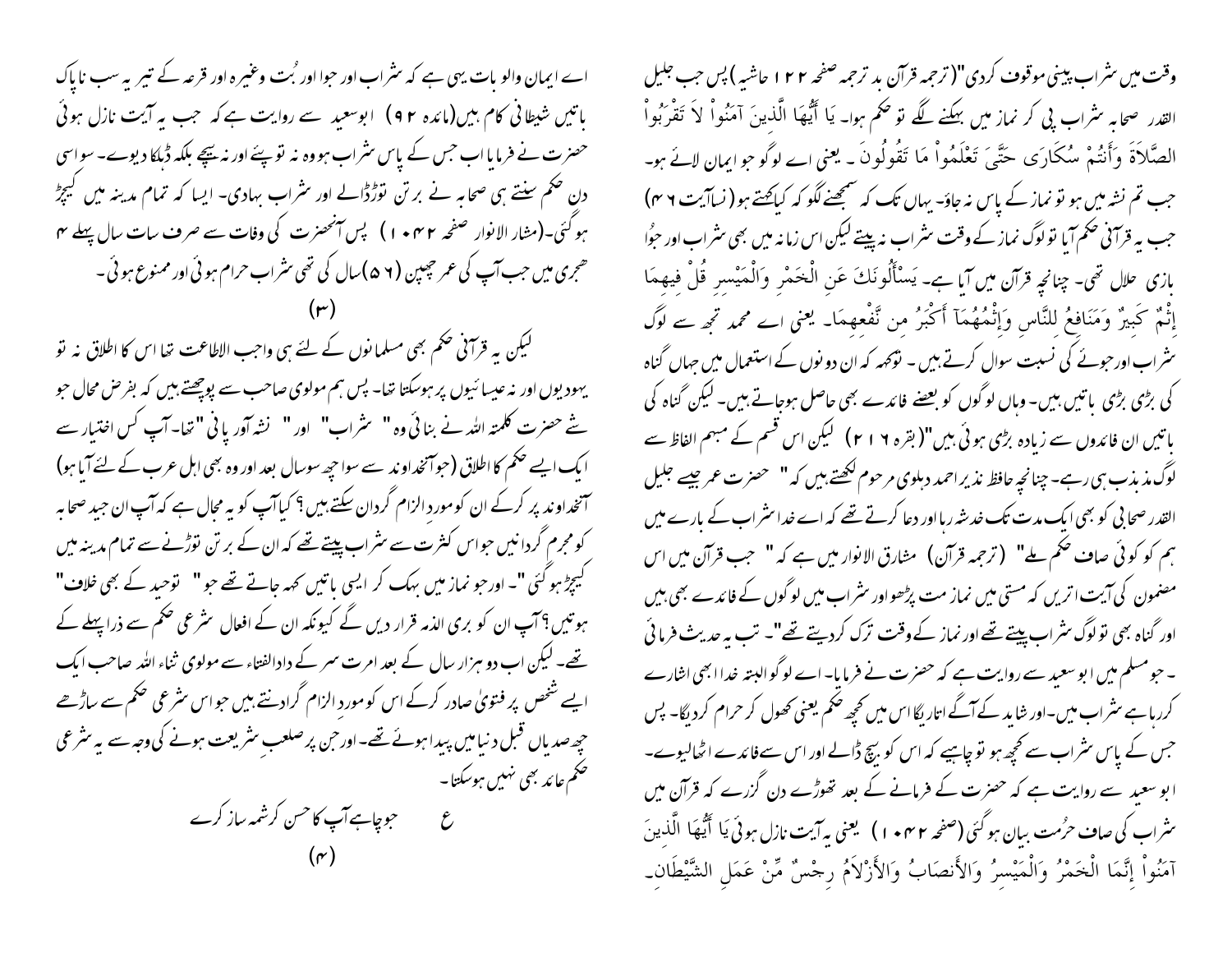وقت میں شراب پینی موقوف کردی" (ترجمہ قرآن بد ترجمہ صفحہ ۱۲۲ حاشیہ) پس جب جلیل القدر صحابہ شراب پی کر نماز میں بہکنے لگے تو حکم ہوا۔ یَا أَيُّهَا الَّذِينَ آمَنُواْ لاَ تَقْرَبُواْ الصَّلاَةَ وَأَنتُمْ سُكَارَى حَتَّىَ تَعْلَمُواْ مَا تَقُولُونَ ۔ یعنی اے لوگو جو ایمان لائے ہو۔ جب تم نشہ میں ہو تو نماز کے پاس نہ جاؤ۔ یہاں تک کہ سمجھنے لگو کہ کیا کہتے ہو (نسا آیت ۴۶) جب یہ قرآنی حکم آیا تو لوگ نماز کے وقت شراب نہ پیتے لیکن اس زمانہ میں بھی شراب اور جوُا بازی حلال تھی۔ چنانچہ قرآن میں آیا ہے۔ يَسْأَلُونَكَ عَنِ الْخَمْرِ وَالْمَيْسِرِ قُلْ فِيهِمَا إِثْمٌ كَبِيرٌ وَمَنَافِعُ لِلنَّاسِ وَإِثْمُهُمَآ أَكْبَرُ مِن نَّفْعِهِمَا۔ یعنی اے محمد تجھ سے لوگ شراب اور جوئے کی نسبت سوال کرتے ہیں ۔ تو کہہ کہ ان دونوں کے استعمال میں جہاں گناہ کی بڑی بڑی باتیں ہیں۔ وہاں لوگوں کو بعضے فائدے بھی حاصل ہوجاتے ہیں۔ لیکن گناہ کی باتیں ان فائدوں سے زیادہ بڑی ہوئی ہیں" (بقرہ ۲۱۶) لیکن اس قسم کے مبہم الفاظ سے لوگ مذبذب ہی رہے۔ چنانچہ حافظ نذیر احمد دہلوی مرحوم لکھتے ہیں کہ " حضرت عمر جیسے جلیل القدر صحابی کو بھی ایک مدت تک خدشہ رہا اور دعا کرتے تھے کہ اے خدا شراب کے بارے میں ہم کو کوئی صاف حکم ملے" (ترجمہ قرآن) مشارق الانوار میں ہے کہ " جب قرآن میں اس مضمون کی آیت اتریں کہ مستی میں نماز مت پڑھو اور شراب میں لوگوں کے فائدے بھی ہیں اور گناہ بھی تو لوگ شراب پیتے تھے اور نماز کے وقت ترک کردیتے تھے"۔ تب یہ حدیث فرمائی ۔ جو مسلم میں ابو سعید سے روایت ہے کہ حضرت نے فرمایا۔ اے لوگو البتہ خدا ابھی اشارے کررہا ہے شراب میں۔ اور شاید کے آگے اتاریگا اس میں کچھ حکم یعنی کھول کر حرام کردیگا۔ پس جس کے پاس شراب سے کچھ ہو تو چاہیے کہ اس کو بیچ ڈالے اور اس سے فائدے اٹھالیوے۔ ابو سعید سے روایت ہے کہ حضرت کے فرمانے کے بعد تھوڑے دن گزرے کہ قرآن میں شراب کی صاف حرُمت بیان ہوگئی (صفحہ ۱۰۴۲) یعنی یہ آیت نازل ہوئی یَا أَيُّهَا الَّذِينَ آمَنُواْ إِنَّمَا الْخَمْرُ وَالْمَيْسِرُ وَالأَنصَابُ وَالأَزْلاَمُ رِجْسٌ مِّنْ عَمَلِ الشَّيْطَانِ۔

اے ایمان والو بات یہی ہے کہ شراب اور جوا اور بُت وغیرہ اور قرعہ کے تیر یہ سب ناپاک باتیں شیطانی کام ہیں (مائدہ ۹۲) ابوسعید سے روایت ہے کہ جب یہ آیت نازل ہوئی حضرت نے فرمایا اب جس کے پاس شراب ہو وہ نہ تو پیئے اور نہ بیچے بلکہ ڈہلکا دیوے۔ سو اسی دن حکم سنتے ہی صحابہ نے برتن توڑڈالے اور شراب بہادی۔ ایسا کہ تمام مدینہ میں کیچڑ ہوگئی۔ (مشار الانوار صفحہ ۱۰۴۲) پس آنحضرت کی وفات سے صرف سات سال پہلے ۴ ھجری میں جب آپ کی عمر چھپن (۵۶) سال کی تھی شراب حرام ہوئی اور ممنوع ہوئی۔

(۳)

لیکن یہ قرآنی حکم بھی مسلمانوں کے لئے ہی واجب الاطاعت تھا اس کا اطلاق نہ تو یہودیوں اور نہ عیسائیوں پر ہوسکتا تھا۔ پس ہم مولوی صاحب سے پوچھتے ہیں کہ بفرض محال جو شے حضرت کلمتہ اللہ نے بنائی وہ " شراب" اور " نشہ آور پانی "تھا۔ آپ کس اختیار سے ایک ایسے حکم کا اطلاق (جو آنخداوند سے سوا چھ سوسال بعد اور وہ بھی اہل عرب کے لئے آیا ہو) آنخداوند پر کرکے ان کو موردِ الزام گردان سکتے ہیں؟ کیا آپ کو یہ مجال ہے کہ آپ ان جید صحابہ کو مجرم گردانیں جو اس کثرت سے شراب پیتے تھے کہ ان کے برتن توڑنے سے تمام مدینہ میں کیچڑ ہوگئی"۔ اور جو نماز میں بہک کر ایسی باتیں کہہ جاتے تھے جو " توحید کے بھی خلاف" ہوتیں؟ آپ ان کو بری الذمہ قرار دیں گے کیونکہ ان کے افعال شرعی حکم سے ذرا پہلے کے تھے۔ لیکن اب دو ہزار سال کے بعد امرت سر کے دارالفتاء سے مولوی ثناء اللہ صاحب ایک ایسے شخص پر فتویٰ صادر کرکے اس کو موردِ الزام گرادنتے ہیں جو اس شرعی حکم سے ساڑھے چھ صدیاں قبل دنیا میں پیدا ہوئے تھے۔ اور جن پر صلعبِ شریعت ہونے کی وجہ سے یہ شرعی حکم عائد بھی نہیں ہوسکتا۔

ع جو چاہے آپ کا حسن کرشمہ ساز کرے

(۴)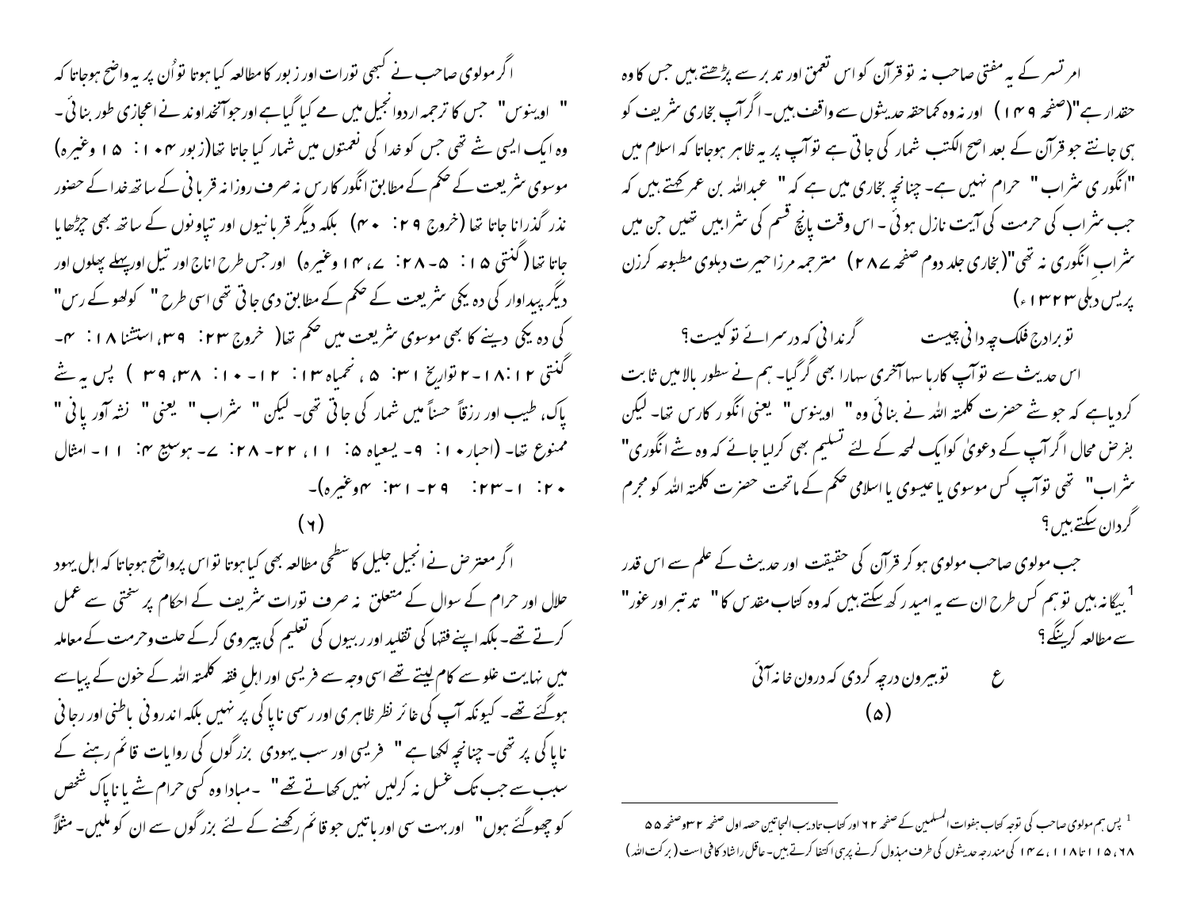امر تسر کے یہ مفتی صاحب نہ تو قرآن کو اس تعمق اور تدبر سے پڑھتے ہیں جس کا وہ حقدار ہے"(صفحہ ۱۴۹) اور نہ وہ کماحقہ حدیثوں سے واقف ہیں۔ اگر آپ بخاری شریف کو ہی جانتے جو قرآن کے بعد اصح الکتب شمار کی جاتی ہے تو آپ پر یہ ظاہر ہوجاتا کہ اسلام میں "انگوری شراب" حرام نہیں ہے۔ چنانچہ بخاری میں ہے کہ " عبداللہ بن عمر کہتے ہیں کہ جب شراب کی حرمت کی آیت نازل ہوئی۔ اس وقت پانچ قسم کی شرابیں تھیں جن میں شرابِ انگوری نہ تھی"(بخاری جلد دوم صفحہ ۲۸۷) مترجمہ مرزا حیرت دہلوی مطبوعہ کرزن پریس دہلی ۱۳۲۳ء)

تو برادج فلک چہ دانی چیست　　　　گرندانی کہ درسرائے تو کیست؟

اس حدیث سے تو آپ کا رہا سہا آخری سہارا بھی گر گیا۔ ہم نے سطور بالامیں ثابت کردیاہے کہ جو شے حضرت کلمتہ اللہ نے بنائی وہ " اوینوس" یعنی انگور کا رس تھا۔ لیکن بفرض محال اگر آپ کے دعویٰ کوایک لمحہ کے لئے تسلیم بھی کرلیا جائے کہ وہ شے انگوری" شراب" تھی تو آپ کس موسوی یا عیسوی یا اسلامی حکم کے ماتحت حضرت کلمتہ اللہ کو مجرم گردان سکتے ہیں؟

جب مولوی صاحب مولوی ہو کر قرآن کی حقیقت اور حدیث کے علم سے اس قدر [1] بیگانہ ہیں تو ہم کس طرح ان سے یہ امید رکھ سکتے ہیں کہ وہ کتاب مقدس کا " تدبر اور غور" سے مطالعہ کرینگے؟

ع　　　تو بیرون درچہ کردی کہ درون خانہ آئی

(۵)

اگر مولوی صاحب نے کبھی تورات اور زبور کا مطالعہ کیا ہوتا تو اُن پر یہ واضح ہوجاتا کہ " اوینوس" جس کا ترجمہ اردو انجیل میں مے کیا گیاہے اور جو آنخداوند نے اعجازی طور بنائی ۔ وہ ایک ایسی شے تھی جس کو خدا کی نعمتوں میں شمار کیا جاتا تھا(زبور ۱۰۴: ۱۵ وغیرہ) موسوی شریعت کے حکم کے مطابق انگور کا رس نہ صرف روزانہ قربانی کے ساتھ خدا کے حضور نذر گذرانا جاتا تھا (خروج ۲۹: ۴۰) بلکہ دیگر قربانیوں اور تپاونوں کے ساتھ بھی چڑھایا جاتا تھا (گنتی ۱۵: ۵-۲۸: ۷، ۱۴ وغیرہ) اور جس طرح اناج اور تیل اورپہلے پھلوں اور دیگر پیداوار کی دہ یکی شریعت کے حکم کے مطابق دی جاتی تھی اسی طرح " کولھو کے رس" کی دہ یکی دینے کا بھی موسوی شریعت میں حکم تھا( خروج ۲۳: ۳۹، استثنا ۱۸: ۴۔ گنتی ۱۸:۱۲- ۲ تواریخ ۳۱: ۵ ، نحمیاہ ۱۳: ۱۲-۱۰: ۳۸، ۳۹ ) پس یہ شے پاک، طیب اور رزقاً حسناً میں شمار کی جاتی تھی۔ لیکن " شراب " یعنی " نشہ آور پانی " ممنوع تھا۔ (احبار ۱۰: ۹- یسعیاہ ۵: ۱۱، ۲۲- ۲۸: ۷- ہوسیع ۴: ۱۱- امثال ۲۰: ۱-۲۳: ۲۹-۳۱: ۴وغیرہ)۔

(۶)

اگر معترض نے انجیل جلیل کا سطحی مطالعہ بھی کیا ہوتا تو اس پرواضح ہوجاتا کہ اہل یہود حلال اور حرام کے سوال کے متعلق نہ صرف تورات شریف کے احکام پر سختی سے عمل کرتے تھے۔ بلکہ اپنے فقہا کی تقلید اور ربیوں کی تعلیم کی پیروی کرکے حلت وحرمت کے معاملہ میں نہایت غلو سے کام لیتے تھے اسی وجہ سے فریسی اور اہلِ فقہ کلمتہ اللہ کے خون کے پیاسے ہوگئے تھے۔ کیونکہ آپ کی غائر نظر ظاہری اور رسمی ناپاکی پر نہیں بلکہ اندرونی باطنی اور رجانی ناپاکی پر تھی۔ چنانچہ لکھا ہے " فریسی اور سب یہودی بزرگوں کی روایات قائم رہنے کے سبب سے جب تک غسل نہ کرلیں نہیں کھاتے تھے" ۔ مبادا وہ کسی حرام شے یا ناپاک شخص کو چھوگئے ہوں" اور بہت سی اور باتیں جو قائم رکھنے کے لئے بزرگوں سے ان کو ملیں۔ مثلاً

---

[1] پس ہم مولوی صاحب کی توجہ کتاب ہفوات المسلمین کے صفحہ ۶۲ اور کتاب تادیب المجاتبین حصہ اول صفحہ ۳۲وصفحہ ۵۵ ،۶۸ ،۱۱۵ تا ۱۱۸ ،۱۴۷ کی مندرجہ حدیثوں کی طرف مبذول کرنے پرہی اکتفا کرتے ہیں۔ عاقل راشاد کافی است ( برکت اللہ)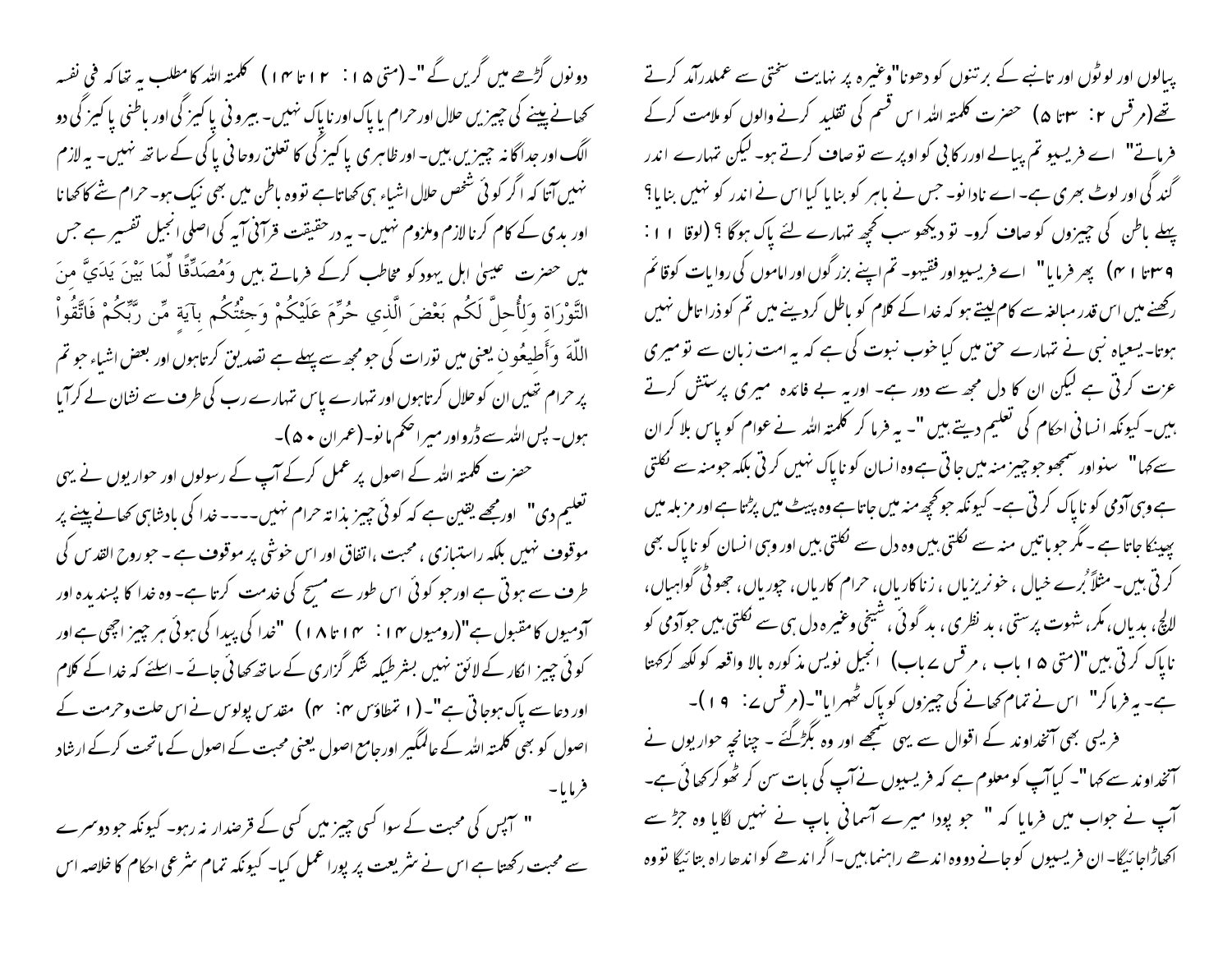پیالوں اور لوٹوں اور تانبے کے برتنوں کو دھونا"وغیرہ پر نہایت سختی سے عملدرآمد کرتے تھے(مرقس ۲: ۳تا ۵) حضرت کلمتہ اللہ اس قسم کی تقلید کرنے والوں کو ملامت کرکے فرماتے" اے فریسیو تم پیالے اور کابی کو اوپر سے تو صاف کرتے ہو۔ لیکن تمہارے اندر گندگی اور لوٹ بھری ہے۔ اے نادانو۔ جس نے باہر کو بنایا کیا اس نے اندر کو نہیں بنایا؟ پہلے باطن کی چیزوں کو صاف کرو۔ تو دیکھو سب کچھ تمہارے لئے پاک ہوگا ؟ (لوقا ۱۱: ۳۹تا ۱ ۴) پھر فرمایا" اے فریسیو اور فقیہو۔ تم اپنے بزرگوں اور اماموں کی روایات کو قائم رکھنے میں اس قدر مبالغہ سے کام لیتے ہو کہ خدا کے کلام کو باطل کردینے میں تم کو ذرا تامل نہیں ہوتا۔ یسعیاہ نبی نے تمہارے حق میں کیا خوب نبوت کی ہے کہ یہ امت زبان سے تو میری عزت کرتی ہے لیکن ان کا دل مجھ سے دور ہے۔ اور یہ بے فائدہ میری پرستش کرتے ہیں۔ کیونکہ انسانی احکام کی تعلیم دیتے ہیں"۔ یہ فرما کر کلمتہ اللہ نے عوام کو پاس بلا کر ان سے کہا" سنو اور سمجھو جو چیز منہ میں جاتی ہے وہ انسان کو ناپاک نہیں کرتی بلکہ جو منہ سے نکلتی ہے وہی آدمی کو ناپاک کرتی ہے۔ کیونکہ جو کچھ منہ میں جاتا ہے وہ پیٹ میں پڑتا ہے اور مزبلہ میں پھینکا جاتا ہے۔ مگر جو باتیں منہ سے نکلتی ہیں وہ دل سے نکلتی ہیں اور وہی انسان کو ناپاک بھی کرتی ہیں۔ مثلاً بُرے خیال، خونریزیاں، زناکاریاں، حرام کاریاں، چوریاں، جھوٹی گواہیاں، لالچ، بدیاں، مکر، شہوت پرستی، بدنظری، بدگوئی، شیخی وغیرہ دل ہی سے نکلتی ہیں جو آدمی کو ناپاک کرتی ہیں"(متی ۱۵ باب، مرقس ۷ باب) انجیل نویس مذکورہ بالا واقعہ کو لکھ کر کہتا ہے۔ یہ فرما کر" اس نے تمام کھانے کی چیزوں کو پاک ٹھہرایا"۔(مرقس ۷: ۱۹)۔

فریسی بھی آنخداوند کے اقوال سے یہی سمجھے اور وہ بگڑگئے۔ چنانچہ حواریوں نے آنخداوند سے کہا"۔ کیا آپ کو معلوم ہے کہ فریسیوں نے آپ کی بات سن کر ٹھوکر کھائی ہے۔ آپ نے جواب میں فرمایا کہ " جو پودا میرے آسمانی باپ نے نہیں لگایا وہ جڑ سے اکھاڑا جائیگا۔ ان فریسیوں کو جانے دو وہ اندھے راہنما ہیں۔ اگر اندھے کو اندھا راہ بتائیگا تو وہ دونوں گڑھے میں گریں گے"۔ (متی ۱۵: ۱۲تا ۱۴) کلمتہ اللہ کا مطلب یہ تھا کہ فی نفسہ کھانے پینے کی چیزیں حلال اور حرام یا پاک اور ناپاک نہیں۔ بیرونی پاکیزگی اور باطنی پاکیزگی دو الگ اور جداگانہ چیزیں ہیں۔ اور ظاہری پاکیزگی کا تعلق روحانی پاکی کے ساتھ نہیں۔ یہ لازم نہیں آتا کہ اگر کوئی شخص حلال اشیاء ہی کھاتا ہے تو وہ باطن میں بھی نیک ہو۔ حرام شے کا کھانا اور بدی کے کام کرنا لازم وملزوم نہیں۔ یہ درحقیقت قرآنی آیہ کی اصلی انجیلی تفسیر ہے جس میں حضرت عیسیٰ اہل یہود کو مخاطب کرکے فرماتے ہیں وَمُصَدِّقًا لِّمَا بَيْنَ يَدَيَّ مِنَ التَّوْرَاةِ وَلِأُحِلَّ لَكُم بَعْضَ الَّذِي حُرِّمَ عَلَيْكُمْ وَجِئْتُكُم بِآيَةٍ مِّن رَّبِّكُمْ فَاتَّقُواْ اللّهَ وَأَطِيعُونِ یعنی میں تورات کی جو مجھ سے پہلے ہے تصدیق کرتاہوں اور بعض اشیاء جو تم پر حرام تھیں ان کو حلال کرتاہوں اور تمہارے پاس تمہارے رب کی طرف سے نشان لے کر آیا ہوں۔ پس اللہ سے ڈرو اور میرا حکم مانو۔(عمران ۵۰)۔

حضرت کلمتہ اللہ کے اصول پر عمل کرکے آپ کے رسولوں اور حواریوں نے یہی تعلیم دی" اور مجھے یقین ہے کہ کوئی چیز بذاتہ حرام نہیں---- خدا کی بادشاہی کھانے پینے پر موقوف نہیں بلکہ راستبازی، محبت، اتفاق اور اس خوشی پر موقوف ہے۔ جو روح القدس کی طرف سے ہوتی ہے اور جو کوئی اس طور سے مسیح کی خدمت کرتا ہے۔ وہ خدا کا پسندیدہ اور آدمیوں کا مقبول ہے"(رومیوں ۱۴: ۱۴تا ۱۸) "خدا کی پیدا کی ہوئی ہر چیز اچھی ہے اور کوئی چیز انکار کے لائق نہیں بشرطیکہ شکر گزاری کے ساتھ کھائی جائے۔ اسلئے کہ خدا کے کلام اور دعا سے پاک ہوجاتی ہے"۔ (۱ تمطاؤس ۴: ۴) مقدس پولوس نے اس حلت وحرمت کے اصول کو بھی کلمتہ اللہ کے عالمگیر اور جامع اصول یعنی محبت کے اصول کے ماتحت کرکے ارشاد فرمایا۔

" آپس کی محبت کے سوا کسی چیز میں کسی کے قرضدار نہ رہو۔ کیونکہ جو دوسرے سے محبت رکھتا ہے اس نے شریعت پر پورا عمل کیا۔ کیونکہ تمام شرعی احکام کا خلاصہ اس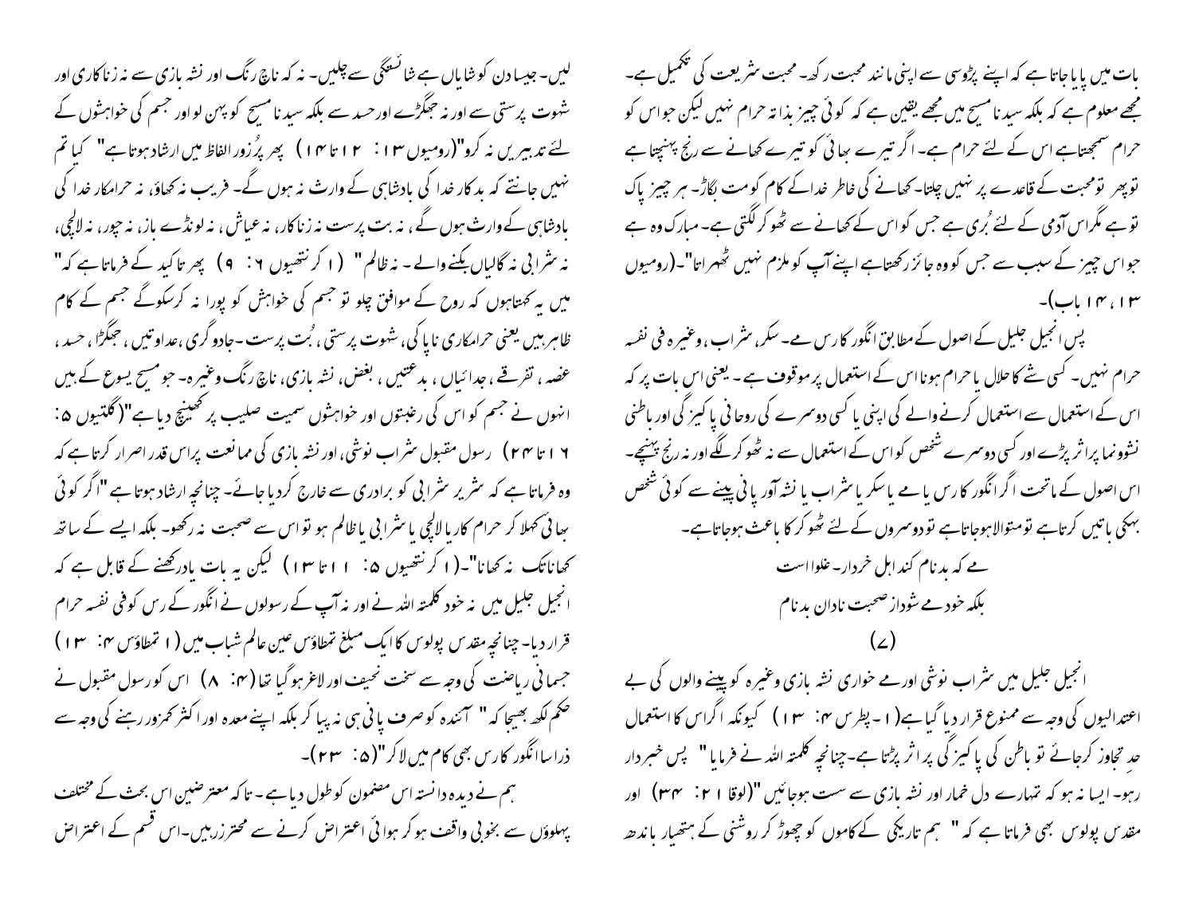بات میں پایا جاتا ہے کہ اپنے پڑوسی سے اپنی مانند محبت رکھ۔ محبت شریعت کی تکمیل ہے۔ مجھے معلوم ہے کہ بلکہ سیدنا مسیح میں مجھے یقین ہے کہ کوئی چیز بذاتہ حرام نہیں لیکن جو اس کو حرام سمجھتا ہے اس کے لئے حرام ہے۔ اگر تیرے بھائی کو تیرے کھانے سے رنج پہنچتا ہے تو پھر تو محبت کے قاعدے پر نہیں چلتا۔ کھانے کی خاطر خدا کے کام کو مت بگاڑ۔ ہر چیز پاک تو ہے مگر اس آدمی کے لئے بُری ہے جس کو اس کے کھانے سے ٹھوکر لگتی ہے۔ مبارک وہ ہے جو اس چیز کے سبب سے جس کو وہ جائز رکھتا ہے اپنے آپ کو ملزم نہیں ٹھہراتا"۔(رومیوں ۱۳، ۱۴ باب)۔

پس انجیل جلیل کے اصول کے مطابق انگور کا رس مے۔ سکر، شراب، وغیرہ فی نفسہ حرام نہیں۔ کسی شے کا حلال یا حرام ہونا اس کے استعمال پر موقوف ہے۔ یعنی اس بات پر کہ اس کے استعمال سے استعمال کرنے والے کی اپنی یا کسی دوسرے کی روحانی پاکیزگی اور باطنی نشوونما پر اثر پڑے اور کسی دوسرے شخص کو اس کے استعمال سے نہ ٹھوکر لگے اور نہ رنج پہنچے۔ اس اصول کے ماتحت اگر انگور کا رس یا مے یا سکر یا شراب یا نشہ آور پانی پینے سے کوئی شخص بہکی باتیں کرتا ہے تو متوالا ہو جاتا ہے تو دوسروں کے لئے ٹھوکر کا باعث ہو جاتا ہے۔

مے کہ بدنام کند اہل خردار۔ غلوا است
بلکہ خود مے شود از صحبت نادان بدنام

(۷)

انجیل جلیل میں شراب نوشی اور مے خواری نشہ بازی وغیرہ کو پینے والوں کی بے اعتدالیوں کی وجہ سے ممنوع قرار دیا گیا ہے(۱۔پطرس ۴: ۱۳) کیونکہ اگر اس کا استعمال حدِ تجاوز کرجائے تو باطن کی پاکیزگی پر اثر پڑتا ہے۔چنانچہ کلمتہ اللہ نے فرمایا" پس خبردار رہو۔ ایسا نہ ہو کہ تمہارے دل خمار اور نشہ بازی سے ست ہو جائیں"(لوقا ۲۱: ۳۴) اور مقدس پولوس بھی فرماتا ہے کہ " ہم تاریکی کے کاموں کو چھوڑ کر روشنی کے ہتھیار باندھ لیں۔ جیسا دن کو شایاں ہے شائستگی سے چلیں۔ نہ کہ ناچ رنگ اور نشہ بازی سے نہ زناکاری اور شہوت پرستی سے اور نہ جھگڑے اور حسد سے بلکہ سیدنا مسیح کو پہن لو اور جسم کی خواہشوں کے لئے تدبیریں نہ کرو"(رومیوں ۱۳: ۱۲ تا ۱۴) پھر پُرزور الفاظ میں ارشاد ہوتا ہے" کیا تم نہیں جانتے کہ بدکار خدا کی بادشاہی کے وارث نہ ہوں گے۔ فریب نہ کھاؤ، نہ حرامکار خدا کی بادشاہی کے وارث ہوں گے، نہ بت پرست نہ زناکار، نہ عیاش، نہ لونڈے باز، نہ چور، نہ لالچی، نہ شرابی نہ گالیاں بکنے والے۔ نہ ظالم" (۱ کرنتھیوں ۶: ۹) پھر تاکید کے فرماتا ہے کہ" میں یہ کہتا ہوں کہ روح کے موافق چلو تو جسم کی خواہش کو پورا نہ کرسکوگے جسم کے کام ظاہر ہیں یعنی حرامکاری ناپاکی، شہوت پرستی، بُت پرست۔جادوگری، عداوتیں، جھگڑا، حسد، غصہ، تفرقے، جدائیاں، بدعتیں، بغض، نشہ بازی، ناچ رنگ وغیرہ۔ جو مسیح یسوع کے ہیں انہوں نے جسم کو اس کی رغبتوں اور خواہشوں سمیت صلیب پر کھینچ دیا ہے"(گلتیوں ۵: ۱۶ تا ۲۴) رسول مقبول شراب نوشی، اور نشہ بازی کی ممانعت پر اس قدر اصرار کرتا ہے کہ وہ فرماتا ہے کہ شریر شرابی کو برادری سے خارج کردیا جائے۔ چنانچہ ارشاد ہوتا ہے "اگر کوئی بھائی کہلا کر حرام کار یا لالچی یا شرابی یا ظالم ہو تو اس سے صحبت نہ رکھو۔ بلکہ ایسے کے ساتھ کھانا تک نہ کھانا"۔(۱ کرنتھیوں ۵: ۱۱ تا ۱۳) لیکن یہ بات یاد رکھنے کے قابل ہے کہ انجیل جلیل میں نہ خود کلمتہ اللہ نے اور نہ آپ کے رسولوں نے انگور کے رس کو فی نفسہ حرام قرار دیا۔ چنانچہ مقدس پولوس کا ایک مبلغ تمطاؤس عین عالم شباب میں (۱ تمطاؤس ۴: ۱۲) جسمانی ریاضت کی وجہ سے سخت نحیف اور لاغر ہو گیا تھا (۴: ۸) اس کو رسول مقبول نے حکم لکھ بھیجا کہ " آئندہ کو صرف پانی ہی نہ پیا کر بلکہ اپنے معدہ اور اکثر کمزور رہنے کی وجہ سے ذرا سا انگور کا رس بھی کام میں لاکر"(۵: ۲۳)۔

ہم نے دیدہ دانستہ اس مضمون کو طول دیا ہے۔ تاکہ معترضین اس بحث کے مختلف پہلوؤں سے بخوبی واقف ہو کر ہوائی اعتراض کرنے سے محترز رہیں۔اس قسم کے اعتراض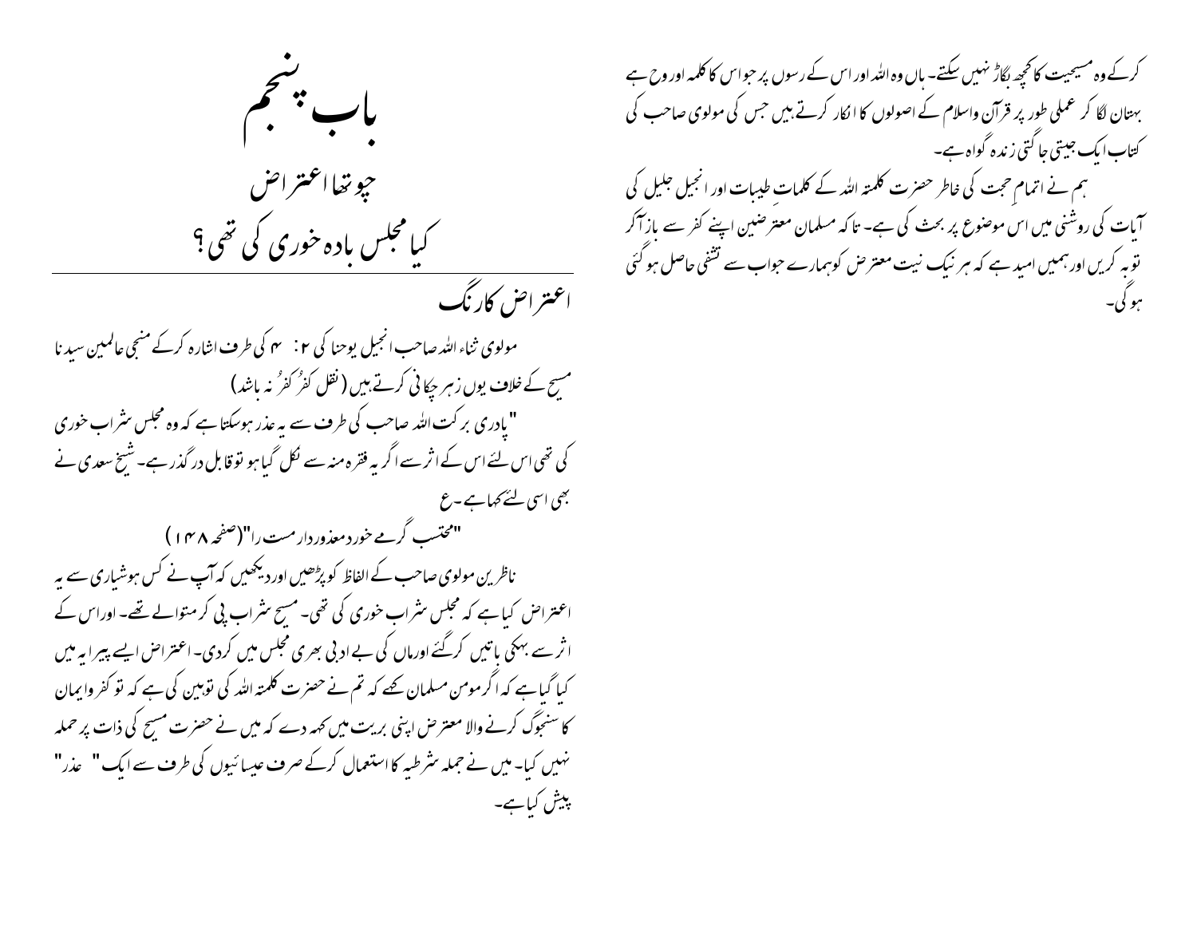کرکے وہ مسیحیت کا کچھ بگاڑ نہیں سکتے۔ ہاں وہ اللہ اور اس کے رسوں پر جو اس کا کلمہ اور روح ہے بہتان لگا کر عملی طور پر قرآن واسلام کے اصولوں کا انکار کرتے ہیں جس کی مولوی صاحب کی کتاب ایک جیتی جاگتی زندہ گواہ ہے۔

ہم نے اتمامِ حجت کی خاطر حضرت کلمتہ اللہ کے کلماتِ طیبات اور انجیل جلیل کی آیات کی روشنی میں اس موضوع پر بحث کی ہے۔ تاکہ مسلمان معترضین اپنے کفر سے باز آکر توبہ کریں اور ہمیں امید ہے کہ ہر نیک نیت معترض کو ہمارے جواب سے تشفی حاصل ہو گئی ہو گی۔

# باب پنجم

## چوتھا اعتراض

## کیا مجلس بادہ خوری کی تھی؟

### اعتراض کا رنگ

مولوی ثناء اللہ صاحب انجیل یوحنا کی ۲: ۴ کی طرف اشارہ کرکے منجی عالمین سیدنا مسیح کے خلاف یوں زہر چکانی کرتے ہیں (نقل کفرُ کفرُ نہ باشد)

"پادری برکت اللہ صاحب کی طرف سے یہ عذر ہوسکتا ہے کہ وہ مجلس شراب خوری کی تھی اس لئے اس کے اثر سے اگر یہ فقرہ منہ سے نکل گیا ہو تو قابل درگذر ہے۔ شیخ سعدی نے بھی اسی لئے کہا ہے۔ع

"محتسب گرمے خورد معذور دار مست را"(صفحہ ۱۴۸)

ناظرین مولوی صاحب کے الفاظ کو پڑھیں اور دیکھیں کہ آپ نے کس ہوشیاری سے یہ اعتراض کیا ہے کہ مجلس شراب خوری کی تھی۔ مسیح شراب پی کر متوالے تھے۔ اور اس کے اثر سے بہکی باتیں کرگئے اور ماں کی بے ادبی بھری مجلس میں کردی۔ اعتراض ایسے پیرایہ میں کیا گیا ہے کہ اگر مومن مسلمان کہے کہ تم نے حضرت کلمتہ اللہ کی توہین کی ہے کہ تو کفر و ایمان کا سنجوگ کرنے والا معترض اپنی بریت میں کہہ دے کہ میں نے حضرت مسیح کی ذات پر حملہ نہیں کیا۔ میں نے جملہ شرطیہ کا استعمال کرکے صرف عیسائیوں کی طرف سے ایک " عذر" پیش کیا ہے۔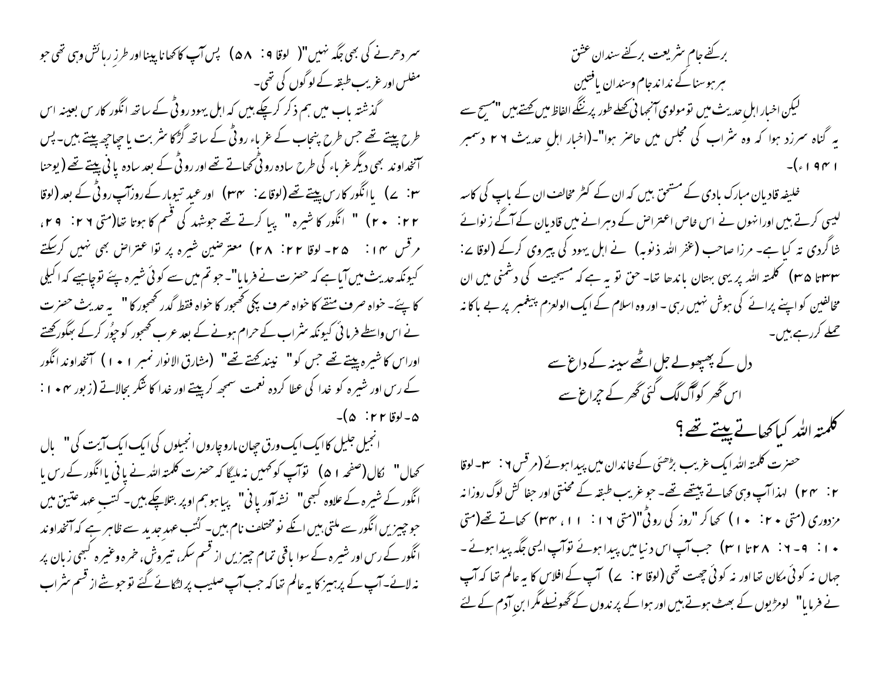برکفے جامِ شریعت برکفے سندان عشق

ہر ہوسناکے نداند جام وسندان یافتین

لیکن اخبار اہلِ حدیث میں تو مولوی آنجہانی کھلے طور پر ننگے الفاظ میں کہتے ہیں "مسیح سے یہ گناہ سرزد ہوا کہ وہ شراب کی مجلس میں حاضر ہوا"۔(اخبار اہلِ حدیث ۲۶ دسمبر ۱۹۴۱ء)۔

خلیفہ قادیان مبارک بادی کے مستحق ہیں کہ ان کے کٹر مخالف ان کے باپ کی کاسہ لیسی کرتے ہیں اورانہوں نے اس خاص اعتراض کے دہرانے میں قادیان کے آگے زانوئے شاگردی تہ کیا ہے۔ مرزا صاحب (غفر اللہ ذنوبہ) نے اہل یہود کی پیروی کرکے (لوقا ۷: ۳۳تا ۳۵) کلمتہ اللہ پر یہی بہتان باندھا تھا۔ حق تو یہ ہے کہ مسیحیت کی دشمنی میں ان مخالفین کو اپنے پرائے کی ہوش نہیں رہی۔ اور وہ اسلام کے ایک اولوالعزم پیغمبر پر بے باکانہ حملے کررہے ہیں۔

دل کے پھپھولے جل اٹھے سینہ کے داغ سے

اس گھر کو آگ لگ گئی گھر کے چراغ سے

## کلمتہ اللہ کیا کھاتے پیتے تھے؟

حضرت کلمتہ اللہ ایک غریب بڑھئی کے خاندان میں پیدا ہوئے (مرقس ۶: ۳۔ لوقا ۲: ۲۴) لہذا آپ وہی کھاتے پیتے تھے۔ جو غریب طبقہ کے محنتی اور جفا کش لوگ روزانہ مزدوری (متی ۲۰: ۱۰) کھاکر "روز کی روٹی"(متی ۱۶: ۱۱، ۳۴) کھاتے تھے(متی ۱۰: ۹۔۶: ۲۸تا ۳۱) جب آپ اس دنیا میں پیدا ہوئے تو آپ ایسی جگہ پیدا ہوئے۔ جہاں نہ کوئی مکان تھا اور نہ کوئی چھت تھی (لوقا ۲: ۷) آپ کے افلاس کا یہ عالم تھا کہ آپ نے فرمایا" لومڑیوں کے بھٹ ہوتے ہیں اور ہوا کے پرندوں کے گھونسلے مگر ابنِ آدم کے لئے سر دھرنے کی بھی جگہ نہیں"( لوقا ۹: ۵۸) پس آپ کا کھانا پینا اور طرزِ رہائش وہی تھی جو مفلس اور غریب طبقہ کے لوگوں کی تھی۔

گذشتہ باب میں ہم ذکر کرچکے ہیں کہ اہل یہود روٹی کے ساتھ انگور کا رس بعینہ اس طرح پیتے تھے جس طرح پنجاب کے غرباء روٹی کے ساتھ گڑکا شربت یا چھاچھ پیتے ہیں۔ پس آنخداوند بھی دیگر غرباء کی طرح سادہ روٹی کھاتے تھے اور روٹی کے بعد سادہ پانی پیتے تھے (یوحنا ۳: ۷) یا انگور کا رس پیتے تھے (لوقا ۷: ۳۴) اور عید تیوہار کے روزآپ روٹی کے بعد (لوقا ۲۲: ۲۰) " انگور کا شیرہ" پیا کرتے تھے جوشہد کی قسم کا ہوتا تھا(متی ۲۶: ۲۹، مرقس ۱۴: ۲۵۔ لوقا ۲۲: ۲۸) معترضین شیرہ پر تو اعتراض بھی نہیں کرسکتے کیونکہ حدیث میں آیا ہے کہ حضرت نے فرمایا"۔ جو تم میں سے کوئی شیرہ پئے تو چاہیے کہ اکیلی کا پئے۔ خواہ صرف منقے کا خواہ صرف پکی کھجور کا خواہ فقط گدر کھجور کا" یہ حدیث حضرت نے اس واسطے فرمائی کیونکہ شراب کے حرام ہونے کے بعد عرب کھجور کو چوُر کرکے بھگورکھتے اوراس کا شیرہ پیتے تھے جس کو" نبیذ کہتے تھے" (مشارق الانوار نمبر ۱۰۱) آنخداوند انگور کے رس اور شیرہ کو خدا کی عطا کردہ نعمت سمجھ کر پیتے اور خدا کا شکر بجالاتے (زبور ۱۰۴: ۵۔ لوقا ۲۲: ۵)۔

انجیل جلیل کا ایک ایک ورق چھان مارو چاروں انجیلوں کی ایک ایک آیت کی" بال کھال" نکال(صفحہ ۱۵۱) توآپ کو کہیں نہ ملیگا کہ حضرت کلمتہ اللہ نے پانی یا انگور کے رس یا انگور کے شیرہ کے علاوہ کبھی" نشہ آور پانی" پیا ہو ہم اوپر بتلاچکے ہیں۔ کتبِ عہد عتیق میں جو چیزیں انگور سے ملتی ہیں انکے نو مختلف نام ہیں۔ کُتب عہد جدید سے ظاہر ہے کہ آنخداوند انگور کے رس اور شیرہ کے سوا باقی تمام چیزیں از قسم سکر، تیروش، خمرہ وغیرہ کبھی زبان پر نہ لائے۔ آپ کے پرہیز کا یہ عالم تھا کہ جب آپ صلیب پر لٹکائے گئے تو جوشے از قسم شراب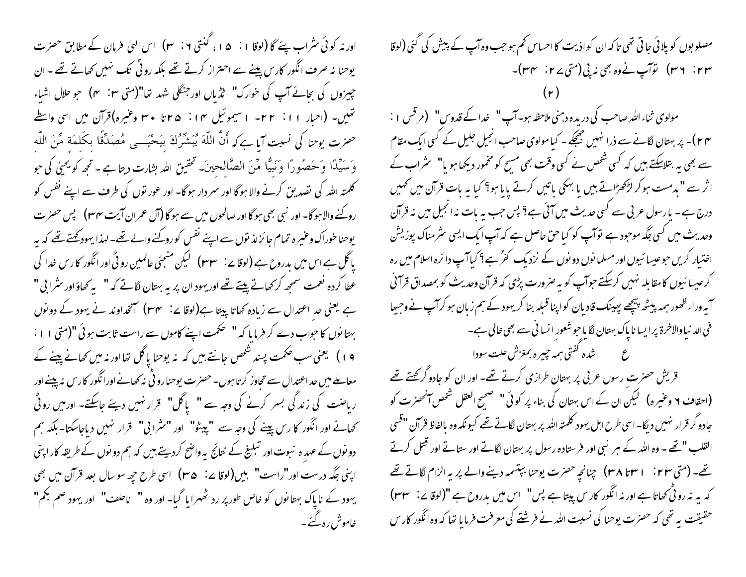مصلوبوں کو پلائی جاتی تھی تاکہ ان کو اذیت کا احساس کم ہو جب وہ آپ کے پیش کی گئی (لوقا ۲۳: ۳۶) توآپ نے وہ بھی نہ پی (متی ۲۷: ۳۴)۔

(۲)

مولوی ثناء اللہ صاحب کی دریدہ دہنی ملاحظہ ہو۔ آپ " خدا کے قدوس" (مرقس ۱: ۲۴)۔ پر بہتان لگانے سے ذرا نہیں جھجکے۔ کیا مولوی صاحب انجیل جلیل کے کسی ایک مقام سے بھی یہ بتلاسکتے ہیں کہ کسی شخص نے کسی وقت بھی مسیح کو مخمور دیکھا ہو یا" شراب کے اثر سے "بدمست ہو کر لڑکھڑاتے ہیں یا بہکی باتیں کرتے پایا ہو؟ کیا یہ بات قرآن میں کہیں درج ہے۔ یا رسول عربی سے کسی حدیث میں آئی ہے؟ پس جب یہ بات نہ انجیل میں نہ قرآن وحدیث میں کسی جگہ موجود ہے توآپ کو کیا حق حاصل ہے کہ آپ ایک ایسی شرمناک پوزیشن اختیار کریں جو عیسائیوں اور مسلمانوں دونوں کے نزدیک کفرُ ہے؟ کیا آپ دائرہ اسلام میں رہ کر عیسائیوں کا مقابلہ نہیں کرسکتے جوآپ کو یہ ضرورت پڑی کہ قرآن وحدیث کو بمصداق قرآنی آیہ وراء ظہور ہمہ پیٹھ پیچھے پھینک قادیان کو اپنا قبلہ بنا کر یہود کے ہم زبان ہو کرآپ نے وجیہا فی الدنیاوالاخرۃ پر ایسا ناپاک بہتان لگا یا جو شعور انسانی سے بھی خالی ہے۔

ع شدہ گفتی ہمہ چیرہ بمغزش علت سودا

قریش حضرت رسول عربی پر بہتان طرازی کرتے تھے۔ اور ان کو جادو گر کہتے تھے (احقاف ۶ وغیرہ) لیکن ان کے اس بہتان کی بناء پر کوئی " صحیح العقل شخص آنحضرت کو جادو گر قرار نہیں دیگا۔ اسی طرح اہل یہود کلمتہ اللہ پر بہتان لگاتے تھے کیونکہ وہ بالفاظ قرآن "قسی القلب" تھے۔ وہ اللہ کے ہر نبی اور فرستادہ رسول پر بہتان لگاتے اور ستاتے اور قتل کرتے تھے۔ (متی ۲۳: ۱۳تا ۳۸) چنانچہ حضرت یوحنا بپتسمہ دینے والے پر یہ الزام لگاتے تھے کہ یہ نہ روٹی کھاتا ہے اور نہ انگور کا رس پیتا ہے پس" اس میں بدروح ہے "(لوقا ۷: ۳۳) حقیقت یہ تھی کہ حضرت یوحنا کی نسبت اللہ نے فرشتے کی معرفت فرمایا تھا کہ وہ انگور کا رس اور نہ کوئی شراب پیئے گا (لوقا ۱: ۱۵، گنتی ۶: ۳) اس الہٰی فرمان کے مطابق حضرت یوحنا نہ صرف انگور کا رس پینے سے احتراز کرتے تھے بلکہ روٹی تک نہیں کھاتے تھے۔ ان چیزوں کی بجائے آپ کی خوارک" ٹڈیاں اورجنگلی شہد تھا"(متی ۳: ۴) جو حلال اشیاء تھیں۔ (احبار ۱۱: ۲۲۔ ۱سیموئیل ۱۴: ۲۵تا ۳۰ وغیرہ)قرآن میں اسی واسطے حضرت یوحنا کی نسبت آیا ہے کہ أَنَّ اللَّهَ يُبَشِّرُكَ بِيَحْيَى مُصَدِّقًا بِكَلِمَةٍ مِّنَ اللَّهِ وَسَيِّدًا وَحَصُورًا وَنَبِيًّا مِّنَ الصَّالِحِينَ۔ تحقیق اللہ بشارت دیتا ہے۔ تجھ کو یحییٰ کی جو کلمتہ اللہ کی تصدیق کرنے والا ہوگا اور سردار ہوگا۔ اور عورتوں کی طرف سے اپنے نفس کو روکنے والا ہوگا۔ اور نبی بھی ہوگا اور صالحوں میں سے ہوگا (آل عمران آیت ۳۴) پس حضرت یوحنا خوراک وغیرہ تمام جائز لذتوں سے اپنے نفس کو روکنے والے تھے۔ لہذا یہود کہتے تھے کہ یہ پاگل ہے اس میں بدروح ہے (لوقا ۷: ۳۳) لیکن منجئی عالمین روٹی اور انگور کا رس خدا کی عطا کردہ نعمت سمجھ کر کھاتے پیتے تھے اوریہود ان پر یہ بہتان لگاتے کہ " یہ کھاؤ اور شرابی " ہے یعنی حد اعتدال سے زیادہ کھاتا پیتا ہے(لوقا ۷: ۳۴) آنخداوند نے یہود کے دونوں بہتانوں کا جواب دے کر فرمایا کہ " حکمت اپنے کاموں سے راست ثابت ہوئی "(متی ۱۱: ۱۹) یعنی سب حکمت پسند شخص جانتے ہیں کہ نہ یوحنا پاگل تھا اور نہ میں کھانے پینے کے معاملے میں حد اعتدال سے تجاوز کرتا ہوں۔ حضرت یوحنا روٹی نہ کھانے اورانگور کا رس نہ پینے اور ریاضت کی زندگی بسر کرنے کی وجہ سے " پاگل" قرار نہیں دیئے جاسکتے۔ اورمیں روٹی کھانے اور انگور کا رس پینے کی وجہ سے "پیٹو" اور "شرابی" قرار نہیں دیاجاسکتا۔ بلکہ ہم دونوں کے عہدہ نبوت اور تبلیغ کے نتائج یہ واضح کردیتے ہیں کہ ہم دونوں کے طریقہ کار اپنی اپنی جگہ درست اور"راست" ہیں(لوقا ۷: ۳۵) اسی طرح چھ سو سال بعد قرآن میں بھی یہود کے ناپاک بہتانوں کو خاص طورپر رد ٹھہرایا گیا۔ اور وہ " ناحلف" اور یہود صم بکم" خاموش رہ گئے۔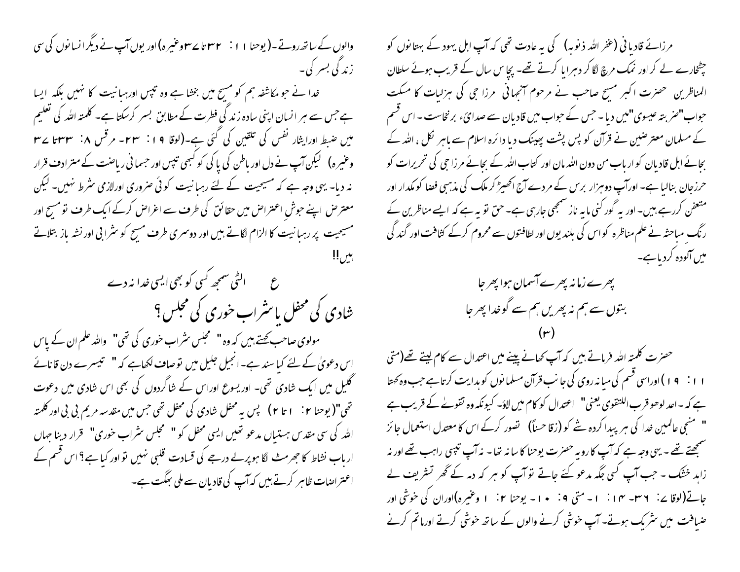مرزائے قادیانی (غفر اللہ ذنوبہ) کی یہ عادت تھی کہ آپ اہل یہود کے بہتانوں کو چٹخارے لے کر اور نمک مرچ لگا کر دہرایا کرتے تھے۔ پچاس سال کے قریب ہوئے سلطان المناظرین حضرت اکبر مسیح صاحب نے مرحوم آنجہانی مرزا جی کی ہزلیات کا مسکت جواب "ضربتہ عیسوی" میں دیا۔ جس کے جواب میں قادیان سے صدائیء برنخاست۔ اس قسم کے مسلمان معترضین نے قرآن کو پس پشت پھینک دیا دائرہ اسلام سے باہر نکل، اللہ کے بجائے اہل قادیان کو ارباب من دون اللہ مان اور کتاب اللہ کے بجائے مرزا جی کی تحریرات کو حرزجان بنالیا ہے۔ اورآپ دوہزار برس کے مردے آج اکھیڑ کر ملک کی مذہبی فضا کو مکدار اور متعفن کررہے ہیں۔ اور یہ گورکنی مایہ ناز سمجھی جارہی ہے۔ حق تو یہ ہے کہ ایسے مناظرین کے رنگ مباحثہ نے علم مناظرہ کو اس کی بلندیوں اور لطافتوں سے محروم کرکے کثافت اور گندگی میں آلودہ کردیا ہے۔

پھرے زمانہ پھرے آسمان ہوا پھر جا
بتوں سے ہم نہ پھریں ہم سے گو خدا پھر جا

(۳)

حضرت کلمتہ اللہ فرماتے ہیں کہ آپ کھانے پینے میں اعتدال سے کام لیتے تھے(متی ۱۱: ۱۹) اوراسی قسم کی میانہ روی کی جانب قرآن مسلمانوں کو ہدایت کرتا ہے جب وہ کہتا ہے کہ۔ اعدلوھو قرب اللتقوی یعنی" اعتدال کو کام میں لاؤ۔ کیونکہ وہ تقوےٰ کے قریب ہے" منجی عالمین خدا کی ہر پیدا کردہ شے کو (زقاحسناً) تصور کرکے اس کا معتدل استعمال جائز سمجھتے تھے ۔یہی وجہ ہے کہ آپ کا رویہ حضرت یوحنا کا سانہ تھا۔ نہ آپ تپسی راہب تھے اور نہ زاہد خشک ۔ جب آپ کسی جگہ مدعو کئے جاتے تو آپ کو ہر کہ دمہ کے گھر تشریف لے جاتے(لوقا ۷: ۳۶۔ ۱۴: ۱۔ متی ۹: ۱۰۔ یوحنا ۲: ۱ وغیرہ)اوران کی خوشی اور ضیافت میں شریک ہوتے۔ آپ خوشی کرنے والوں کے ساتھ خوشی کرتے اورماتم کرنے والوں کے ساتھ روتے۔(یوحنا ۱۱: ۳۲تا۳۷وغیرہ) اور یوں آپ نے دیگر انسانوں کی سی زندگی بسر کی۔

خدا نے جو مکاشفہ ہم کو مسیح میں بخشا ہے وہ تپس اوررہبانیت کا نہیں بلکہ ایسا ہے جس سے ہر انسان اپنی سادہ زندگی فطرت کے مطابق بسر کرسکتا ہے۔ کلمتہ اللہ کی تعلیم میں ضبط اورایثار نفس کی تلقین کی گئی ہے۔(لوقا ۱۹: ۲۳۔ مرقس ۸: ۳۳تا ۳۷ وغیرہ) لیکن آپ نے دل اور باطن کی پاکی کو کبھی تپس اور جسمانی ریاضت کے مترادف قرار نہ دیا۔ یہی وجہ ہے کہ مسیحیت کے لئے رہبانیت کوئی ضروری اورلازمی شرط نہیں۔ لیکن معترض اپنے جوشِ اعتراض میں حقائق کی طرف سے اغراض کرکے ایک طرف تو مسیح اور مسیحیت پر رہبانیت کا الزام لگاتے ہیں اور دوسری طرف مسیح کو شرابی اور نشہ باز بتلاتے ہیں!!

ع الٹی سمجھ کسی کو بھی ایسی خدا نہ دے

## شادی کی محفل یا شراب خوری کی مجلس؟

مولوی صاحب کہتے ہیں کہ وہ" مجلس شراب خوری کی تھی" واللہ علم ان کے پاس اس دعویٰ کے لئے کیا سند ہے۔ انجیل جلیل میں تو صاف لکھاہے کہ " تیسرے دن قانائے گلیل میں ایک شادی تھی۔ اوریسوع اوراس کے شاگردوں کی بھی اس شادی میں دعوت تھی"(یوحنا ۲: ۱تا ۲) پس یہ محفل شادی کی محفل تھی جس میں مقدسہ مریم بی بی اور کلمتہ اللہ کی سی مقدس ہستیاں مدعو تھیں ایسی محفل کو " مجلس شراب خوری" قرار دینا جہاں ارباب نشاط کا جھرمٹ لگا ہو پرلے درجے کی قساوت قلبی نہیں تو اور کیا ہے؟ اس قسم کے اعتراضات ظاہر کرتے ہیں کہ آپ کی قادیان سے ملی بھگت ہے۔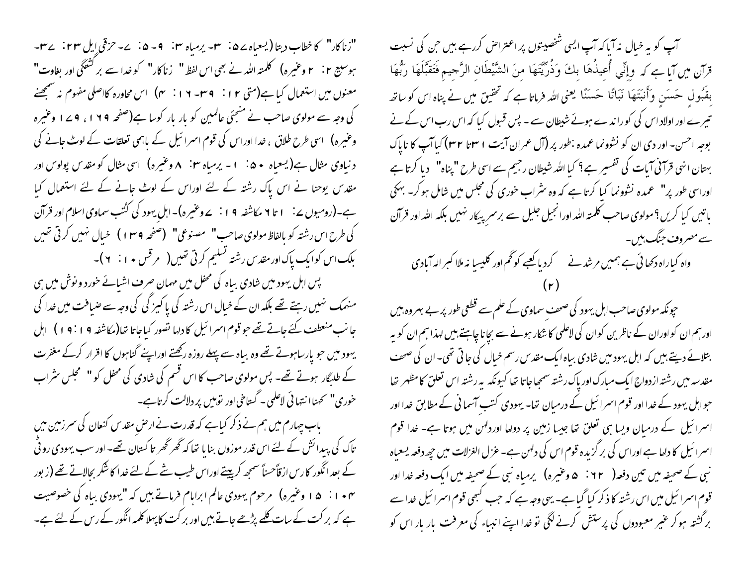آپ کو یہ خیال نہ آیا کہ آپ ایسی شخصیتوں پر اعتراض کررہے ہیں جن کی نسبت قرآن میں آیا ہے کہ وِإِنِّي أُعِيذُهَا بِكَ وَذُرِّيَّتَهَا مِنَ الشَّيْطَانِ الرَّجِيمِ فَتَقَبَّلَهَا رَبُّهَا بِقَبُولٍ حَسَنٍ وَأَنبَتَهَا نَبَاتًا حَسَنًا یعنی اللہ فرماتا ہے کہ تحقیق میں نے پناہ اس کو ساتھ تیرے اور اولاد اس کی کو راندے ہوئے شیطان سے ۔ پس قبول کیا کہ اس رب اس کے نے بوجہ احسن۔ اور دی ان کو نشوونما عمدہ ؛طور پر (آل عمران آیت ۳۱تا ۳۲) کیا آپ کا ناپاک بہتان انہی قرآنی آیات کی تفسیر ہے؟ کیا اللہ شیطان رجیم سے اسی طرح "پناہ" دیا کرتا ہے اور اسی طور پر" عمدہ نشوونما کیا کرتا ہے کہ وہ شراب خوری کی مجلس میں شامل ہو کر۔ بہکی باتیں کیا کریں؟ مولوی صاحب کلمتہ اللہ اور انجیل جلیل سے برسرِ پیکار نہیں بلکہ اللہ اور قرآن سے مصروف جنگ ہیں۔

واہ کیا راہ دکھائی ہے ہمیں مرشد نے کردیا کعبے کو گم اور کلیسیا نہ ملا اکبر الہ آبادی

(۲)

چونکہ مولوی صاحب اہل یہود کی صحفِ سماوی کے علم سے قطعی طور پر بے بہرہ ہیں اور ہم ان کو اوران کے ناظرین کو ان کی لاعلمی کا شکار ہونے سے بچانا چاہتے ہیں لہذا ہم ان کو یہ بتلائے دیتے ہیں کہ اہل یہود میں شادی بیاہ ایک مقدس رسم خیال کی جاتی تھی۔ ان کی صحف مقدسہ میں رشتہ ازدواج ایک مبارک اور پاک رشتہ سمجھا جاتا تھا کیونکہ یہ رشتہ اس تعلق کا مظہر تھا جو اہل یہود کے خدا اور قوم اسرائیل کے درمیان تھا۔ یہودی کتب آسمانی کے مطابق خدا اور اسرائیل کے درمیان ویسا ہی تعلق تھا جیسا زمین پر دولہا اور دلہن میں ہوتا ہے۔ خدا قوم اسرائیل کا دلہا ہے اوراس کی برگزیدہ قوم اس کی دلہن ہے۔ غزل الغزلات میں چھ دفعہ یسعیاہ نبی کے صحیفہ میں تین دفعہ( ۶۲: ۵ وغیرہ) یرمیاہ نبی کے صحیفہ میں ایک دفعہ خدا اور قوم اسرائیل میں اس رشتہ کا ذکر کیا گیا ہے۔ یہی وجہ ہے کہ جب کبھی قوم اسرائیل خدا سے برگشتہ ہو کر غیر معبودوں کی پرستش کرنے لگی تو خدا اپنے انبیاء کی معرفت بار بار اس کو

"زناکار" کا خطاب دیتا (یسعیاہ ۵۷: ۳۔ یرمیاہ ۳: ۹۔ ۵: ۷۔ حزقی ایل ۲۳: ۳۷۔ ہوسیع ۲: ۲ وغیرہ) کلمتہ اللہ نے بھی اس لفظ" زناکار" کو خدا سے برگشتگی اور بغاوت" معنوں میں استعمال کیا ہے(متی ۱۲: ۳۹۔ ۱۶: ۴) اس محاورہ کااصلی مفہوم نہ سمجھنے کی وجہ سے مولوی صاحب نے منجیٔ عالمین کو بار بار کوسا ہے(صفحہ ۱۶۹، ۱۷۴ وغیرہ وغیرہ) اسی طرح طلاق ، خدا اوراس کی قوم اسرائیل کے باہمی تعلقات کے لوٹ جانے کی دنیاوی مثال ہے(یسعیاہ ۵۰: ۱۔ یرمیاہ ۳: ۸ وغیرہ) اسی مثال کو مقدس پولوس اور مقدس یوحنا نے اس پاک رشتہ کے لئے اوراس کے لوٹ جانے کے لئے استعمال کیا ہے۔(رومیوں ۷: ۱ تا ۶ مکاشفہ ۱۹: ۷ وغیرہ)۔ اہل یہود کی کُتب سماوی اسلام اور قرآن کی طرح اس رشتہ کو بالفاظ مولوی صاحب" مصنوعی" (صفحہ ۱۳۹) خیال نہیں کرتی تھیں بلکہ اس کو ایک پاک اور مقدس رشتہ تسلیم کرتی تھیں( مرقس ۱۰: ۶)۔

پس اہل یہود میں شادی بیاہ کی محفل میں مہمان صرف اشیائے خورد و نوش میں ہی منہمک نہیں رہتے تھے بلکہ ان کے خیال اس رشتہ کی پاکیزگی کی وجہ سے ضیافت میں خدا کی جانب منعطف کئے جاتے تھے جو قوم اسرائیل کا دلہا تصور کیا جاتا تھا(مکاشفہ ۱۹: ۱۹) اہل یہود میں جو پارسا ہوتے تھے وہ بیاہ سے پہلے روزہ رکھتے اوراپنے گناہوں کا اقرار کرکے مغفرت کے طلبگار ہوتے تھے۔ پس مولوی صاحب کا اس قسم کی شادی کی محفل کو" مجلس شراب خوری" کہنا انتہائی لاعلمی۔ گستاخی اور توہین پر دلالت کرتا ہے۔

باب چہارم میں ہم نے ذکر کیا ہے کہ قدرت نے ارضِ مقدس کنعان کی سرزمین میں تاک کی پیدائش کے لئے اس قدر موزوں بنایا تھا کہ گھر گھر تاکستان تھے۔ اور سب یہودی روٹی کے بعد انگور کا رس ازقاً حسناً سمجھ کر پیتے اوراس طیب شے کے لئے خدا کا شکر بجالاتے تھے (زبور ۱۰۴: ۱۵ وغیرہ) مرحوم یہودی عالم ابراہام فرماتے ہیں کہ "یہودی بیاہ کی خصوصیت ہے کہ برکت کے سات کلمے پڑھے جاتے ہیں اور برکت کا پہلا کلمہ انگور کے رس کے لئے ہے۔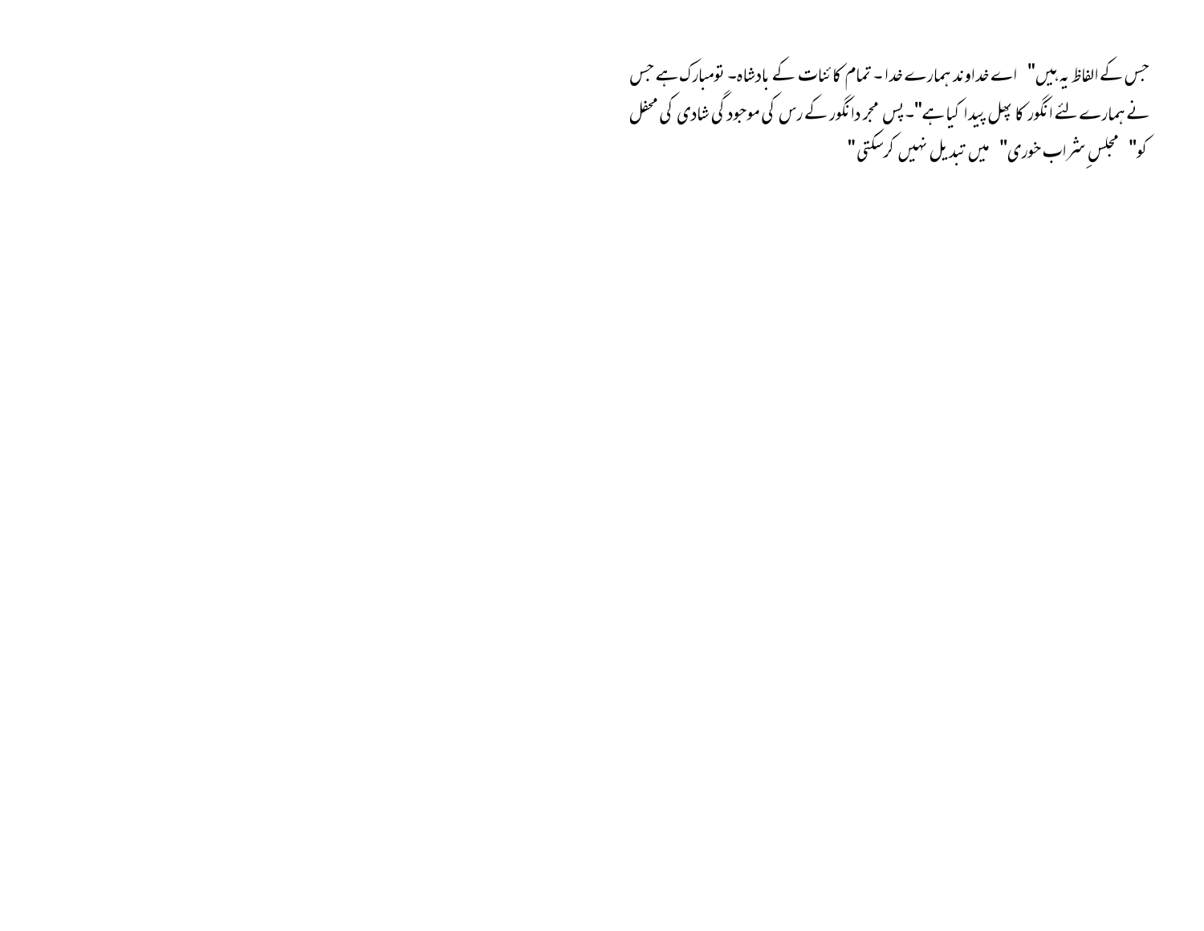جس کے الفاظ یہ ہیں" اے خداوند ہمارے خدا۔ تمام کائنات کے بادشاہ۔ تومبارک ہے جس نے ہمارے لئے انگور کا پھل پیدا کیا ہے"۔ پس مجرد انگور کے رس کی موجودگی شادی کی محفل کو" مجلسِ شراب خوری" میں تبدیل نہیں کرسکتی"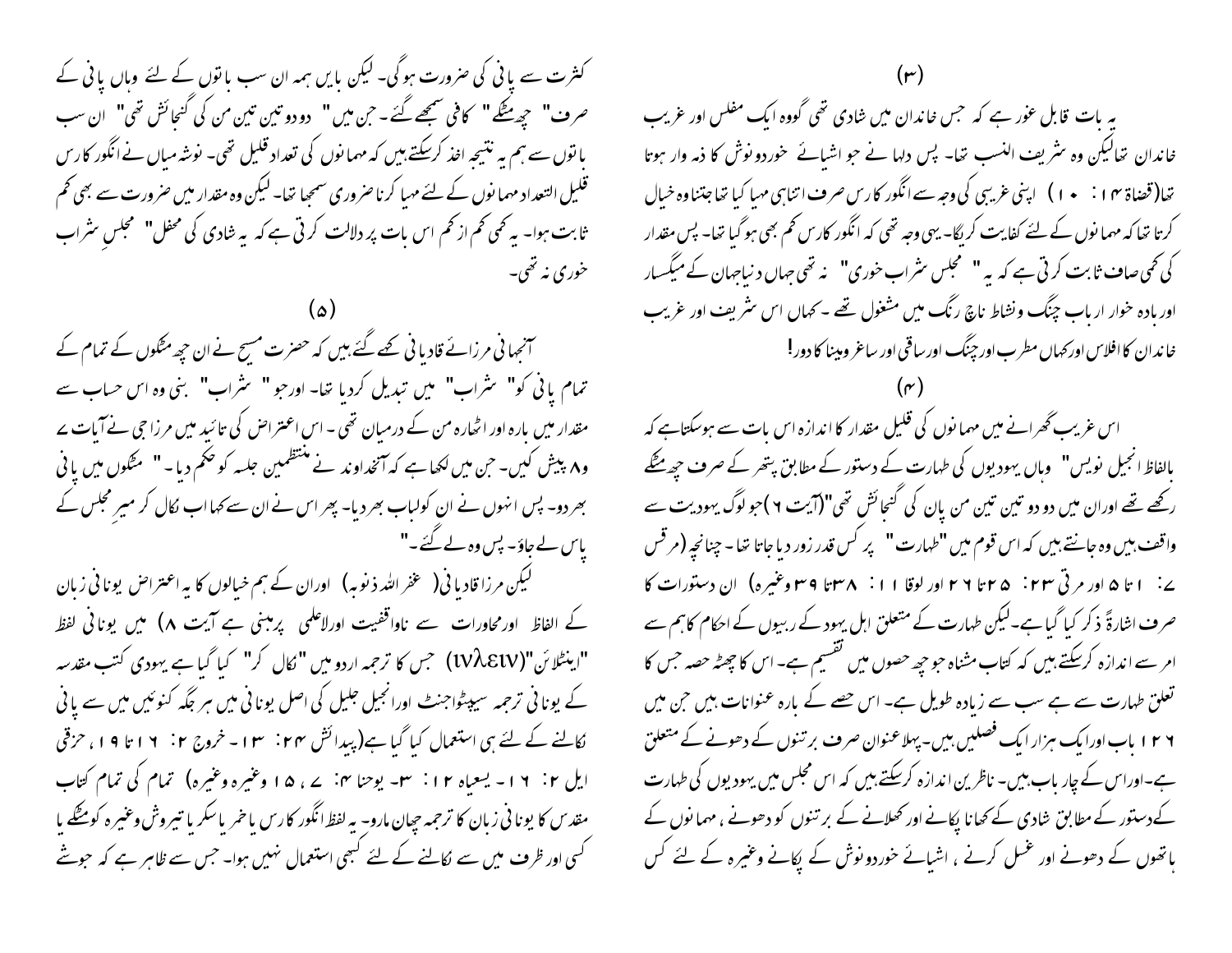(۳)

یہ بات قابل غور ہے کہ جس خاندان میں شادی تھی گووہ ایک مفلس اور غریب خاندان تھا لیکن وہ شریف النسب تھا۔ پس دلہا نے جو اشیائے خوردونوش کا ذمہ وار ہوتا تھا(قضاۃ ۱۴: ۱۰) اپنی غریبی کی وجہ سے انگور کارس صرف اتناہی مہیا کیا تھا جتناوہ خیال کرتا تھا کہ مہمانوں کے لئے کفایت کریگا۔ یہی وجہ تھی کہ انگور کارس کم بھی ہو گیا تھا۔ پس مقدار کی کمی صاف ثابت کرتی ہے کہ یہ " مجلس شراب خوری" نہ تھی جہاں دنیاجہان کے میگسار اور بادہ خوار ارباب چنگ ونشاط ناچ رنگ میں مشغول تھے ۔کہاں اس شریف اور غریب خاندان کا افلاس اورکہاں مطرب اورچنگ اورساقی اور ساغر ومینا کا دور!

(۴)

اس غریب گھرانے میں مہمانوں کی قلیل مقدار کا اندازہ اس بات سے ہوسکتاہے کہ بالفاظ انجیل نویس" وہاں یہودیوں کی طہارت کے دستور کے مطابق پتھر کے صرف چھ مٹکے رکھے تھے اوران میں دو دو تین تین من پان کی گنجائش تھی"(آیت ۶)جو لوگ یہودیت سے واقف ہیں وہ جانتے ہیں کہ اس قوم میں "طہارت" پر کس قدر زور دیا جاتا تھا۔چنانچہ (مرقس ۷: ۱تا ۵اور متی ۲۳: ۲۵تا ۲۶اور لوقا ۱۱: ۳۸تا ۳۹وغیرہ) ان دستورات کا صرف اشارۃً ذکر کیا گیا ہے۔لیکن طہارت کے متعلق اہل یہود کے ربیوں کے احکام کاہم سے امر سے اندازہ کرسکتے ہیں کہ کتاب مشناہ جو چھ حصوں میں تقسیم ہے۔اس کا چھٹا حصہ جس کا تعلق طہارت سے ہے سب سے زیادہ طویل ہے۔ اس حصے کے بارہ عنوانات ہیں جن میں ۱۲۶باب اورایک ہزار ایک فصلیں ہیں۔پہلاعنوان صرف برتنوں کے دھونے کے متعلق ہے۔اوراس کے چار باب ہیں۔ ناظرین اندازہ کرسکتے ہیں کہ اس مجلس میں یہودیوں کی طہارت کے دستور کے مطابق شادی کے کھانا پکانے اور کھلانے کے برتنوں کو دھونے ، مہمانوں کے ہاتھوں کے دھونے اور غسل کرنے ، اشیائے خوردونوش کے پکانے وغیرہ کے لئے کس کثرت سے پانی کی ضرورت ہوگی۔ لیکن بایں ہمہ ان سب باتوں کے لئے وہاں پانی کے صرف" چھ مٹکے" کافی سمجھے گئے۔جن میں" دو دو تین تین من کی گنجائش تھی" ان سب باتوں سے ہم یہ نتیجہ اخذ کرسکتے ہیں کہ مہمانوں کی تعداد قلیل تھی۔ نوشہ میاں نے انگور کارس قلیل التعداد مہمانوں کے لئے مہیا کرناضروری سمجھا تھا۔لیکن وہ مقدار میں ضرورت سے بھی کم ثابت ہوا۔ یہ کمی کم از کم اس بات پر دلالت کرتی ہے کہ یہ شادی کی محفل" مجلسِ شراب خوری نہ تھی۔

(۵)

آنجہانی مرزائے قادیانی لکھے گئے ہیں کہ حضرت مسیح نے ان چھ مٹکوں کے تمام کے تمام پانی کو" شراب" میں تبدیل کردیا تھا۔ اورجو" شراب" بنی وہ اس حساب سے مقدار میں بارہ اور اٹھارہ من کے درمیان تھی ۔اس اعتراض کی تائید میں مرزاجی نے آیات ۷ و ۸ پیش کیں۔جن میں لکھاہے کہ آنخداوند نے منتظمین جلسہ کو حکم دیا۔" مٹکوں میں پانی بھردو۔ پس انہوں نے ان کولبالب بھردیا۔ پھر اس نے ان سے کہا اب نکال کر میرِ مجلس کے پاس لے جاؤ۔ پس وہ لے گئے۔"

لیکن مرزا قادیانی( غفر اللہ ذنوبہ) اوران کے ہم خیالوں کا یہ اعتراض یونانی زبان کے الفاظ اورمحاورات سے ناواقفیت اورلاعلمی پرمبنی ہے آیت ۸) میں یونانی لفظ "اینٹلائن"(ἀντλεῖν) جس کا ترجمہ اردو میں "نکال کر" کیا گیا ہے یہودی کتب مقدسہ کے یونانی ترجمہ سیپٹواجنٹ اورانجیل جلیل کی اصل یونانی میں ہر جگہ کنوئیں میں سے پانی نکالنے کے لئے ہی استعمال کیا گیا ہے(پیدائش ۲۴: ۱۳۔ خروج ۲: ۱۶تا ۱۹، حزقی ایل ۲: ۱۶۔ یسعیاہ ۱۲: ۳۔ یوحنا ۴: ۷، ۱۵وغیرہ وغیرہ) تمام کی تمام کتاب مقدس کا یونانی زبان کا ترجمہ چھان مارو۔ یہ لفظ انگور کارس یا خمر یا سکر یا تیروش وغیرہ کو مٹکے یا کسی اور ظرف میں سے نکالنے کے لئے کبھی استعمال نہیں ہوا۔ جس سے ظاہر ہے کہ جوشے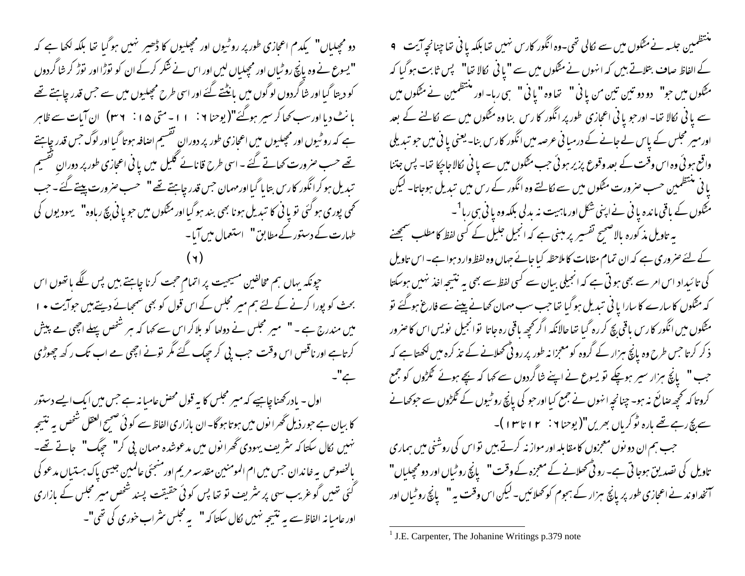منتظمین جلسہ نے مٹکوں میں سے نکالی تھی۔وہ انگور کارس نہیں تھا بلکہ پانی تھا چنانچہ آیت ۹ کے الفاظ صاف بتلاتے ہیں کہ انہوں نے مٹکوں میں سے "پانی نکالا تھا" پس ثابت ہوگیا کہ مٹکوں میں جو" دو دو تین تین من پانی" تھا وہ "پانی" ہی رہا۔ اور منتظمین نے مٹکوں میں سے پانی نکالا تھا۔ اور جو پانی اعجازی طور پر انگور کارس بنا وہ مٹکوں میں سے نکالنے کے بعد اور میر مجلس کے پاس لے جانے کے درمیانی عرصہ میں انگور کارس بنا۔یعنی پانی میں جو تبدیلی واقع ہوئی وہ اس وقت کے بعد وقوع پزیر ہوئی جب مٹکوں میں سے پانی نکالا جاچکا تھا۔ پس جتنا پانی منتظمین حسب ضرورت مٹکوں میں سے نکالتے وہ انگور کے رس میں تبدیل ہوجاتا۔ لیکن مٹکوں کے باقی ماندہ پانی نے اپنی شکل اور ماہیت نہ بدلی بلکہ وہ پانی ہی رہا[1]۔

یہ تاویل مذکورہ بالا صحیح تفسیر پر مبنی ہے کہ انجیل جلیل کے کسی لفظ کا مطلب سمجھنے کے لئے ضروری ہے کہ ان تمام مقامات کا ملاحظہ کیا جائے جہاں وہ لفظ وارد ہوا ہے۔اس تاویل کی تائید اس امر سے بھی ہوتی ہے کہ انجیلی بیان سے کسی لفظ سے بھی یہ نتیجہ اخذ نہیں ہوسکتا کہ مٹکوں کا سارے کا سارا پانی تبدیل ہوگیا تھا جب سب مہمان کھانے پینے سے فارغ ہوگئے تو مٹکوں میں انگور کارس باقی بچ کر رہ گیا تھا حالانکہ اگر کچھ باقی رہ جاتا تو انجیل نویس اس کا ضرور ذکر کرتا جس طرح وہ پانچ ہزار کے گروہ کو معجزانہ طور پر روٹی کھلانے کے تذکرہ میں لکھتا ہے کہ جب " پانچ ہزار سیر ہوچکے تو یسوع نے اپنے شاگردوں سے کہا کہ بچے ہوئے ٹکڑوں کو جمع کرو تاکہ کچھ ضائع نہ ہو۔چنانچہ انہوں نے جمع کیا اور جو کی پانچ روٹیوں کے ٹکڑوں سے جو کھانے سے بچ رہے تھے بارہ ٹوکریاں بھریں"(یوحنا ۶: ۱۲تا۱۳)۔

جب ہم ان دونوں معجزوں کا مقابلہ اور موازنہ کرتے ہیں تو اس کی روشنی میں ہماری تاویل کی تصدیق ہوجاتی ہے۔ روٹی کھلانے کے معجزہ کے وقت " پانچ روٹیاں اور دو مچھلیاں" آنخداوند نے اعجازی طور پر پانچ ہزار کے ہجوم کو کھلائیں۔ لیکن اس وقت یہ " پانچ روٹیاں اور دو مچھلیاں" یکدم اعجازی طور پر روٹیوں اور مچھلیوں کا ڈھیر نہیں ہوگیا تھا بلکہ لکھا ہے کہ "یسوع نے وہ پانچ روٹیاں اور مچھلیاں لیں اور اس نے شکر کرکے ان کو توڑا اور توڑ کر شاگردوں کو دیتا گیا اور شاگردوں لوگوں میں بانٹتے گئے اور اسی طرح مچھلیوں میں سے جس قدر چاہتے تھے بانٹ دیا اور سب کھا کر سیر ہوگئے"(یوحنا ۶: ۱۱۔متی ۱۵: ۳۶) ان آیات سے ظاہر ہے کہ روٹیوں اور مچھلیوں میں اعجازی طور پر دوران تقسیم اضافہ ہوتا گیا اور لوگ جس قدر چاہتے تھے حسب ضرورت کھاتے گئے۔ اسی طرح قانائے گلیل میں پانی اعجازی طور پر دوران تقسیم تبدیل ہو کر انگور کارس بتایا گیا اور مہمان جس قدر چاہتے تھے" حسب ضرورت پیتے گئے۔ جب کمی پوری ہوگئی تو پانی کا تبدیل ہونا بھی بند ہوگیا اور مٹکوں میں جو پانی بچ رہا وہ" یہودیوں کی طہارت کے دستور کے مطابق" استعمال میں آیا۔

(۶)

چونکہ یہاں ہم مخالفین مسیحیت پر اتمام حجت کرنا چاہتے ہیں پس لگے ہاتھوں اس بحث کو پورا کرنے کے لئے ہم میر مجلس کے اس قول کو بھی سمجھائے دیتے ہیں جو آیت ۱۰ میں مندرج ہے ۔" میر مجلس نے دولہا کو بلا کر اس سے کہا کہ ہر شخص پہلے اچھی مے پیش کرتا ہے اور ناقص اس وقت جب پی کر چھک گئے مگر تونے اچھی مے اب تک رکھ چھوڑی ہے"۔

اول ۔ یاد رکھنا چاہیے کہ میر مجلس کا یہ قول محض عامیانہ ہے جس میں ایک ایسے دستور کا بیان ہے جو رذیل گھرانوں میں ہوتا ہوگا۔ ان بازاری الفاظ سے کوئی صحیح العقل شخص یہ نتیجہ نہیں نکال سکتا کہ شریف یہودی گھرانوں میں مدعو شدہ مہمان پی کر" چھک" جاتے تھے۔ بالخصوص یہ خاندان جس میں ام المومنین مقدسہ مریم اور منجئی عالمین جیسی پاک ہستیاں مدعو کی گئی تھیں گو غریب سہی پر شریف تو تھا پس کوئی حقیقت پسند شخص میر مجلس کے بازاری اور عامیانہ الفاظ سے یہ نتیجہ نہیں نکال سکتا کہ " یہ مجلس شراب خوری کی تھی"۔

[1] J.E. Carpenter, The Johanine Writings p.379 note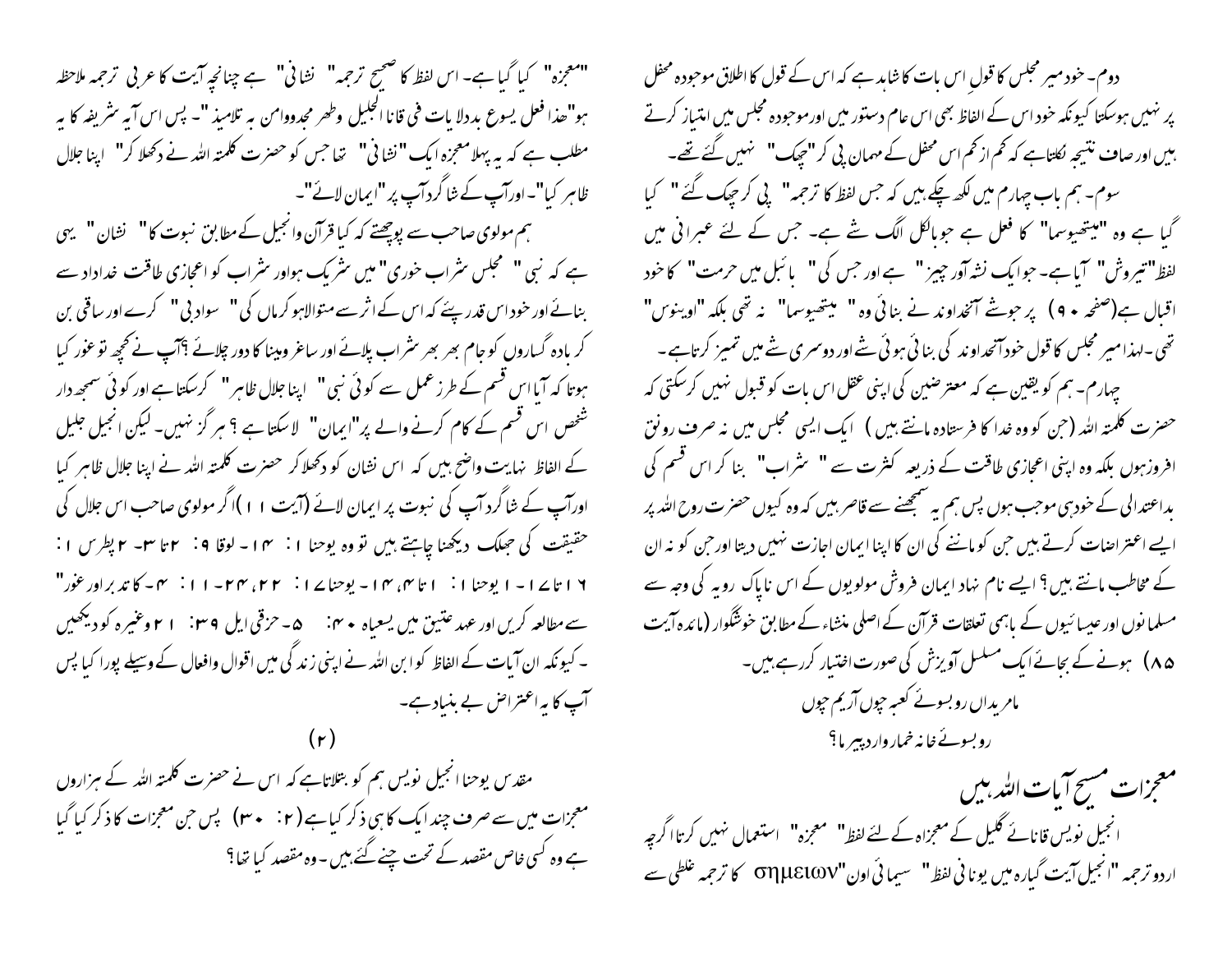دوم۔ خود میر مجلس کا قولِ اس بات کا شاہد ہے کہ اس کے قول کا اطلاق موجودہ محفل پر نہیں ہوسکتا کیونکہ خود اس کے الفاظ بھی اس عام دستور میں اور موجودہ مجلس میں امتیاز کرتے ہیں اور صاف نتیجہ نکلتا ہے کہ کم از کم اس محفل کے مہمان پی کر "چھک" نہیں گئے تھے۔

سوم۔ ہم باب چہارم میں لکھ چکے ہیں کہ جس لفظ کا ترجمہ " پی کر چھک گئے " کیا گیا ہے وہ "میتھیوسما" کا فعل ہے جو بالکل الگ شے ہے۔ جس کے لئے عبرانی میں لفظ"تیروش" آیا ہے۔ جو ایک نشہ آور چیز" ہے اور جس کی" بائبل میں حرمت" کا خود اقبال ہے(صفحہ ۹۰) پر حوشے آنخداوند نے بنائی وہ" میتھیوسما" نہ تھی بلکہ "اوینوس" تھی۔لہذا میر مجلس کا قول خود آنخداوند کی بنائی ہوئی شے اور دوسری شے میں تمیز کرتا ہے۔

چہارم۔ ہم کو یقین ہے کہ معترضین کی اپنی عقل اس بات کو قبول نہیں کرسکتی کہ حضرت کلمتہ اللہ (جن کو وہ خدا کا فرستادہ مانتے ہیں ) ایک ایسی مجلس میں نہ صرف رونق افروز ہوں بلکہ وہ اپنی اعجازی طاقت کے ذریعہ کثرت سے " شراب" بنا کر اس قسم کی بداعتدالی کے خود ہی موجب ہوں پس ہم یہ سمجھنے سے قاصر ہیں کہ وہ کیوں حضرت روح اللہ پر ایسے اعتراضات کرتے ہیں جن کو ماننے کی ان کا اپنا ایمان اجازت نہیں دیتا اور جن کو نہ ان کے مخاطب مانتے ہیں؟ ایسے نام نہاد ایمان فروش مولویوں کے اس ناپاک رویہ کی وجہ سے مسلمانوں اور عیسائیوں کے باہمی تعلقات قرآن کے اصلی منشاء کے مطابق خوشگوار (مائدہ آیت ۸۵) ہونے کے بجائے ایک مسلسل آویزش کی صورت اختیار کررہے ہیں۔

مامریداں روبسوئے کعبہ چوں آریم چوں

روبسوئے خانہ خمار وارد پیر ما؟

## معجزات مسیح آیات اللہ ہیں

انجیل نویس قانائے گلیل کے معجزاہ کے لئے لفظ" معجزہ" استعمال نہیں کرتا اگرچہ اردو ترجمہ "انجیل آیت گیارہ میں یونانی لفظ" سیمائی اون"σημειων" کا ترجمہ غلطی سے "معجزہ" کیا گیا ہے۔ اس لفظ کا صحیح ترجمہ" نشانی" ہے چنانچہ آیت کا عربی ترجمہ ملاحظہ ہو"ھذا فعل یسوع بدالایات فی قانا الجلیل وظھر مجدووامن بہ تلامیذ"۔ پس اس آیہ شریفہ کا یہ مطلب ہے کہ یہ پہلا معجزہ ایک"نشانی" تھا جس کو حضرت کلمتہ اللہ نے دکھلا کر" اپنا جلال ظاہر کیا"۔ اور آپ کے شاگرد آپ پر"ایمان لائے"۔

ہم مولوی صاحب سے پوچھتے کہ کیا قرآن وانجیل کے مطابق نبوت کا" نشان" یہی ہے کہ نبی" مجلس شراب خوری" میں شریک ہو اور شراب کو اعجازی طاقت خداداد سے بنائے اور خود اس قدر پیئے کہ اس کے اثر سے متوالاہو کر ماں کی" سوادبی" کرے اور ساقی بن کر بادہ گساروں کو جام بھر بھر شراب پلائے اور ساغر ومینا کا دور چلائے ؟آپ نے کچھ تو غور کیا ہوتا کہ آیا اس قسم کے طرز عمل سے کوئی نبی" اپنا جلال ظاہر" کرسکتا ہے اور کوئی سمجھ دار شخص اس قسم کے کام کرنے والے پر"ایمان" لاسکتا ہے ؟ ہرگز نہیں۔ لیکن انجیل جلیل کے الفاظ نہایت واضح ہیں کہ اس نشان کو دکھلاکر حضرت کلمتہ اللہ نے اپنا جلال ظاہر کیا اور آپ کے شاگرد آپ کی نبوت پر ایمان لائے (آیت ۱۱)اگر مولوی صاحب اس جلال کی حقیقت کی جھلک دیکھنا چاہتے ہیں تو وہ یوحنا ۱: ۱۴۔ لوقا ۹: ۲تا ۳۔ ۲پطرس ۱: ۱۶تا ۱۷۔ ۱یوحنا ۱: ۱تا ۴، ۱۴۔ یوحنا ۱۷: ۲۲، ۲۴۔ ۱۱: ۴۔کاتدبر اور غور" سے مطالعہ کریں اور عہد عتیق میں یسعیاہ ۴۰: ۵۔حزقی ایل ۳۹: ۲۱وغیرہ کو دیکھیں ۔کیونکہ ان آیات کے الفاظ کو ابن اللہ نے اپنی زندگی میں اقوال وافعال کے وسیلے پورا کیا پس آپ کا یہ اعتراض بے بنیاد ہے۔

(۲)

مقدس یوحنا انجیل نویس ہم کو بتلاتا ہے کہ اس نے حضرت کلمتہ اللہ کے ہزاروں معجزات میں سے صرف چند ایک کا ہی ذکر کیا ہے(۲: ۳۰) پس جن معجزات کا ذکر کیا گیا ہے وہ کسی خاص مقصد کے تحت چنے گئے ہیں۔ وہ مقصد کیا تھا؟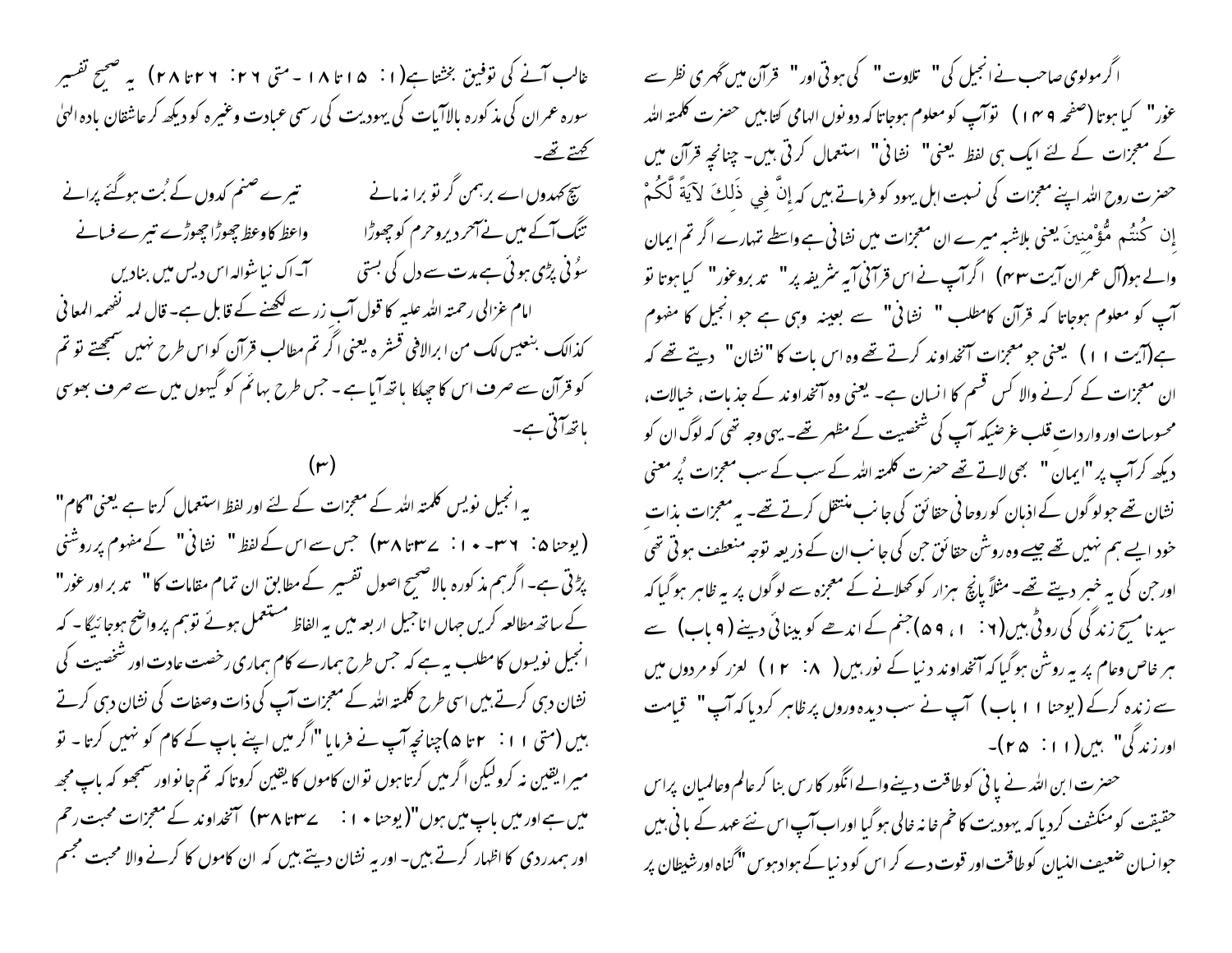اگرمولوی صاحب نے انجیل کی" تلاوت" کی ہوتی اور" قرآن میں گہری نظر سے غور" کیا ہوتا (صفحہ ۱۴۹) تو آپ کو معلوم ہوجاتا کہ دونوں الہامی کتابیں حضرت کلمتہ اللہ کے معجزات کے لئے ایک ہی لفظ یعنی" نشانی" استعمال کرتی ہیں۔ چنانچہ قرآن میں حضرت روح اللہ اپنے معجزات کی نسبت اہل یہود کو فرماتے ہیں کہ إِنَّ فِي ذَلِكَ لآيَةً لَّكُمْ إِن كُنتُم مُّؤْمِنِينَ یعنی بلاشبہ میرے ان معجزات میں نشانی ہے واسطے تمہارے اگر تم ایمان والے ہو(آل عمران آیت ۴۳) اگر آپ نے اس قرآنی آیہ شریفہ پر" تدبروغور" کیا ہوتا تو آپ کو معلوم ہوجاتا کہ قرآن کامطلب " نشانی" سے بعینہ وہی ہے جو انجیل کا مفہوم ہے(آیت ۱۱) یعنی جو معجزات آنخداوند کرتے تھے وہ اس بات کا "نشان" دیتے تھے کہ ان معجزات کے کرنے والا کس قسم کا انسان ہے۔ یعنی وہ آنخداوند کے جذبات، خیالات، محسوسات اور واردات قلب غرضیکہ آپ کی شخصیت کے مظہر تھے۔ یہی وجہ تھی کہ لوگ ان کو دیکھ کر آپ پر "ایمان" بھی لاتے تھے حضرت کلمتہ اللہ کے سب کے سب معجزات پُر معنی نشان تھے جو لوگوں کے اذہان کو روحانی حقائق کی جانب منتقل کرتے تھے۔ یہ معجزات بذات خود ایسے ہم نہیں تھے جیسے وہ روشن حقائق جن کی جانب ان کے ذریعہ توجہ منعطف ہوتی تھی اور جن کی یہ خبر دیتے تھے۔ مثلاً پانچ ہزار کو کھلانے کے معجزہ سے لوگوں پر یہ ظاہر ہوگیا کہ سیدنا مسیح زندگی کی روٹی ہیں(۶: ۱، ۵۹)جنم کے اندھے کو بینائی دینے (۹ باب) سے ہر خاص وعام پر یہ روشن ہوگیا کہ آنخداوند دنیا کے نور ہیں( ۸: ۱۲) لعزر کو مردوں میں سے زندہ کرکے (یوحنا ۱۱ باب) آپ نے سب دیدہ وروں پر ظاہر کردیا کہ آپ" قیامت اور زندگی" ہیں(۱۱: ۲۵)۔

حضرت ابن اللہ نے پانی کو طاقت دینے والے انگور کا رس بنا کر عالم وعالمیان پر اس حقیقت کو منکشف کردیا کہ یہودیت کا خم خانہ خالی ہوگیا اوراب آپ اس نئے عہد کے بانی ہیں جو انسان ضعیف النبیان کو طاقت اور قوت دے کر اس کو دنیا کے ہواوہوس "گناہ اور شیطان پر غالب آنے کی توفیق بخشتا ہے(۱: ۱۵تا ۱۸ - متی ۲۶: ۲۶تا ۲۸) یہ صحیح تفسیر سورہ عمران کی مذکورہ بالاآیات کی یہودیت کی رسمی عبادت وغیرہ کو دیکھ کر عاشقان بادہ الہیٰ کہتے تھے۔

سچ کہدوں اے برہمن گر تو برا نہ مانے  تیرے صنم کدوں کے بُت ہوگئے پرانے
تنگ آکے میں نے آخر دیروحرم کو چھوڑا  واعظ کا وعظ چھوڑا چھوڑے تیرے فسانے
سُونی پڑی ہوئی ہے مدت سے دل کی بستی  آ-اک نیا شوالہ اس دیس میں بنادیں

امام غزالی رحمتہ اللہ علیہ کا قول آب زر سے لکھنے کے قابل ہے۔ قال لمہ نفہمہ المعانی کذالک بنعیس لک من ابرالافی قشرہ یعنی اگر تم مطالب قرآن کو اس طرح نہیں سمجھتے تو تم کو قرآن سے صرف اس کا چھلکا ہاتھ آیا ہے۔ جس طرح بہائم کو گیہوں میں سے صرف بھوسی ہاتھ آتی ہے۔

(۳)

یہ انجیل نویس کلمتہ اللہ کے معجزات کے لئے اور لفظ استعمال کرتا ہے یعنی"کام" (یوحنا ۵: ۳۶- ۱۰: ۳۷تا ۳۸) جس سے اس کے لفظ" نشانی" کے مفہوم پر روشنی پڑتی ہے۔ اگرہم مذکورہ بالا صحیح اصول تفسیر کے مطابق ان تمام مقامات کا" تدبر اور غور" کے ساتھ مطالعہ کریں جہاں اناجیل اربعہ میں یہ الفاظ مستعمل ہوئے توہم پر واضح ہوجائیگا- کہ انجیل نویسوں کا مطلب یہ ہے کہ جس طرح ہمارے کام ہماری رخصت عادت اور شخصیت کی نشان دہی کرتے ہیں اسی طرح کلمتہ اللہ کے معجزات آپ کی ذات وصفات کی نشان دہی کرتے ہیں (متی ۱۱: ۲تا ۵)چنانچہ آپ نے فرمایا "اگر میں اپنے باپ کے کام کو نہیں کرتا- تو میرا یقین نہ کرو لیکن اگر میں کرتا ہوں تو ان کاموں کا یقین کروتا کہ تم جانو اور سمجھو کہ باپ مجھ میں ہے اور میں باپ میں ہوں"(یوحنا ۱۰: ۳۷تا ۳۸) آنخداوند کے معجزات محبت رحم اور ہمدردی کا اظہار کرتے ہیں- اور یہ نشان دیتے ہیں کہ ان کاموں کا کرنے والا محبت مجسم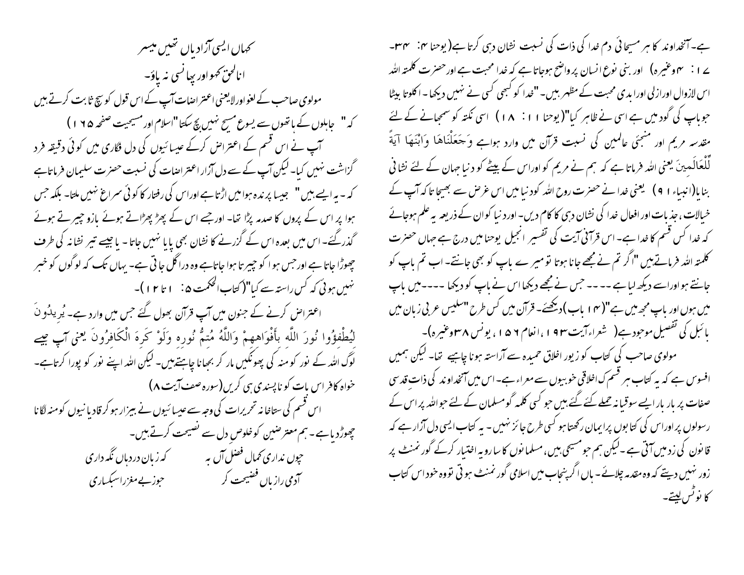ہے۔ آنخداوند کا ہر مسیحائی دم خدا کی ذات کی نسبت نشان دہی کرتا ہے (یوحنا ۴: ۳۴۔ ۱۷: ۴وغیرہ) اور بنی نوع انسان پر واضح ہوجاتا ہے کہ خدا محبت ہے اور حضرت کلمتہ اللہ اس لازوال اور ازلی اور ابدی محبت کے مظہر ہیں۔ "خدا کو کبھی کسی نے نہیں دیکھا۔ اکلوتا بیٹا جو باپ کی گود میں ہے اسی نے ظاہر کیا" (یوحنا ۱: ۱۸) اسی نکتہ کو سمجھانے کے لئے مقدسہ مریم اور منجئی عالمین کی نسبت قرآن میں وارد ہوا ہے وَجَعَلْنَاهَا وَابْنَهَا آيَةً لِّلْعَالَمِينَ یعنی اللہ فرماتا ہے کہ ہم نے مریم کو اور اس کے بیٹے کو دنیا جہان کے لئے نشانی بنایا (انبیاء ۹۱) یعنی خدا نے حضرت روح اللہ کو دنیا میں اس غرض سے بھیجا تاکہ آپ کے خیالات، جذبات اور افعال خدا کی نشان دہی کا کام دیں۔ اور دنیا کو ان کے ذریعہ یہ علم ہوجائے کہ خدا کس قسم کا خدا ہے۔ اس قرآنی آیت کی تفسیر انجیل یوحنا میں درج ہے جہاں حضرت کلمتہ اللہ فرماتے ہیں "اگر تم نے مجھے جانا ہوتا تو میرے باپ کو بھی جانتے۔ اب تم باپ کو جانتے ہو اور اسے دیکھ لیا ہے ---- جس نے مجھے دیکھا اس نے باپ کو دیکھا ----میں باپ میں ہوں اور باپ مجھ میں ہے" (۱۴باب) دیکھئے۔ قرآن میں کس طرح "سلیس عربی زبان میں بائبل کی تفصیل موجود ہے (شعراء آیت ۱۹۳، انعام ۱۵۶، یونس ۳۸وغیرہ)۔

مولوی صاحب کی کتاب کو زیور اخلاق حمیدہ سے آراستہ ہونا چاہیے تھا۔ لیکن ہمیں افسوس ہے کہ یہ کتاب ہر قسم کی اخلاقی خوبیوں سے معراء ہے۔ اس میں آنخداوند کی ذات قدسی صفات پر بار بار ایسے سوقیانہ حملے کئے گئے ہیں جو کسی کلمہ گو مسلمان کے لئے جو اللہ پر اس کے رسولوں پر اور اس کی کتابوں پر ایمان رکھتا ہو کسی طرح جائز نہیں۔ یہ کتاب ایسی دل آزار ہے کہ قانون کی زد میں آتی ہے۔ لیکن ہم جو مسیحی ہیں، مسلمانوں کا سا رویہ اختیار کرکے گورنمنٹ پر زور نہیں دیتے کہ وہ مقدمہ چلائے۔ ہاں اگر پنجاب میں اسلامی گورنمنٹ ہوتی تو وہ خود اس کتاب کا نوٹس لیتے۔

کہاں ایسی آزادیاں تھیں میسر
انالحق کہو اور پھانسی نہ پاؤ۔

مولوی صاحب کے لغو اور لایعنی اعتراضات آپ کے اس قول کو سچ ثابت کرتے ہیں کہ " جاہلوں کے ہاتھوں سے یسوع مسیح نہیں بچ سکتا "اسلام اور مسیحیت صفحہ ۱۶۵)

آپ نے اس قسم کے اعتراض کرکے عیسائیوں کی دل فگاری میں کوئی دقیقہ فرد گزاشت نہیں کیا۔ لیکن آپ کے سے دل آزار اعتراضات کی نسبت حضرت سلیمان فرماتا ہے کہ۔ یہ ایسے ہیں " جیسا پرندہ ہوا میں اڑتا ہے اور اس کی رفتار کا کوئی سراغ نہیں ملتا۔ بلکہ جس ہوا پر اس کے پروں کا صدمہ پڑا تھا۔ اور جسے اس کے پھڑ پھڑاتے ہوئے بازو چیرتے ہوئے گذر گئے۔ اس میں بعدہ اس کے گزرنے کا نشان بھی پایا نہیں جاتا۔ یا جیسے تیر نشانہ کی طرف چھوڑا جاتا ہے اور جس ہوا کو چیرتا ہوا جاتا ہے وہ دراگل جاتی ہے۔ یہاں تک کہ لوگوں کو خبر نہیں ہوئی کہ کس راستہ سے گیا" (کتاب الحکمت ۵: ۱۱تا۱۲)۔

اعتراض کرنے کے جنون میں آپ قرآن بھول گئے جس میں وارد ہے۔ يُرِيدُونَ لِيُطْفِؤُوا نُورَ اللَّهِ بِأَفْوَاهِهِمْ وَاللَّهُ مُتِمُّ نُورِهِ وَلَوْ كَرِهَ الْكَافِرُونَ یعنی آپ جیسے لوگ اللہ کے نور کو منہ کی پھونکیں مار کر بجھانا چاہتے ہیں۔ لیکن اللہ اپنے نور کو پورا کرتا ہے۔ خواہ کافر اس بات کو ناپسندیدہ ہی کریں (سورہ صف آیت ۸)

اس قسم کی ستاخانہ تحریرات کی وجہ سے عیسائیوں نے بیزار ہوکر قادیانیوں کو منہ لگانا چھوڑ دیا ہے۔ ہم معترضین کو خلوص دل سے نصیحت کرتے ہیں۔

چوں نداری کمال فضل آں بہ — کہ زبان دردہاں نگہ داری
آدمی راز باں فضیحت کر — جوز بے مغز را سبکساری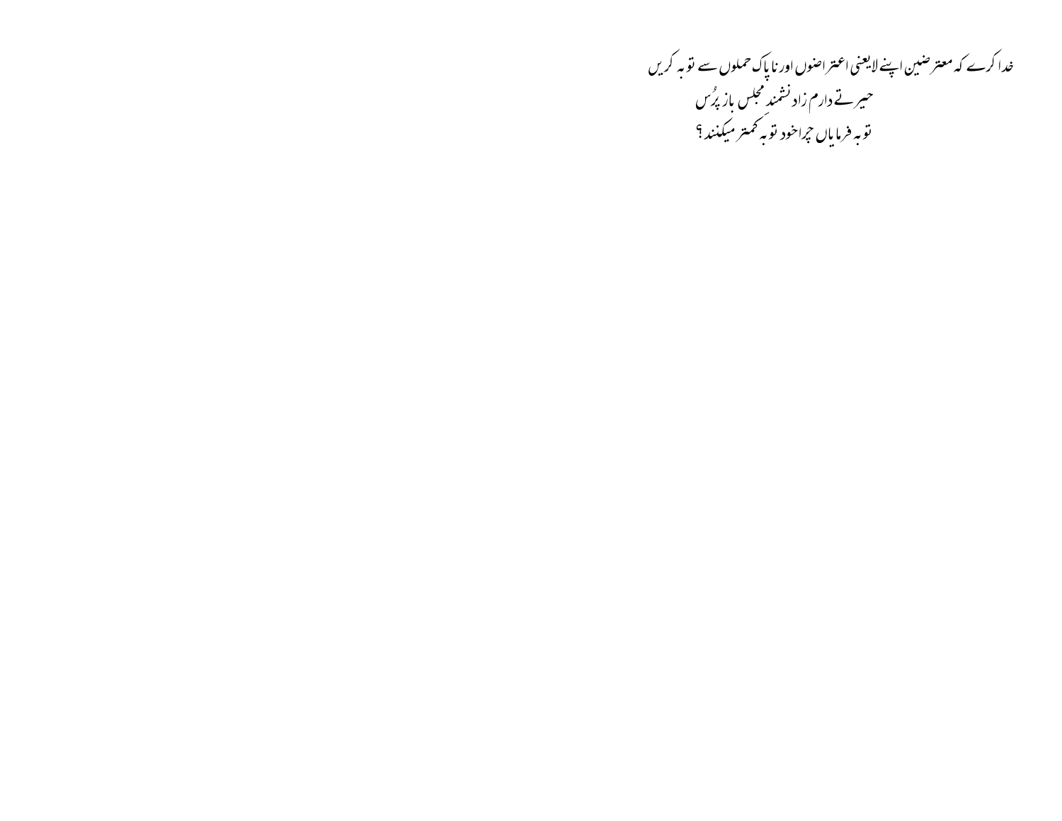خدا کرے کہ معترضین اپنے لایعنی اعتراضوں اور ناپاک حملوں سے توبہ کریں

حیرتے دارم زادنشمند مجلس باز پُرس

توبہ فرمایاں چراخود توبہ کمتر میکنند؟